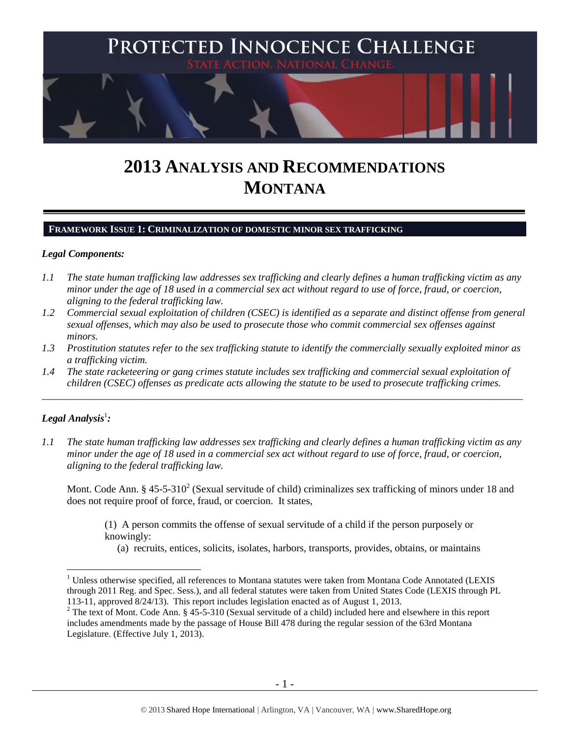# 2013 ANALYSIS AND RECOMMENDATIONS MONTANA

## FRAMEWORK ISSUE 1: CRIMINALIZATION OF DOMESTIC MINOR SEX TRAFFICKING

### *Legal Components:*

*1.1 The state human trafficking law addresses sex trafficking and clearly defines a human trafficking victim as any minor under the age of 18 used in a commercial sex act without regard to use of force, fraud, or coercion, aligning to the federal trafficking law.*

*1.2 Commercial sexual exploitation of children (CSEC) is identified as a separate and distinct offense from general sexual offenses, which may also be used to prosecute those who commit commercial sex offenses against minors.*

*1.3 Prostitution statutes refer to the sex trafficking statute to identify the commercially sexually exploited minor as a trafficking victim.*

*1.4 The state racketeering or gang crimes statute includes sex trafficking and commercial sexual exploitation of children (CSEC) offenses as predicate acts allowing the statute to be used to prosecute trafficking crimes.*

---

### *Legal Analysis*[1]*:*

*1.1 The state human trafficking law addresses sex trafficking and clearly defines a human trafficking victim as any minor under the age of 18 used in a commercial sex act without regard to use of force, fraud, or coercion, aligning to the federal trafficking law.*

Mont. Code Ann. § 45-5-310[2] (Sexual servitude of child) criminalizes sex trafficking of minors under 18 and does not require proof of force, fraud, or coercion. It states,

> (1) A person commits the offense of sexual servitude of a child if the person purposely or knowingly:
>
> (a) recruits, entices, solicits, isolates, harbors, transports, provides, obtains, or maintains

---

[1] Unless otherwise specified, all references to Montana statutes were taken from Montana Code Annotated (LEXIS through 2011 Reg. and Spec. Sess.), and all federal statutes were taken from United States Code (LEXIS through PL 113-11, approved 8/24/13). This report includes legislation enacted as of August 1, 2013.

[2] The text of Mont. Code Ann. § 45-5-310 (Sexual servitude of a child) included here and elsewhere in this report includes amendments made by the passage of House Bill 478 during the regular session of the 63rd Montana Legislature. (Effective July 1, 2013).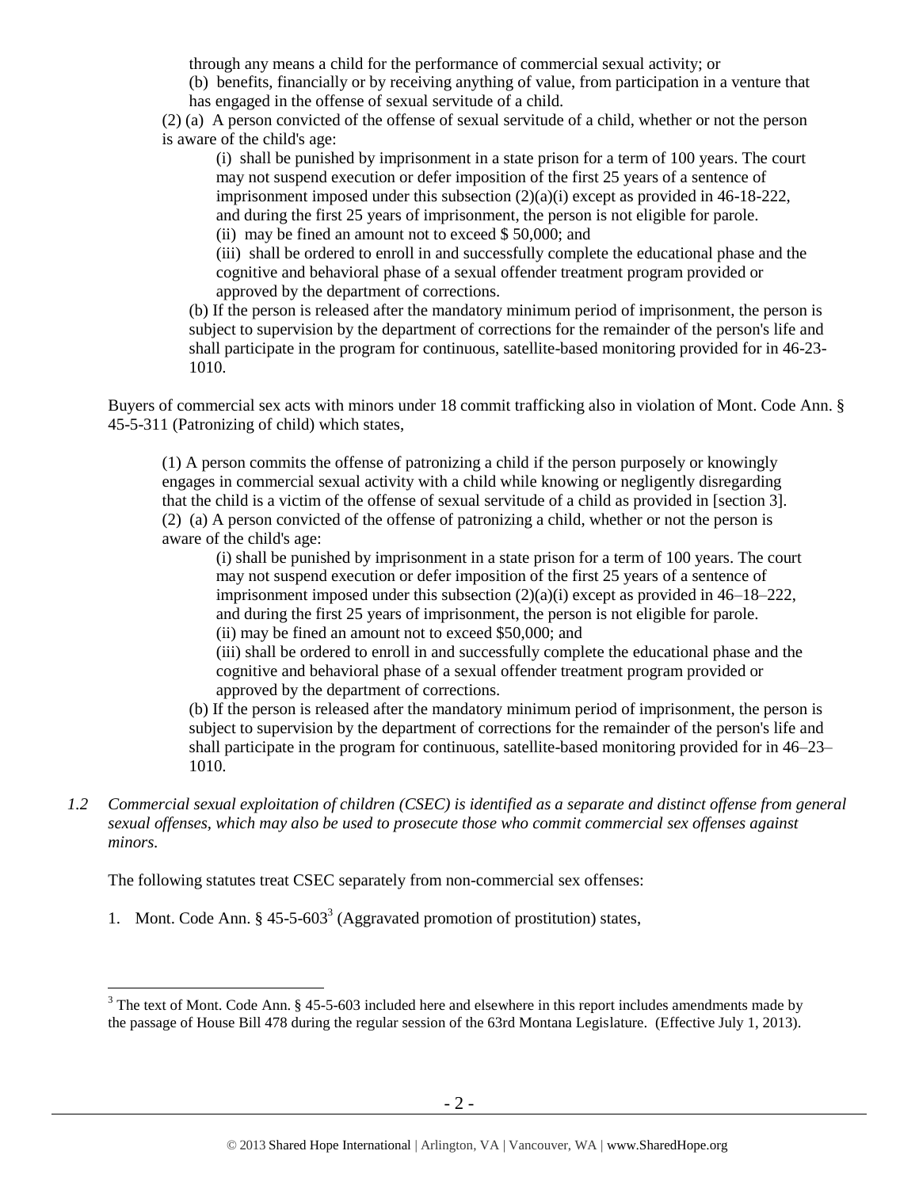through any means a child for the performance of commercial sexual activity; or

(b) benefits, financially or by receiving anything of value, from participation in a venture that has engaged in the offense of sexual servitude of a child.

(2) (a) A person convicted of the offense of sexual servitude of a child, whether or not the person is aware of the child's age:

(i) shall be punished by imprisonment in a state prison for a term of 100 years. The court may not suspend execution or defer imposition of the first 25 years of a sentence of imprisonment imposed under this subsection (2)(a)(i) except as provided in 46-18-222, and during the first 25 years of imprisonment, the person is not eligible for parole.

(ii) may be fined an amount not to exceed $ 50,000; and

(iii) shall be ordered to enroll in and successfully complete the educational phase and the cognitive and behavioral phase of a sexual offender treatment program provided or approved by the department of corrections.

(b) If the person is released after the mandatory minimum period of imprisonment, the person is subject to supervision by the department of corrections for the remainder of the person's life and shall participate in the program for continuous, satellite-based monitoring provided for in 46-23-1010.

Buyers of commercial sex acts with minors under 18 commit trafficking also in violation of Mont. Code Ann. § 45-5-311 (Patronizing of child) which states,

> (1) A person commits the offense of patronizing a child if the person purposely or knowingly engages in commercial sexual activity with a child while knowing or negligently disregarding that the child is a victim of the offense of sexual servitude of a child as provided in [section 3].
>
> (2) (a) A person convicted of the offense of patronizing a child, whether or not the person is aware of the child's age:
>
> (i) shall be punished by imprisonment in a state prison for a term of 100 years. The court may not suspend execution or defer imposition of the first 25 years of a sentence of imprisonment imposed under this subsection (2)(a)(i) except as provided in 46–18–222, and during the first 25 years of imprisonment, the person is not eligible for parole.
>
> (ii) may be fined an amount not to exceed $50,000; and
>
> (iii) shall be ordered to enroll in and successfully complete the educational phase and the cognitive and behavioral phase of a sexual offender treatment program provided or approved by the department of corrections.
>
> (b) If the person is released after the mandatory minimum period of imprisonment, the person is subject to supervision by the department of corrections for the remainder of the person's life and shall participate in the program for continuous, satellite-based monitoring provided for in 46–23–1010.

*1.2 Commercial sexual exploitation of children (CSEC) is identified as a separate and distinct offense from general sexual offenses, which may also be used to prosecute those who commit commercial sex offenses against minors.*

The following statutes treat CSEC separately from non-commercial sex offenses:

1. Mont. Code Ann. § 45-5-603[3] (Aggravated promotion of prostitution) states,

---

[3] The text of Mont. Code Ann. § 45-5-603 included here and elsewhere in this report includes amendments made by the passage of House Bill 478 during the regular session of the 63rd Montana Legislature. (Effective July 1, 2013).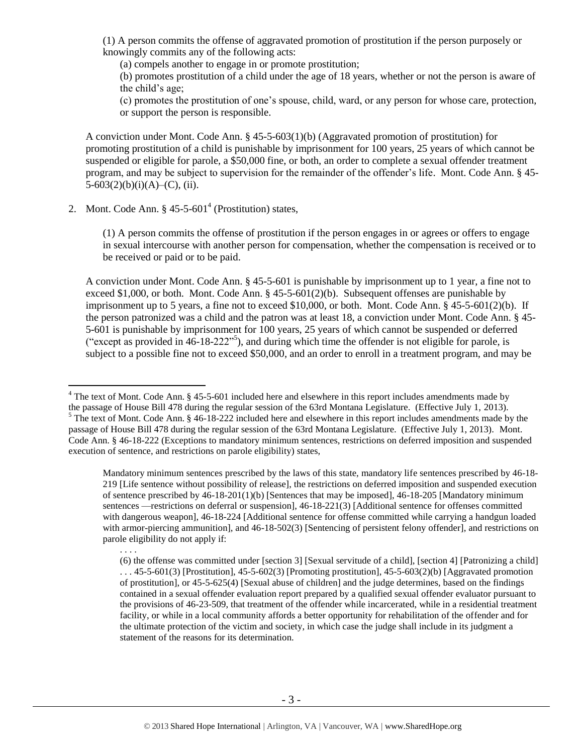(1) A person commits the offense of aggravated promotion of prostitution if the person purposely or knowingly commits any of the following acts:

(a) compels another to engage in or promote prostitution;

(b) promotes prostitution of a child under the age of 18 years, whether or not the person is aware of the child's age;

(c) promotes the prostitution of one's spouse, child, ward, or any person for whose care, protection, or support the person is responsible.

A conviction under Mont. Code Ann. § 45-5-603(1)(b) (Aggravated promotion of prostitution) for promoting prostitution of a child is punishable by imprisonment for 100 years, 25 years of which cannot be suspended or eligible for parole, a $50,000 fine, or both, an order to complete a sexual offender treatment program, and may be subject to supervision for the remainder of the offender's life. Mont. Code Ann. § 45-5-603(2)(b)(i)(A)–(C), (ii).

2. Mont. Code Ann. § 45-5-601[4] (Prostitution) states,

(1) A person commits the offense of prostitution if the person engages in or agrees or offers to engage in sexual intercourse with another person for compensation, whether the compensation is received or to be received or paid or to be paid.

A conviction under Mont. Code Ann. § 45-5-601 is punishable by imprisonment up to 1 year, a fine not to exceed $1,000, or both. Mont. Code Ann. § 45-5-601(2)(b). Subsequent offenses are punishable by imprisonment up to 5 years, a fine not to exceed $10,000, or both. Mont. Code Ann. § 45-5-601(2)(b). If the person patronized was a child and the patron was at least 18, a conviction under Mont. Code Ann. § 45-5-601 is punishable by imprisonment for 100 years, 25 years of which cannot be suspended or deferred ("except as provided in 46-18-222"[5]), and during which time the offender is not eligible for parole, is subject to a possible fine not to exceed $50,000, and an order to enroll in a treatment program, and may be

---

[4] The text of Mont. Code Ann. § 45-5-601 included here and elsewhere in this report includes amendments made by the passage of House Bill 478 during the regular session of the 63rd Montana Legislature. (Effective July 1, 2013).

[5] The text of Mont. Code Ann. § 46-18-222 included here and elsewhere in this report includes amendments made by the passage of House Bill 478 during the regular session of the 63rd Montana Legislature. (Effective July 1, 2013). Mont. Code Ann. § 46-18-222 (Exceptions to mandatory minimum sentences, restrictions on deferred imposition and suspended execution of sentence, and restrictions on parole eligibility) states,

Mandatory minimum sentences prescribed by the laws of this state, mandatory life sentences prescribed by 46-18-219 [Life sentence without possibility of release], the restrictions on deferred imposition and suspended execution of sentence prescribed by 46-18-201(1)(b) [Sentences that may be imposed], 46-18-205 [Mandatory minimum sentences —restrictions on deferral or suspension], 46-18-221(3) [Additional sentence for offenses committed with dangerous weapon], 46-18-224 [Additional sentence for offense committed while carrying a handgun loaded with armor-piercing ammunition], and 46-18-502(3) [Sentencing of persistent felony offender], and restrictions on parole eligibility do not apply if:

. . . .

(6) the offense was committed under [section 3] [Sexual servitude of a child], [section 4] [Patronizing a child] . . . 45-5-601(3) [Prostitution], 45-5-602(3) [Promoting prostitution], 45-5-603(2)(b) [Aggravated promotion of prostitution], or 45-5-625(4) [Sexual abuse of children] and the judge determines, based on the findings contained in a sexual offender evaluation report prepared by a qualified sexual offender evaluator pursuant to the provisions of 46-23-509, that treatment of the offender while incarcerated, while in a residential treatment facility, or while in a local community affords a better opportunity for rehabilitation of the offender and for the ultimate protection of the victim and society, in which case the judge shall include in its judgment a statement of the reasons for its determination.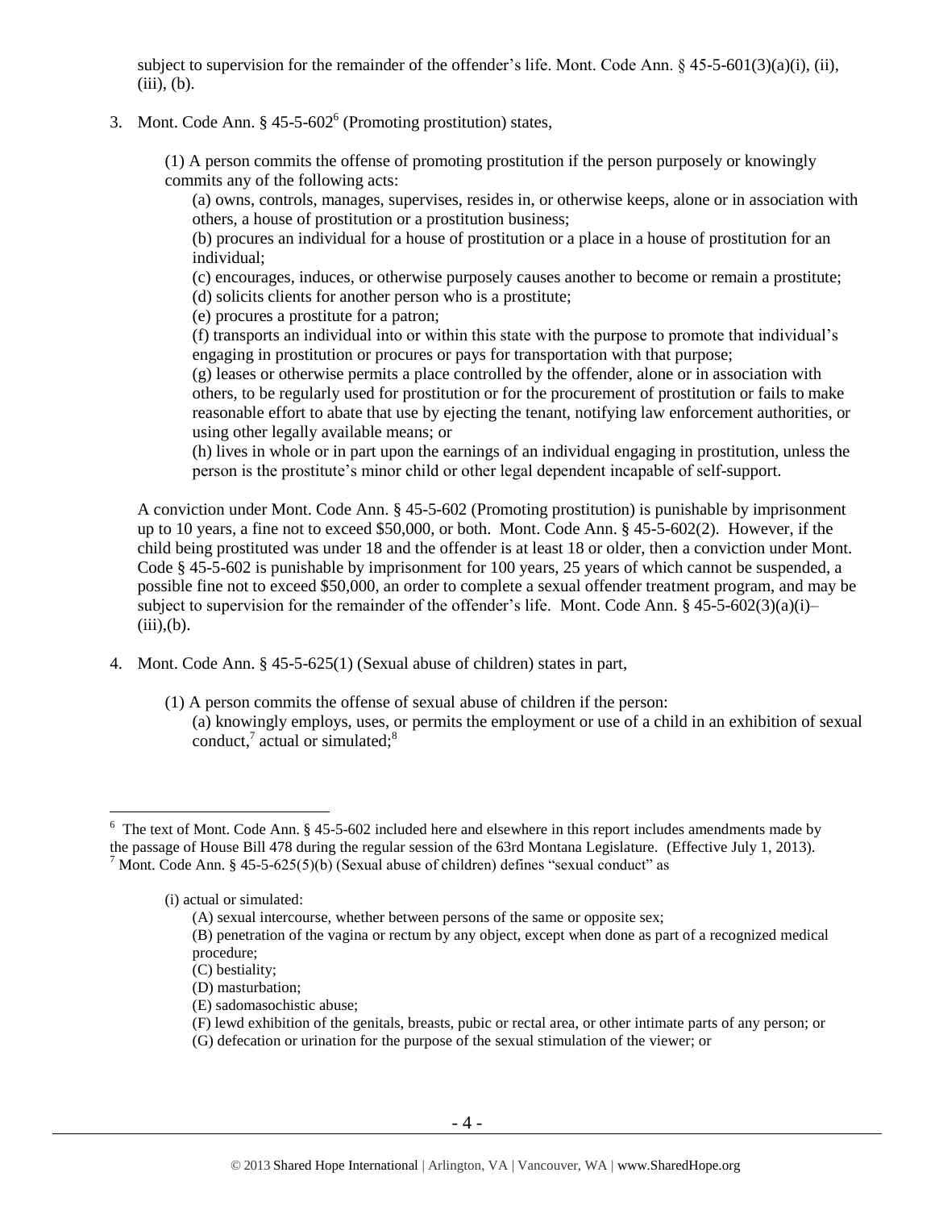subject to supervision for the remainder of the offender's life. Mont. Code Ann. § 45-5-601(3)(a)(i), (ii), (iii), (b).

3. Mont. Code Ann. § 45-5-602[6] (Promoting prostitution) states,

   (1) A person commits the offense of promoting prostitution if the person purposely or knowingly commits any of the following acts:

   (a) owns, controls, manages, supervises, resides in, or otherwise keeps, alone or in association with others, a house of prostitution or a prostitution business;

   (b) procures an individual for a house of prostitution or a place in a house of prostitution for an individual;

   (c) encourages, induces, or otherwise purposely causes another to become or remain a prostitute;

   (d) solicits clients for another person who is a prostitute;

   (e) procures a prostitute for a patron;

   (f) transports an individual into or within this state with the purpose to promote that individual's engaging in prostitution or procures or pays for transportation with that purpose;

   (g) leases or otherwise permits a place controlled by the offender, alone or in association with others, to be regularly used for prostitution or for the procurement of prostitution or fails to make reasonable effort to abate that use by ejecting the tenant, notifying law enforcement authorities, or using other legally available means; or

   (h) lives in whole or in part upon the earnings of an individual engaging in prostitution, unless the person is the prostitute's minor child or other legal dependent incapable of self-support.

   A conviction under Mont. Code Ann. § 45-5-602 (Promoting prostitution) is punishable by imprisonment up to 10 years, a fine not to exceed $50,000, or both. Mont. Code Ann. § 45-5-602(2). However, if the child being prostituted was under 18 and the offender is at least 18 or older, then a conviction under Mont. Code § 45-5-602 is punishable by imprisonment for 100 years, 25 years of which cannot be suspended, a possible fine not to exceed $50,000, an order to complete a sexual offender treatment program, and may be subject to supervision for the remainder of the offender's life. Mont. Code Ann. § 45-5-602(3)(a)(i)–(iii),(b).

4. Mont. Code Ann. § 45-5-625(1) (Sexual abuse of children) states in part,

   (1) A person commits the offense of sexual abuse of children if the person:

   (a) knowingly employs, uses, or permits the employment or use of a child in an exhibition of sexual conduct,[7] actual or simulated;[8]

---

[6] The text of Mont. Code Ann. § 45-5-602 included here and elsewhere in this report includes amendments made by the passage of House Bill 478 during the regular session of the 63rd Montana Legislature. (Effective July 1, 2013).

[7] Mont. Code Ann. § 45-5-625(5)(b) (Sexual abuse of children) defines "sexual conduct" as

(i) actual or simulated:

(A) sexual intercourse, whether between persons of the same or opposite sex;

(B) penetration of the vagina or rectum by any object, except when done as part of a recognized medical procedure;

(C) bestiality;

(D) masturbation;

(E) sadomasochistic abuse;

(F) lewd exhibition of the genitals, breasts, pubic or rectal area, or other intimate parts of any person; or

(G) defecation or urination for the purpose of the sexual stimulation of the viewer; or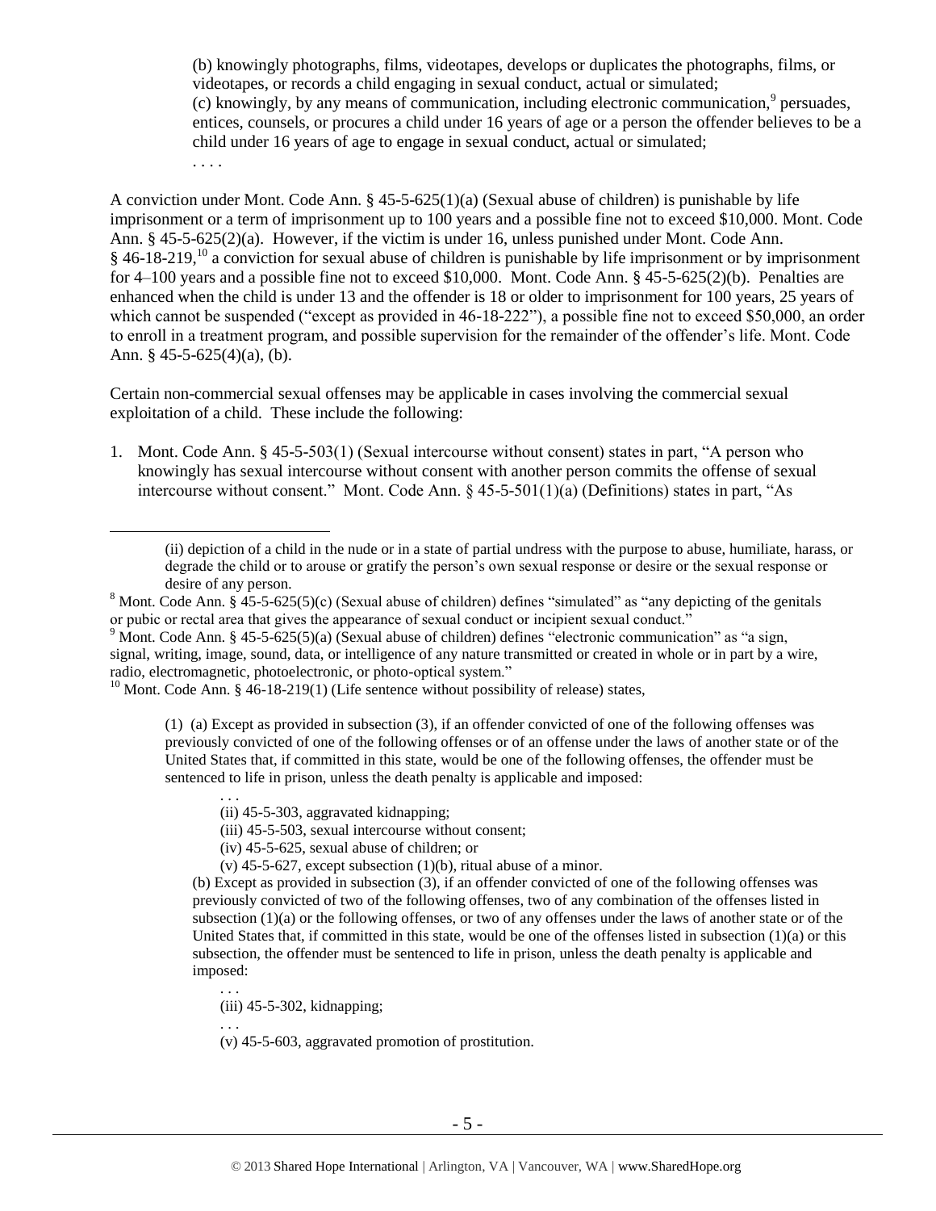> (b) knowingly photographs, films, videotapes, develops or duplicates the photographs, films, or videotapes, or records a child engaging in sexual conduct, actual or simulated;
> (c) knowingly, by any means of communication, including electronic communication,[9] persuades, entices, counsels, or procures a child under 16 years of age or a person the offender believes to be a child under 16 years of age to engage in sexual conduct, actual or simulated;
> . . . .

A conviction under Mont. Code Ann. § 45-5-625(1)(a) (Sexual abuse of children) is punishable by life imprisonment or a term of imprisonment up to 100 years and a possible fine not to exceed $10,000. Mont. Code Ann. § 45-5-625(2)(a). However, if the victim is under 16, unless punished under Mont. Code Ann. § 46-18-219,[10] a conviction for sexual abuse of children is punishable by life imprisonment or by imprisonment for 4–100 years and a possible fine not to exceed $10,000. Mont. Code Ann. § 45-5-625(2)(b). Penalties are enhanced when the child is under 13 and the offender is 18 or older to imprisonment for 100 years, 25 years of which cannot be suspended ("except as provided in 46-18-222"), a possible fine not to exceed $50,000, an order to enroll in a treatment program, and possible supervision for the remainder of the offender's life. Mont. Code Ann. § 45-5-625(4)(a), (b).

Certain non-commercial sexual offenses may be applicable in cases involving the commercial sexual exploitation of a child. These include the following:

1. Mont. Code Ann. § 45-5-503(1) (Sexual intercourse without consent) states in part, "A person who knowingly has sexual intercourse without consent with another person commits the offense of sexual intercourse without consent." Mont. Code Ann. § 45-5-501(1)(a) (Definitions) states in part, "As

---

> (ii) depiction of a child in the nude or in a state of partial undress with the purpose to abuse, humiliate, harass, or degrade the child or to arouse or gratify the person's own sexual response or desire or the sexual response or desire of any person.

[8] Mont. Code Ann. § 45-5-625(5)(c) (Sexual abuse of children) defines "simulated" as "any depicting of the genitals or pubic or rectal area that gives the appearance of sexual conduct or incipient sexual conduct."

[9] Mont. Code Ann. § 45-5-625(5)(a) (Sexual abuse of children) defines "electronic communication" as "a sign, signal, writing, image, sound, data, or intelligence of any nature transmitted or created in whole or in part by a wire, radio, electromagnetic, photoelectronic, or photo-optical system."

[10] Mont. Code Ann. § 46-18-219(1) (Life sentence without possibility of release) states,

> (1) (a) Except as provided in subsection (3), if an offender convicted of one of the following offenses was previously convicted of one of the following offenses or of an offense under the laws of another state or of the United States that, if committed in this state, would be one of the following offenses, the offender must be sentenced to life in prison, unless the death penalty is applicable and imposed:
>
> . . .
> (ii) 45-5-303, aggravated kidnapping;
> (iii) 45-5-503, sexual intercourse without consent;
> (iv) 45-5-625, sexual abuse of children; or
> (v) 45-5-627, except subsection (1)(b), ritual abuse of a minor.
>
> (b) Except as provided in subsection (3), if an offender convicted of one of the following offenses was previously convicted of two of the following offenses, two of any combination of the offenses listed in subsection (1)(a) or the following offenses, or two of any offenses under the laws of another state or of the United States that, if committed in this state, would be one of the offenses listed in subsection (1)(a) or this subsection, the offender must be sentenced to life in prison, unless the death penalty is applicable and imposed:
>
> . . .
> (iii) 45-5-302, kidnapping;
> . . .
> (v) 45-5-603, aggravated promotion of prostitution.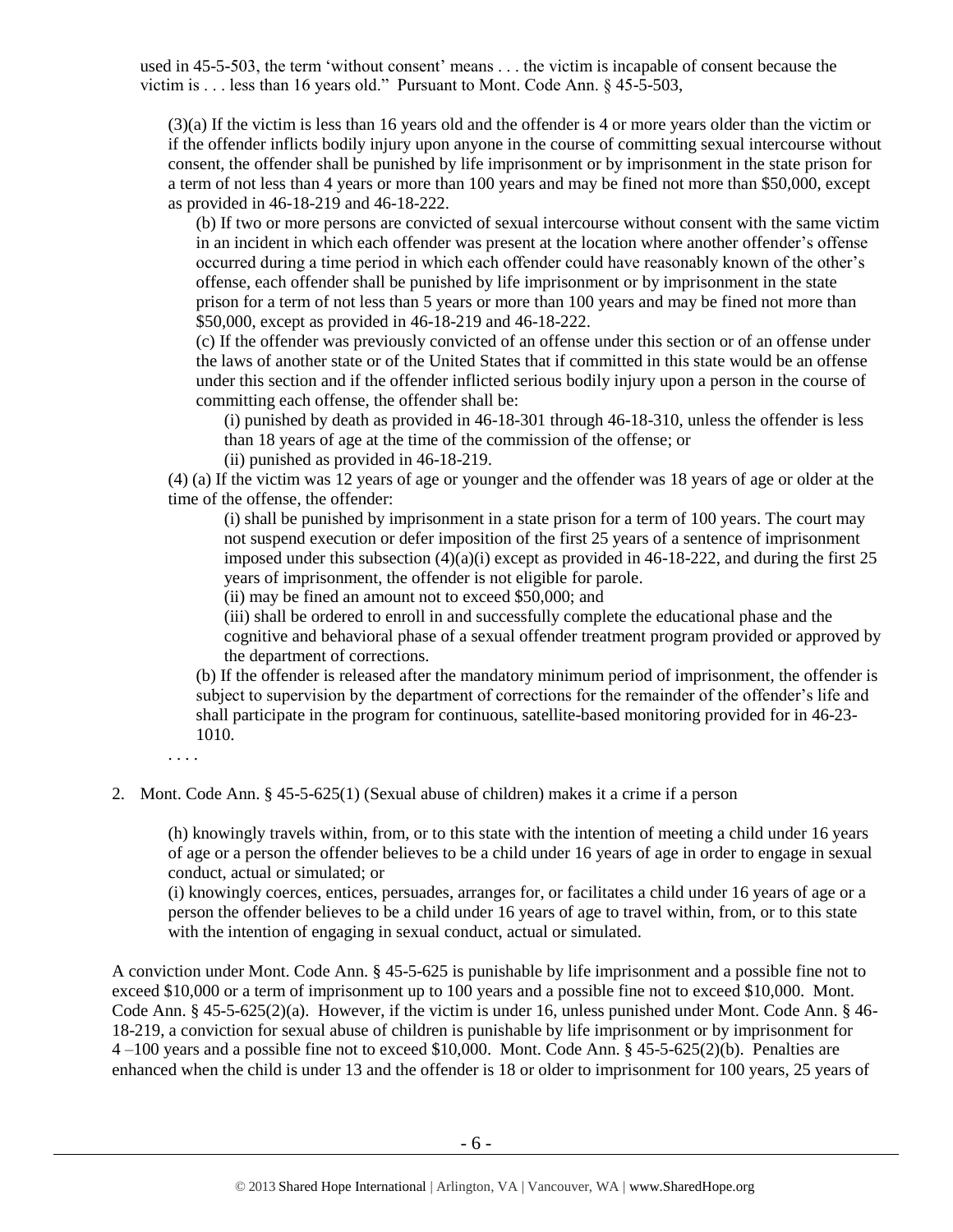used in 45-5-503, the term 'without consent' means . . . the victim is incapable of consent because the victim is . . . less than 16 years old." Pursuant to Mont. Code Ann. § 45-5-503,

> (3)(a) If the victim is less than 16 years old and the offender is 4 or more years older than the victim or if the offender inflicts bodily injury upon anyone in the course of committing sexual intercourse without consent, the offender shall be punished by life imprisonment or by imprisonment in the state prison for a term of not less than 4 years or more than 100 years and may be fined not more than $50,000, except as provided in 46-18-219 and 46-18-222.
>
> > (b) If two or more persons are convicted of sexual intercourse without consent with the same victim in an incident in which each offender was present at the location where another offender's offense occurred during a time period in which each offender could have reasonably known of the other's offense, each offender shall be punished by life imprisonment or by imprisonment in the state prison for a term of not less than 5 years or more than 100 years and may be fined not more than $50,000, except as provided in 46-18-219 and 46-18-222.
> >
> > (c) If the offender was previously convicted of an offense under this section or of an offense under the laws of another state or of the United States that if committed in this state would be an offense under this section and if the offender inflicted serious bodily injury upon a person in the course of committing each offense, the offender shall be:
> >
> > > (i) punished by death as provided in 46-18-301 through 46-18-310, unless the offender is less than 18 years of age at the time of the commission of the offense; or
> > >
> > > (ii) punished as provided in 46-18-219.
>
> (4) (a) If the victim was 12 years of age or younger and the offender was 18 years of age or older at the time of the offense, the offender:
>
> > > (i) shall be punished by imprisonment in a state prison for a term of 100 years. The court may not suspend execution or defer imposition of the first 25 years of a sentence of imprisonment imposed under this subsection (4)(a)(i) except as provided in 46-18-222, and during the first 25 years of imprisonment, the offender is not eligible for parole.
> > >
> > > (ii) may be fined an amount not to exceed $50,000; and
> > >
> > > (iii) shall be ordered to enroll in and successfully complete the educational phase and the cognitive and behavioral phase of a sexual offender treatment program provided or approved by the department of corrections.
> >
> > (b) If the offender is released after the mandatory minimum period of imprisonment, the offender is subject to supervision by the department of corrections for the remainder of the offender's life and shall participate in the program for continuous, satellite-based monitoring provided for in 46-23-1010.
>
> . . . .

2. Mont. Code Ann. § 45-5-625(1) (Sexual abuse of children) makes it a crime if a person

> (h) knowingly travels within, from, or to this state with the intention of meeting a child under 16 years of age or a person the offender believes to be a child under 16 years of age in order to engage in sexual conduct, actual or simulated; or
>
> (i) knowingly coerces, entices, persuades, arranges for, or facilitates a child under 16 years of age or a person the offender believes to be a child under 16 years of age to travel within, from, or to this state with the intention of engaging in sexual conduct, actual or simulated.

A conviction under Mont. Code Ann. § 45-5-625 is punishable by life imprisonment and a possible fine not to exceed $10,000 or a term of imprisonment up to 100 years and a possible fine not to exceed $10,000. Mont. Code Ann. § 45-5-625(2)(a). However, if the victim is under 16, unless punished under Mont. Code Ann. § 46-18-219, a conviction for sexual abuse of children is punishable by life imprisonment or by imprisonment for 4 –100 years and a possible fine not to exceed $10,000. Mont. Code Ann. § 45-5-625(2)(b). Penalties are enhanced when the child is under 13 and the offender is 18 or older to imprisonment for 100 years, 25 years of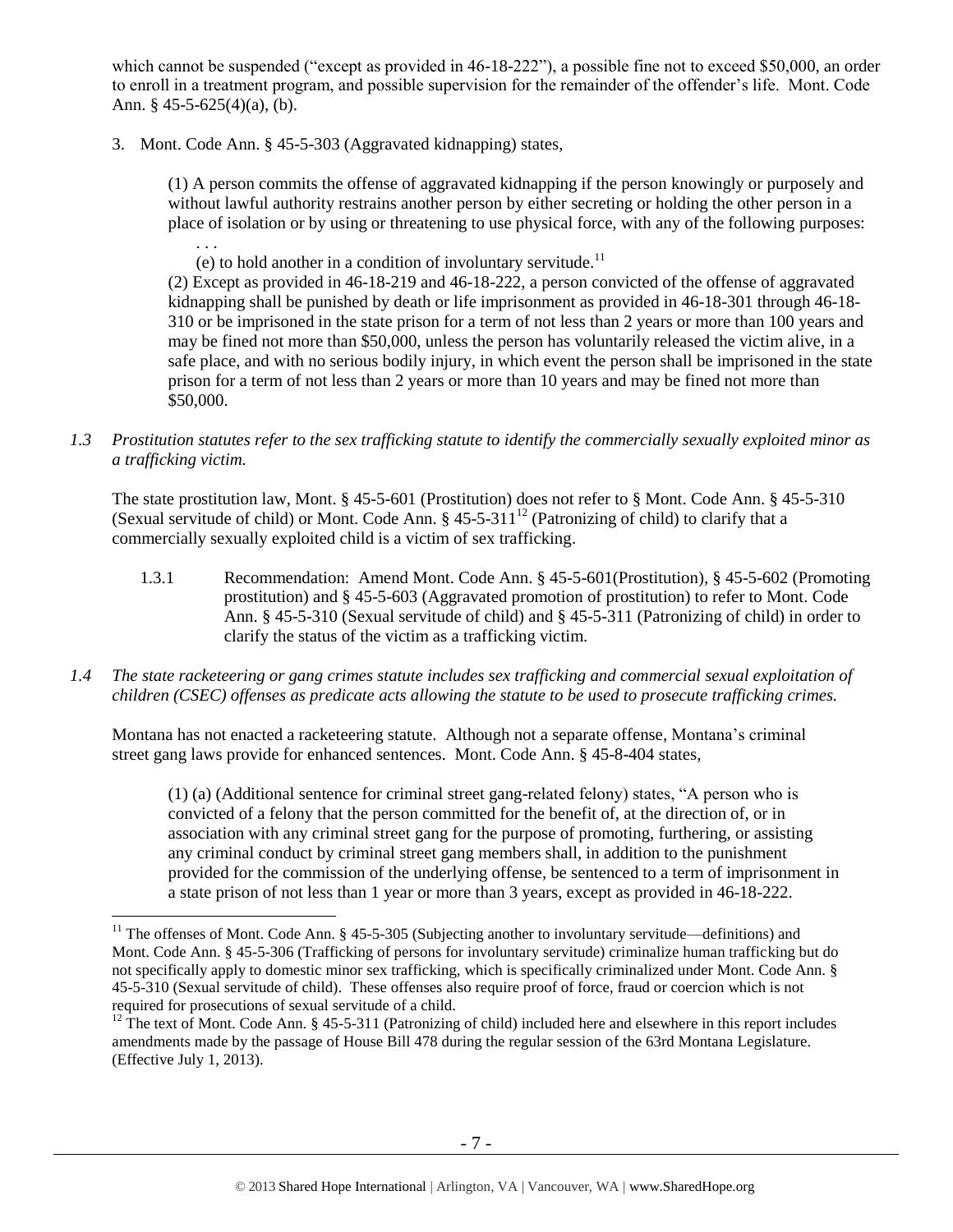which cannot be suspended ("except as provided in 46-18-222"), a possible fine not to exceed $50,000, an order to enroll in a treatment program, and possible supervision for the remainder of the offender's life. Mont. Code Ann. § 45-5-625(4)(a), (b).

3. Mont. Code Ann. § 45-5-303 (Aggravated kidnapping) states,

> (1) A person commits the offense of aggravated kidnapping if the person knowingly or purposely and without lawful authority restrains another person by either secreting or holding the other person in a place of isolation or by using or threatening to use physical force, with any of the following purposes:
>
> . . .
>
> (e) to hold another in a condition of involuntary servitude.[11]
>
> (2) Except as provided in 46-18-219 and 46-18-222, a person convicted of the offense of aggravated kidnapping shall be punished by death or life imprisonment as provided in 46-18-301 through 46-18-310 or be imprisoned in the state prison for a term of not less than 2 years or more than 100 years and may be fined not more than $50,000, unless the person has voluntarily released the victim alive, in a safe place, and with no serious bodily injury, in which event the person shall be imprisoned in the state prison for a term of not less than 2 years or more than 10 years and may be fined not more than $50,000.

*1.3 Prostitution statutes refer to the sex trafficking statute to identify the commercially sexually exploited minor as a trafficking victim.*

The state prostitution law, Mont. § 45-5-601 (Prostitution) does not refer to § Mont. Code Ann. § 45-5-310 (Sexual servitude of child) or Mont. Code Ann. § 45-5-311[12] (Patronizing of child) to clarify that a commercially sexually exploited child is a victim of sex trafficking.

1.3.1 Recommendation: Amend Mont. Code Ann. § 45-5-601(Prostitution), § 45-5-602 (Promoting prostitution) and § 45-5-603 (Aggravated promotion of prostitution) to refer to Mont. Code Ann. § 45-5-310 (Sexual servitude of child) and § 45-5-311 (Patronizing of child) in order to clarify the status of the victim as a trafficking victim.

*1.4 The state racketeering or gang crimes statute includes sex trafficking and commercial sexual exploitation of children (CSEC) offenses as predicate acts allowing the statute to be used to prosecute trafficking crimes.*

Montana has not enacted a racketeering statute. Although not a separate offense, Montana's criminal street gang laws provide for enhanced sentences. Mont. Code Ann. § 45-8-404 states,

> (1) (a) (Additional sentence for criminal street gang-related felony) states, "A person who is convicted of a felony that the person committed for the benefit of, at the direction of, or in association with any criminal street gang for the purpose of promoting, furthering, or assisting any criminal conduct by criminal street gang members shall, in addition to the punishment provided for the commission of the underlying offense, be sentenced to a term of imprisonment in a state prison of not less than 1 year or more than 3 years, except as provided in 46-18-222.

---

[11] The offenses of Mont. Code Ann. § 45-5-305 (Subjecting another to involuntary servitude—definitions) and Mont. Code Ann. § 45-5-306 (Trafficking of persons for involuntary servitude) criminalize human trafficking but do not specifically apply to domestic minor sex trafficking, which is specifically criminalized under Mont. Code Ann. § 45-5-310 (Sexual servitude of child). These offenses also require proof of force, fraud or coercion which is not required for prosecutions of sexual servitude of a child.

[12] The text of Mont. Code Ann. § 45-5-311 (Patronizing of child) included here and elsewhere in this report includes amendments made by the passage of House Bill 478 during the regular session of the 63rd Montana Legislature. (Effective July 1, 2013).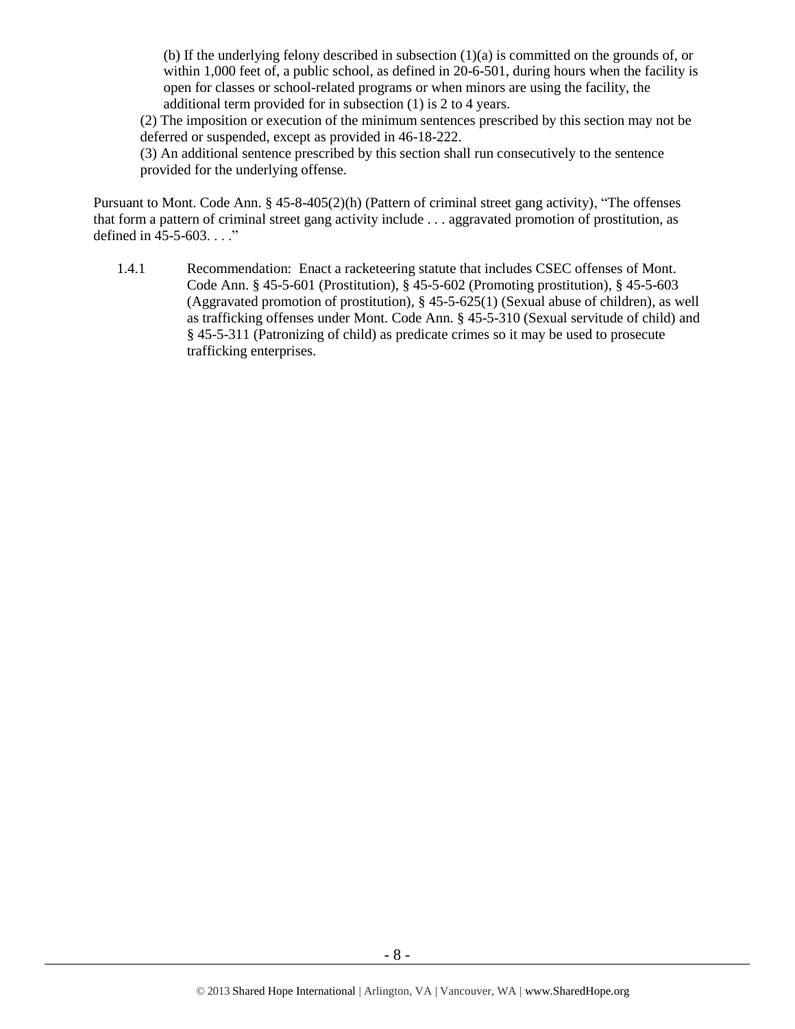(b) If the underlying felony described in subsection (1)(a) is committed on the grounds of, or within 1,000 feet of, a public school, as defined in 20-6-501, during hours when the facility is open for classes or school-related programs or when minors are using the facility, the additional term provided for in subsection (1) is 2 to 4 years.

(2) The imposition or execution of the minimum sentences prescribed by this section may not be deferred or suspended, except as provided in 46-18-222.

(3) An additional sentence prescribed by this section shall run consecutively to the sentence provided for the underlying offense.

Pursuant to Mont. Code Ann. § 45-8-405(2)(h) (Pattern of criminal street gang activity), "The offenses that form a pattern of criminal street gang activity include . . . aggravated promotion of prostitution, as defined in 45-5-603. . . ."

1.4.1 Recommendation: Enact a racketeering statute that includes CSEC offenses of Mont. Code Ann. § 45-5-601 (Prostitution), § 45-5-602 (Promoting prostitution), § 45-5-603 (Aggravated promotion of prostitution), § 45-5-625(1) (Sexual abuse of children), as well as trafficking offenses under Mont. Code Ann. § 45-5-310 (Sexual servitude of child) and § 45-5-311 (Patronizing of child) as predicate crimes so it may be used to prosecute trafficking enterprises.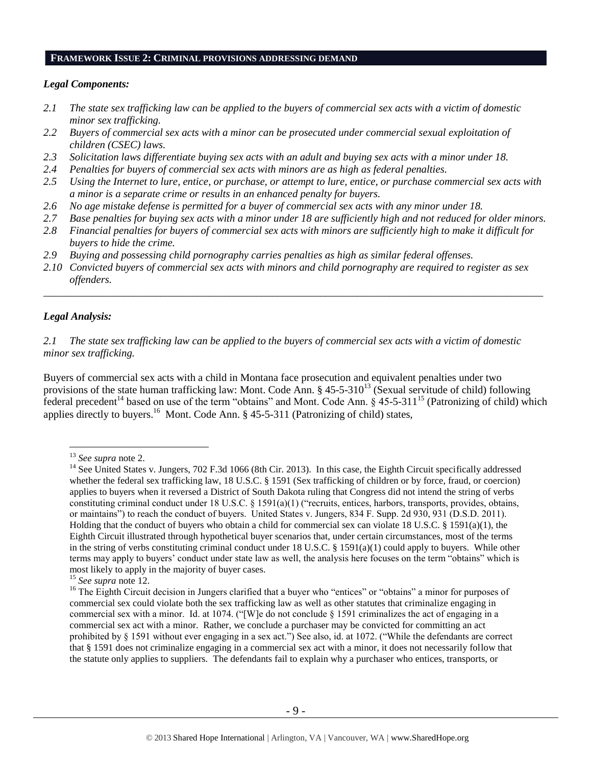## FRAMEWORK ISSUE 2: CRIMINAL PROVISIONS ADDRESSING DEMAND

### *Legal Components:*

*2.1 The state sex trafficking law can be applied to the buyers of commercial sex acts with a victim of domestic minor sex trafficking.*

*2.2 Buyers of commercial sex acts with a minor can be prosecuted under commercial sexual exploitation of children (CSEC) laws.*

*2.3 Solicitation laws differentiate buying sex acts with an adult and buying sex acts with a minor under 18.*

*2.4 Penalties for buyers of commercial sex acts with minors are as high as federal penalties.*

*2.5 Using the Internet to lure, entice, or purchase, or attempt to lure, entice, or purchase commercial sex acts with a minor is a separate crime or results in an enhanced penalty for buyers.*

*2.6 No age mistake defense is permitted for a buyer of commercial sex acts with any minor under 18.*

*2.7 Base penalties for buying sex acts with a minor under 18 are sufficiently high and not reduced for older minors.*

*2.8 Financial penalties for buyers of commercial sex acts with minors are sufficiently high to make it difficult for buyers to hide the crime.*

*2.9 Buying and possessing child pornography carries penalties as high as similar federal offenses.*

*2.10 Convicted buyers of commercial sex acts with minors and child pornography are required to register as sex offenders.*

---

### *Legal Analysis:*

*2.1 The state sex trafficking law can be applied to the buyers of commercial sex acts with a victim of domestic minor sex trafficking.*

Buyers of commercial sex acts with a child in Montana face prosecution and equivalent penalties under two provisions of the state human trafficking law: Mont. Code Ann. § 45-5-310[13] (Sexual servitude of child) following federal precedent[14] based on use of the term "obtains" and Mont. Code Ann. § 45-5-311[15] (Patronizing of child) which applies directly to buyers.[16] Mont. Code Ann. § 45-5-311 (Patronizing of child) states,

---

[13] *See supra* note 2.

[14] See United States v. Jungers, 702 F.3d 1066 (8th Cir. 2013). In this case, the Eighth Circuit specifically addressed whether the federal sex trafficking law, 18 U.S.C. § 1591 (Sex trafficking of children or by force, fraud, or coercion) applies to buyers when it reversed a District of South Dakota ruling that Congress did not intend the string of verbs constituting criminal conduct under 18 U.S.C. § 1591(a)(1) ("recruits, entices, harbors, transports, provides, obtains, or maintains") to reach the conduct of buyers. United States v. Jungers, 834 F. Supp. 2d 930, 931 (D.S.D. 2011). Holding that the conduct of buyers who obtain a child for commercial sex can violate 18 U.S.C. § 1591(a)(1), the Eighth Circuit illustrated through hypothetical buyer scenarios that, under certain circumstances, most of the terms in the string of verbs constituting criminal conduct under 18 U.S.C. § 1591(a)(1) could apply to buyers. While other terms may apply to buyers' conduct under state law as well, the analysis here focuses on the term "obtains" which is most likely to apply in the majority of buyer cases.

[15] *See supra* note 12.

[16] The Eighth Circuit decision in Jungers clarified that a buyer who "entices" or "obtains" a minor for purposes of commercial sex could violate both the sex trafficking law as well as other statutes that criminalize engaging in commercial sex with a minor. Id. at 1074. ("[W]e do not conclude § 1591 criminalizes the act of engaging in a commercial sex act with a minor. Rather, we conclude a purchaser may be convicted for committing an act prohibited by § 1591 without ever engaging in a sex act.") See also, id. at 1072. ("While the defendants are correct that § 1591 does not criminalize engaging in a commercial sex act with a minor, it does not necessarily follow that the statute only applies to suppliers. The defendants fail to explain why a purchaser who entices, transports, or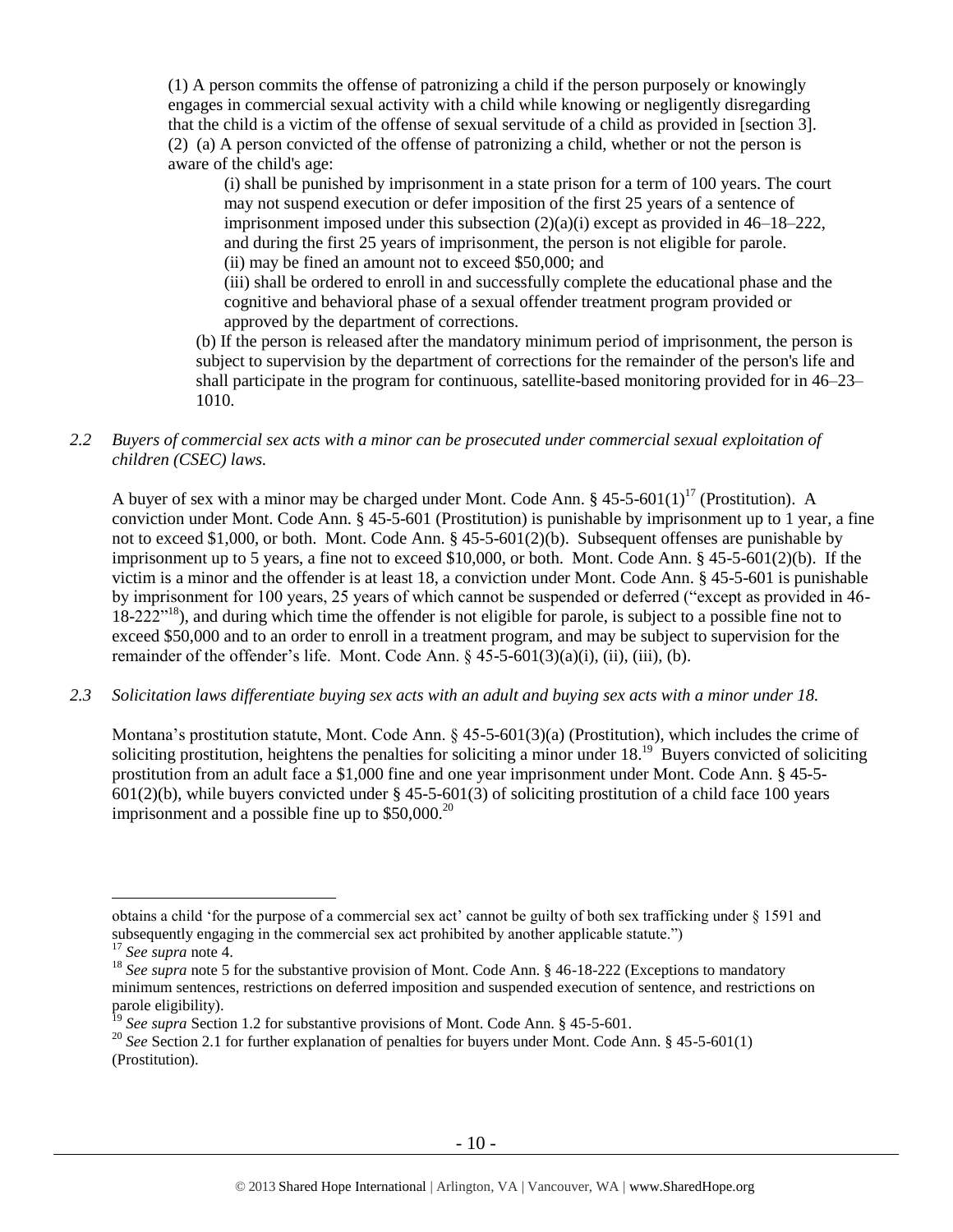(1) A person commits the offense of patronizing a child if the person purposely or knowingly engages in commercial sexual activity with a child while knowing or negligently disregarding that the child is a victim of the offense of sexual servitude of a child as provided in [section 3].
(2) (a) A person convicted of the offense of patronizing a child, whether or not the person is aware of the child's age:

(i) shall be punished by imprisonment in a state prison for a term of 100 years. The court may not suspend execution or defer imposition of the first 25 years of a sentence of imprisonment imposed under this subsection (2)(a)(i) except as provided in 46–18–222, and during the first 25 years of imprisonment, the person is not eligible for parole.
(ii) may be fined an amount not to exceed $50,000; and
(iii) shall be ordered to enroll in and successfully complete the educational phase and the cognitive and behavioral phase of a sexual offender treatment program provided or approved by the department of corrections.

(b) If the person is released after the mandatory minimum period of imprisonment, the person is subject to supervision by the department of corrections for the remainder of the person's life and shall participate in the program for continuous, satellite-based monitoring provided for in 46–23–1010.

*2.2 Buyers of commercial sex acts with a minor can be prosecuted under commercial sexual exploitation of children (CSEC) laws.*

A buyer of sex with a minor may be charged under Mont. Code Ann. § 45-5-601(1)[17] (Prostitution). A conviction under Mont. Code Ann. § 45-5-601 (Prostitution) is punishable by imprisonment up to 1 year, a fine not to exceed $1,000, or both. Mont. Code Ann. § 45-5-601(2)(b). Subsequent offenses are punishable by imprisonment up to 5 years, a fine not to exceed $10,000, or both. Mont. Code Ann. § 45-5-601(2)(b). If the victim is a minor and the offender is at least 18, a conviction under Mont. Code Ann. § 45-5-601 is punishable by imprisonment for 100 years, 25 years of which cannot be suspended or deferred ("except as provided in 46-18-222"[18]), and during which time the offender is not eligible for parole, is subject to a possible fine not to exceed $50,000 and to an order to enroll in a treatment program, and may be subject to supervision for the remainder of the offender's life. Mont. Code Ann. § 45-5-601(3)(a)(i), (ii), (iii), (b).

*2.3 Solicitation laws differentiate buying sex acts with an adult and buying sex acts with a minor under 18.*

Montana's prostitution statute, Mont. Code Ann. § 45-5-601(3)(a) (Prostitution), which includes the crime of soliciting prostitution, heightens the penalties for soliciting a minor under 18.[19] Buyers convicted of soliciting prostitution from an adult face a $1,000 fine and one year imprisonment under Mont. Code Ann. § 45-5-601(2)(b), while buyers convicted under § 45-5-601(3) of soliciting prostitution of a child face 100 years imprisonment and a possible fine up to $50,000.[20]

---

obtains a child 'for the purpose of a commercial sex act' cannot be guilty of both sex trafficking under § 1591 and subsequently engaging in the commercial sex act prohibited by another applicable statute.")

[17] *See supra* note 4.

[18] *See supra* note 5 for the substantive provision of Mont. Code Ann. § 46-18-222 (Exceptions to mandatory minimum sentences, restrictions on deferred imposition and suspended execution of sentence, and restrictions on parole eligibility).

[19] *See supra* Section 1.2 for substantive provisions of Mont. Code Ann. § 45-5-601.

[20] *See* Section 2.1 for further explanation of penalties for buyers under Mont. Code Ann. § 45-5-601(1) (Prostitution).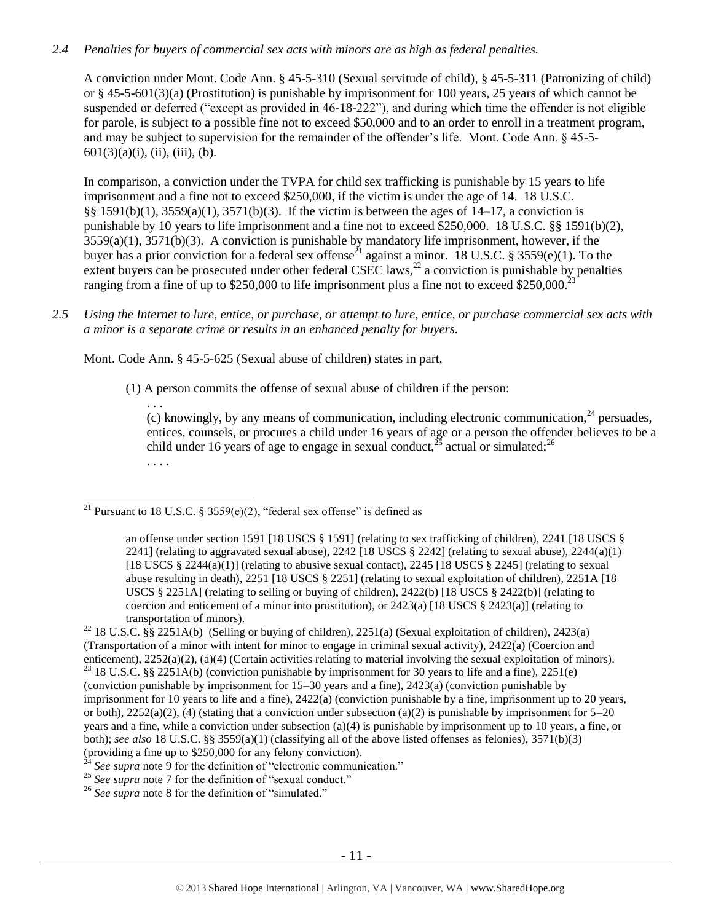*2.4 Penalties for buyers of commercial sex acts with minors are as high as federal penalties.*

A conviction under Mont. Code Ann. § 45-5-310 (Sexual servitude of child), § 45-5-311 (Patronizing of child) or § 45-5-601(3)(a) (Prostitution) is punishable by imprisonment for 100 years, 25 years of which cannot be suspended or deferred ("except as provided in 46-18-222"), and during which time the offender is not eligible for parole, is subject to a possible fine not to exceed $50,000 and to an order to enroll in a treatment program, and may be subject to supervision for the remainder of the offender's life. Mont. Code Ann. § 45-5-601(3)(a)(i), (ii), (iii), (b).

In comparison, a conviction under the TVPA for child sex trafficking is punishable by 15 years to life imprisonment and a fine not to exceed $250,000, if the victim is under the age of 14. 18 U.S.C. §§ 1591(b)(1), 3559(a)(1), 3571(b)(3). If the victim is between the ages of 14–17, a conviction is punishable by 10 years to life imprisonment and a fine not to exceed $250,000. 18 U.S.C. §§ 1591(b)(2), 3559(a)(1), 3571(b)(3). A conviction is punishable by mandatory life imprisonment, however, if the buyer has a prior conviction for a federal sex offense[21] against a minor. 18 U.S.C. § 3559(e)(1). To the extent buyers can be prosecuted under other federal CSEC laws,[22] a conviction is punishable by penalties ranging from a fine of up to $250,000 to life imprisonment plus a fine not to exceed $250,000.[23]

*2.5 Using the Internet to lure, entice, or purchase, or attempt to lure, entice, or purchase commercial sex acts with a minor is a separate crime or results in an enhanced penalty for buyers.*

Mont. Code Ann. § 45-5-625 (Sexual abuse of children) states in part,

> (1) A person commits the offense of sexual abuse of children if the person:
>
> > . . .
> > (c) knowingly, by any means of communication, including electronic communication,[24] persuades, entices, counsels, or procures a child under 16 years of age or a person the offender believes to be a child under 16 years of age to engage in sexual conduct,[25] actual or simulated;[26]
> > . . . .

---

[21] Pursuant to 18 U.S.C. § 3559(e)(2), "federal sex offense" is defined as

> an offense under section 1591 [18 USCS § 1591] (relating to sex trafficking of children), 2241 [18 USCS § 2241] (relating to aggravated sexual abuse), 2242 [18 USCS § 2242] (relating to sexual abuse), 2244(a)(1) [18 USCS § 2244(a)(1)] (relating to abusive sexual contact), 2245 [18 USCS § 2245] (relating to sexual abuse resulting in death), 2251 [18 USCS § 2251] (relating to sexual exploitation of children), 2251A [18 USCS § 2251A] (relating to selling or buying of children), 2422(b) [18 USCS § 2422(b)] (relating to coercion and enticement of a minor into prostitution), or 2423(a) [18 USCS § 2423(a)] (relating to transportation of minors).

[22] 18 U.S.C. §§ 2251A(b) (Selling or buying of children), 2251(a) (Sexual exploitation of children), 2423(a) (Transportation of a minor with intent for minor to engage in criminal sexual activity), 2422(a) (Coercion and enticement), 2252(a)(2), (a)(4) (Certain activities relating to material involving the sexual exploitation of minors).

[23] 18 U.S.C. §§ 2251A(b) (conviction punishable by imprisonment for 30 years to life and a fine), 2251(e) (conviction punishable by imprisonment for 15–30 years and a fine), 2423(a) (conviction punishable by imprisonment for 10 years to life and a fine), 2422(a) (conviction punishable by a fine, imprisonment up to 20 years, or both), 2252(a)(2), (4) (stating that a conviction under subsection (a)(2) is punishable by imprisonment for 5–20 years and a fine, while a conviction under subsection (a)(4) is punishable by imprisonment up to 10 years, a fine, or both); *see also* 18 U.S.C. §§ 3559(a)(1) (classifying all of the above listed offenses as felonies), 3571(b)(3) (providing a fine up to $250,000 for any felony conviction).

[24] *See supra* note 9 for the definition of "electronic communication."

[25] *See supra* note 7 for the definition of "sexual conduct."

[26] *See supra* note 8 for the definition of "simulated."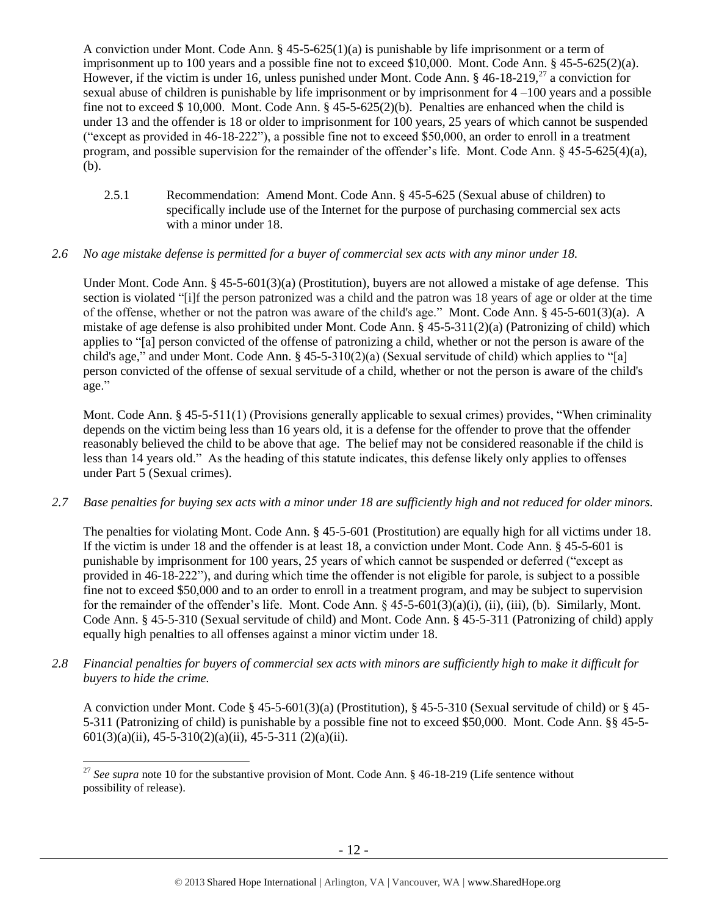A conviction under Mont. Code Ann. § 45-5-625(1)(a) is punishable by life imprisonment or a term of imprisonment up to 100 years and a possible fine not to exceed $10,000. Mont. Code Ann. § 45-5-625(2)(a). However, if the victim is under 16, unless punished under Mont. Code Ann. § 46-18-219,[27] a conviction for sexual abuse of children is punishable by life imprisonment or by imprisonment for 4 –100 years and a possible fine not to exceed $ 10,000. Mont. Code Ann. § 45-5-625(2)(b). Penalties are enhanced when the child is under 13 and the offender is 18 or older to imprisonment for 100 years, 25 years of which cannot be suspended ("except as provided in 46-18-222"), a possible fine not to exceed $50,000, an order to enroll in a treatment program, and possible supervision for the remainder of the offender's life. Mont. Code Ann. § 45-5-625(4)(a), (b).

2.5.1 Recommendation: Amend Mont. Code Ann. § 45-5-625 (Sexual abuse of children) to specifically include use of the Internet for the purpose of purchasing commercial sex acts with a minor under 18.

*2.6 No age mistake defense is permitted for a buyer of commercial sex acts with any minor under 18.*

Under Mont. Code Ann. § 45-5-601(3)(a) (Prostitution), buyers are not allowed a mistake of age defense. This section is violated "[i]f the person patronized was a child and the patron was 18 years of age or older at the time of the offense, whether or not the patron was aware of the child's age." Mont. Code Ann. § 45-5-601(3)(a). A mistake of age defense is also prohibited under Mont. Code Ann. § 45-5-311(2)(a) (Patronizing of child) which applies to "[a] person convicted of the offense of patronizing a child, whether or not the person is aware of the child's age," and under Mont. Code Ann. § 45-5-310(2)(a) (Sexual servitude of child) which applies to "[a] person convicted of the offense of sexual servitude of a child, whether or not the person is aware of the child's age."

Mont. Code Ann. § 45-5-511(1) (Provisions generally applicable to sexual crimes) provides, "When criminality depends on the victim being less than 16 years old, it is a defense for the offender to prove that the offender reasonably believed the child to be above that age. The belief may not be considered reasonable if the child is less than 14 years old." As the heading of this statute indicates, this defense likely only applies to offenses under Part 5 (Sexual crimes).

*2.7 Base penalties for buying sex acts with a minor under 18 are sufficiently high and not reduced for older minors.*

The penalties for violating Mont. Code Ann. § 45-5-601 (Prostitution) are equally high for all victims under 18. If the victim is under 18 and the offender is at least 18, a conviction under Mont. Code Ann. § 45-5-601 is punishable by imprisonment for 100 years, 25 years of which cannot be suspended or deferred ("except as provided in 46-18-222"), and during which time the offender is not eligible for parole, is subject to a possible fine not to exceed $50,000 and to an order to enroll in a treatment program, and may be subject to supervision for the remainder of the offender's life. Mont. Code Ann. § 45-5-601(3)(a)(i), (ii), (iii), (b). Similarly, Mont. Code Ann. § 45-5-310 (Sexual servitude of child) and Mont. Code Ann. § 45-5-311 (Patronizing of child) apply equally high penalties to all offenses against a minor victim under 18.

*2.8 Financial penalties for buyers of commercial sex acts with minors are sufficiently high to make it difficult for buyers to hide the crime.*

A conviction under Mont. Code § 45-5-601(3)(a) (Prostitution), § 45-5-310 (Sexual servitude of child) or § 45-5-311 (Patronizing of child) is punishable by a possible fine not to exceed $50,000. Mont. Code Ann. §§ 45-5-601(3)(a)(ii), 45-5-310(2)(a)(ii), 45-5-311 (2)(a)(ii).

[27] *See supra* note 10 for the substantive provision of Mont. Code Ann. § 46-18-219 (Life sentence without possibility of release).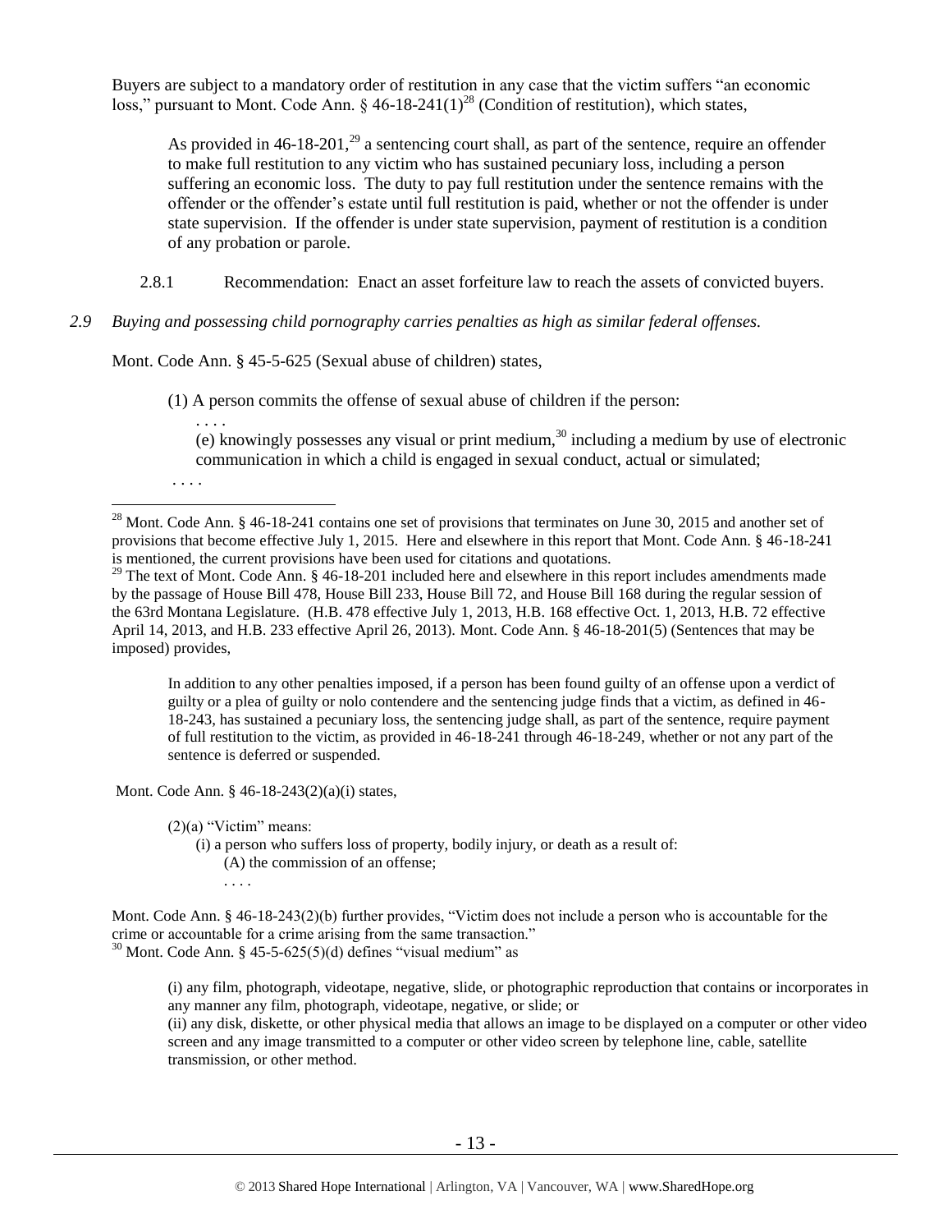Buyers are subject to a mandatory order of restitution in any case that the victim suffers "an economic loss," pursuant to Mont. Code Ann. § 46-18-241(1)[28] (Condition of restitution), which states,

> As provided in 46-18-201,[29] a sentencing court shall, as part of the sentence, require an offender to make full restitution to any victim who has sustained pecuniary loss, including a person suffering an economic loss. The duty to pay full restitution under the sentence remains with the offender or the offender's estate until full restitution is paid, whether or not the offender is under state supervision. If the offender is under state supervision, payment of restitution is a condition of any probation or parole.

2.8.1 Recommendation: Enact an asset forfeiture law to reach the assets of convicted buyers.

*2.9 Buying and possessing child pornography carries penalties as high as similar federal offenses.*

Mont. Code Ann. § 45-5-625 (Sexual abuse of children) states,

> (1) A person commits the offense of sexual abuse of children if the person:
>
> . . . .
>
> (e) knowingly possesses any visual or print medium,[30] including a medium by use of electronic communication in which a child is engaged in sexual conduct, actual or simulated;
>
> . . . .

---

[28] Mont. Code Ann. § 46-18-241 contains one set of provisions that terminates on June 30, 2015 and another set of provisions that become effective July 1, 2015. Here and elsewhere in this report that Mont. Code Ann. § 46-18-241 is mentioned, the current provisions have been used for citations and quotations.

[29] The text of Mont. Code Ann. § 46-18-201 included here and elsewhere in this report includes amendments made by the passage of House Bill 478, House Bill 233, House Bill 72, and House Bill 168 during the regular session of the 63rd Montana Legislature. (H.B. 478 effective July 1, 2013, H.B. 168 effective Oct. 1, 2013, H.B. 72 effective April 14, 2013, and H.B. 233 effective April 26, 2013). Mont. Code Ann. § 46-18-201(5) (Sentences that may be imposed) provides,

> In addition to any other penalties imposed, if a person has been found guilty of an offense upon a verdict of guilty or a plea of guilty or nolo contendere and the sentencing judge finds that a victim, as defined in 46-18-243, has sustained a pecuniary loss, the sentencing judge shall, as part of the sentence, require payment of full restitution to the victim, as provided in 46-18-241 through 46-18-249, whether or not any part of the sentence is deferred or suspended.

Mont. Code Ann. § 46-18-243(2)(a)(i) states,

> (2)(a) "Victim" means:
>
> (i) a person who suffers loss of property, bodily injury, or death as a result of:
>
> (A) the commission of an offense;
>
> . . . .

Mont. Code Ann. § 46-18-243(2)(b) further provides, "Victim does not include a person who is accountable for the crime or accountable for a crime arising from the same transaction."

[30] Mont. Code Ann. § 45-5-625(5)(d) defines "visual medium" as

> (i) any film, photograph, videotape, negative, slide, or photographic reproduction that contains or incorporates in any manner any film, photograph, videotape, negative, or slide; or
>
> (ii) any disk, diskette, or other physical media that allows an image to be displayed on a computer or other video screen and any image transmitted to a computer or other video screen by telephone line, cable, satellite transmission, or other method.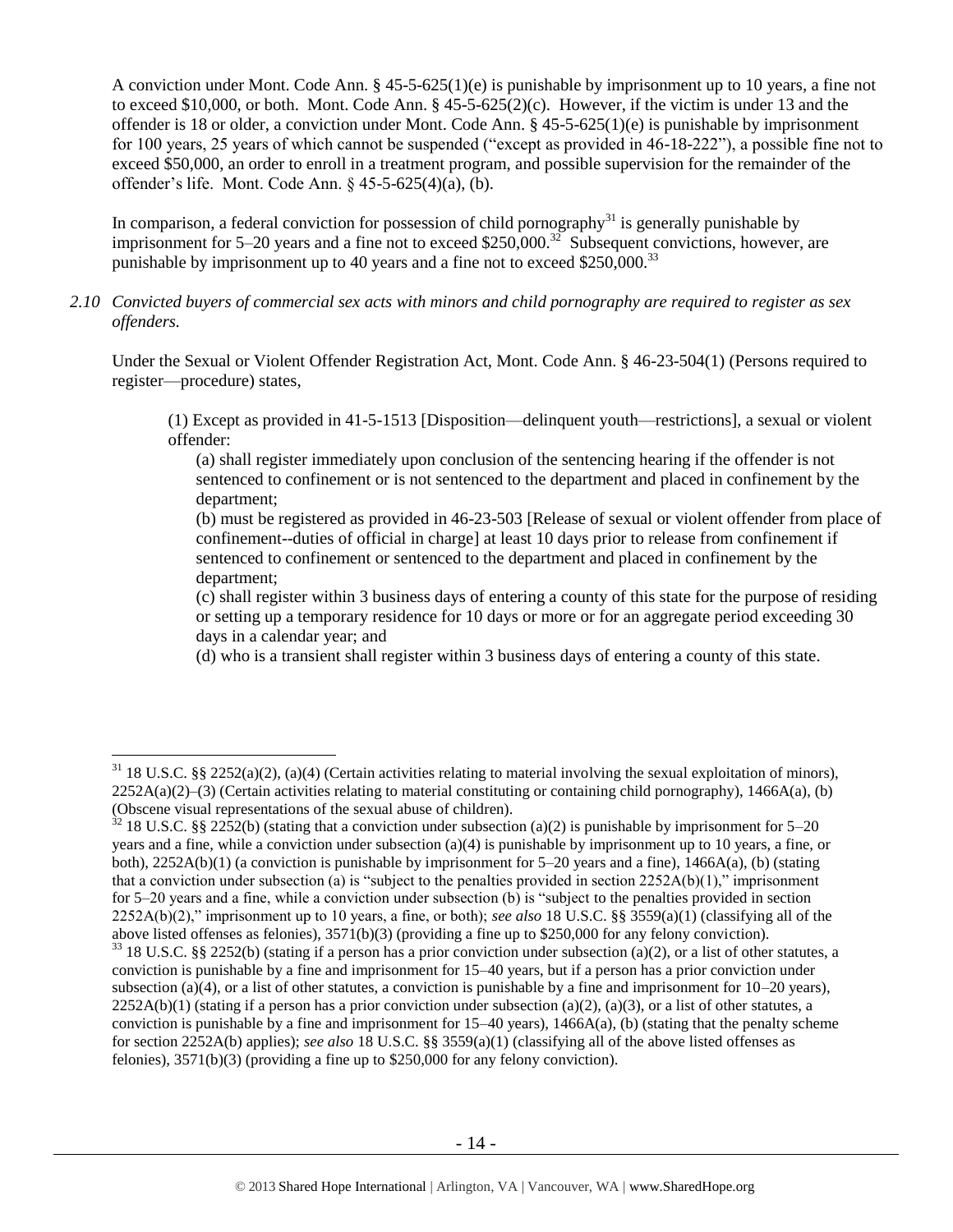A conviction under Mont. Code Ann. § 45-5-625(1)(e) is punishable by imprisonment up to 10 years, a fine not to exceed $10,000, or both. Mont. Code Ann. § 45-5-625(2)(c). However, if the victim is under 13 and the offender is 18 or older, a conviction under Mont. Code Ann. § 45-5-625(1)(e) is punishable by imprisonment for 100 years, 25 years of which cannot be suspended ("except as provided in 46-18-222"), a possible fine not to exceed $50,000, an order to enroll in a treatment program, and possible supervision for the remainder of the offender's life. Mont. Code Ann. § 45-5-625(4)(a), (b).

In comparison, a federal conviction for possession of child pornography[31] is generally punishable by imprisonment for 5–20 years and a fine not to exceed $250,000.[32] Subsequent convictions, however, are punishable by imprisonment up to 40 years and a fine not to exceed $250,000.[33]

*2.10 Convicted buyers of commercial sex acts with minors and child pornography are required to register as sex offenders.*

Under the Sexual or Violent Offender Registration Act, Mont. Code Ann. § 46-23-504(1) (Persons required to register—procedure) states,

> (1) Except as provided in 41-5-1513 [Disposition—delinquent youth—restrictions], a sexual or violent offender:
>
> (a) shall register immediately upon conclusion of the sentencing hearing if the offender is not sentenced to confinement or is not sentenced to the department and placed in confinement by the department;
>
> (b) must be registered as provided in 46-23-503 [Release of sexual or violent offender from place of confinement--duties of official in charge] at least 10 days prior to release from confinement if sentenced to confinement or sentenced to the department and placed in confinement by the department;
>
> (c) shall register within 3 business days of entering a county of this state for the purpose of residing or setting up a temporary residence for 10 days or more or for an aggregate period exceeding 30 days in a calendar year; and
>
> (d) who is a transient shall register within 3 business days of entering a county of this state.

---

[31] 18 U.S.C. §§ 2252(a)(2), (a)(4) (Certain activities relating to material involving the sexual exploitation of minors), 2252A(a)(2)–(3) (Certain activities relating to material constituting or containing child pornography), 1466A(a), (b) (Obscene visual representations of the sexual abuse of children).

[32] 18 U.S.C. §§ 2252(b) (stating that a conviction under subsection (a)(2) is punishable by imprisonment for 5–20 years and a fine, while a conviction under subsection (a)(4) is punishable by imprisonment up to 10 years, a fine, or both), 2252A(b)(1) (a conviction is punishable by imprisonment for 5–20 years and a fine), 1466A(a), (b) (stating that a conviction under subsection (a) is "subject to the penalties provided in section 2252A(b)(1)," imprisonment for 5–20 years and a fine, while a conviction under subsection (b) is "subject to the penalties provided in section 2252A(b)(2)," imprisonment up to 10 years, a fine, or both); *see also* 18 U.S.C. §§ 3559(a)(1) (classifying all of the above listed offenses as felonies), 3571(b)(3) (providing a fine up to $250,000 for any felony conviction).

[33] 18 U.S.C. §§ 2252(b) (stating if a person has a prior conviction under subsection (a)(2), or a list of other statutes, a conviction is punishable by a fine and imprisonment for 15–40 years, but if a person has a prior conviction under subsection (a)(4), or a list of other statutes, a conviction is punishable by a fine and imprisonment for 10–20 years), 2252A(b)(1) (stating if a person has a prior conviction under subsection (a)(2), (a)(3), or a list of other statutes, a conviction is punishable by a fine and imprisonment for 15–40 years), 1466A(a), (b) (stating that the penalty scheme for section 2252A(b) applies); *see also* 18 U.S.C. §§ 3559(a)(1) (classifying all of the above listed offenses as felonies), 3571(b)(3) (providing a fine up to $250,000 for any felony conviction).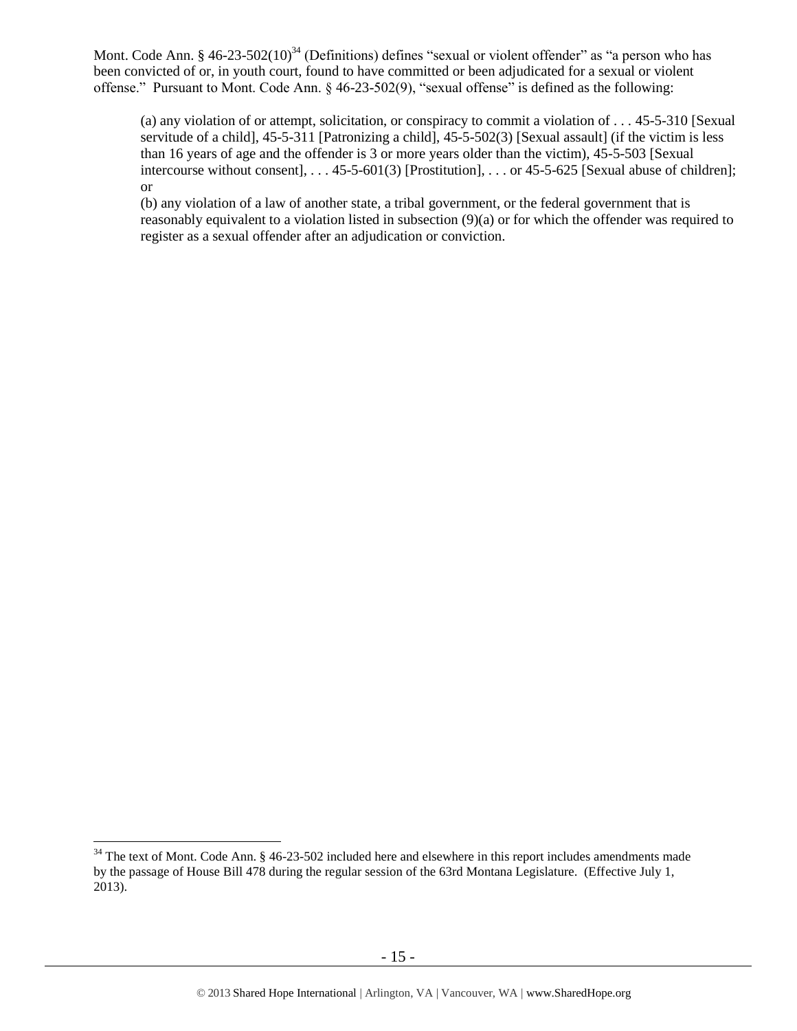Mont. Code Ann. § 46-23-502(10)[34] (Definitions) defines "sexual or violent offender" as "a person who has been convicted of or, in youth court, found to have committed or been adjudicated for a sexual or violent offense." Pursuant to Mont. Code Ann. § 46-23-502(9), "sexual offense" is defined as the following:

> (a) any violation of or attempt, solicitation, or conspiracy to commit a violation of . . . 45-5-310 [Sexual servitude of a child], 45-5-311 [Patronizing a child], 45-5-502(3) [Sexual assault] (if the victim is less than 16 years of age and the offender is 3 or more years older than the victim), 45-5-503 [Sexual intercourse without consent], . . . 45-5-601(3) [Prostitution], . . . or 45-5-625 [Sexual abuse of children]; or
>
> (b) any violation of a law of another state, a tribal government, or the federal government that is reasonably equivalent to a violation listed in subsection (9)(a) or for which the offender was required to register as a sexual offender after an adjudication or conviction.

---

[34] The text of Mont. Code Ann. § 46-23-502 included here and elsewhere in this report includes amendments made by the passage of House Bill 478 during the regular session of the 63rd Montana Legislature. (Effective July 1, 2013).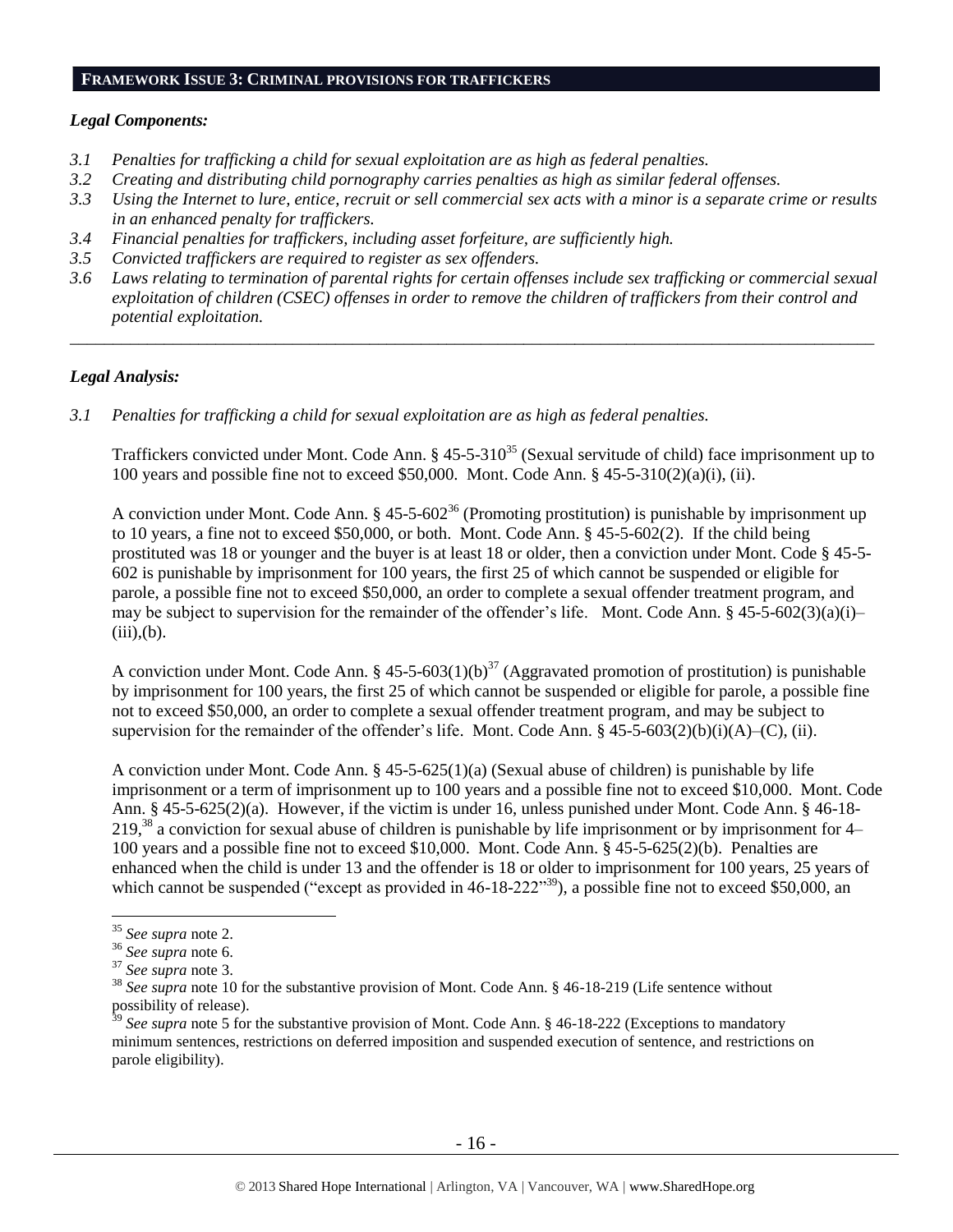## FRAMEWORK ISSUE 3: CRIMINAL PROVISIONS FOR TRAFFICKERS

### *Legal Components:*

- *3.1 Penalties for trafficking a child for sexual exploitation are as high as federal penalties.*
- *3.2 Creating and distributing child pornography carries penalties as high as similar federal offenses.*
- *3.3 Using the Internet to lure, entice, recruit or sell commercial sex acts with a minor is a separate crime or results in an enhanced penalty for traffickers.*
- *3.4 Financial penalties for traffickers, including asset forfeiture, are sufficiently high.*
- *3.5 Convicted traffickers are required to register as sex offenders.*
- *3.6 Laws relating to termination of parental rights for certain offenses include sex trafficking or commercial sexual exploitation of children (CSEC) offenses in order to remove the children of traffickers from their control and potential exploitation.*

---

### *Legal Analysis:*

*3.1 Penalties for trafficking a child for sexual exploitation are as high as federal penalties.*

Traffickers convicted under Mont. Code Ann. § 45-5-310[35] (Sexual servitude of child) face imprisonment up to 100 years and possible fine not to exceed $50,000. Mont. Code Ann. § 45-5-310(2)(a)(i), (ii).

A conviction under Mont. Code Ann. § 45-5-602[36] (Promoting prostitution) is punishable by imprisonment up to 10 years, a fine not to exceed $50,000, or both. Mont. Code Ann. § 45-5-602(2). If the child being prostituted was 18 or younger and the buyer is at least 18 or older, then a conviction under Mont. Code § 45-5-602 is punishable by imprisonment for 100 years, the first 25 of which cannot be suspended or eligible for parole, a possible fine not to exceed $50,000, an order to complete a sexual offender treatment program, and may be subject to supervision for the remainder of the offender's life. Mont. Code Ann. § 45-5-602(3)(a)(i)–(iii),(b).

A conviction under Mont. Code Ann. § 45-5-603(1)(b)[37] (Aggravated promotion of prostitution) is punishable by imprisonment for 100 years, the first 25 of which cannot be suspended or eligible for parole, a possible fine not to exceed $50,000, an order to complete a sexual offender treatment program, and may be subject to supervision for the remainder of the offender's life. Mont. Code Ann. § 45-5-603(2)(b)(i)(A)–(C), (ii).

A conviction under Mont. Code Ann. § 45-5-625(1)(a) (Sexual abuse of children) is punishable by life imprisonment or a term of imprisonment up to 100 years and a possible fine not to exceed $10,000. Mont. Code Ann. § 45-5-625(2)(a). However, if the victim is under 16, unless punished under Mont. Code Ann. § 46-18-219,[38] a conviction for sexual abuse of children is punishable by life imprisonment or by imprisonment for 4–100 years and a possible fine not to exceed $10,000. Mont. Code Ann. § 45-5-625(2)(b). Penalties are enhanced when the child is under 13 and the offender is 18 or older to imprisonment for 100 years, 25 years of which cannot be suspended ("except as provided in 46-18-222"[39]), a possible fine not to exceed $50,000, an

---

[35] *See supra* note 2.

[36] *See supra* note 6.

[37] *See supra* note 3.

[38] *See supra* note 10 for the substantive provision of Mont. Code Ann. § 46-18-219 (Life sentence without possibility of release).

[39] *See supra* note 5 for the substantive provision of Mont. Code Ann. § 46-18-222 (Exceptions to mandatory minimum sentences, restrictions on deferred imposition and suspended execution of sentence, and restrictions on parole eligibility).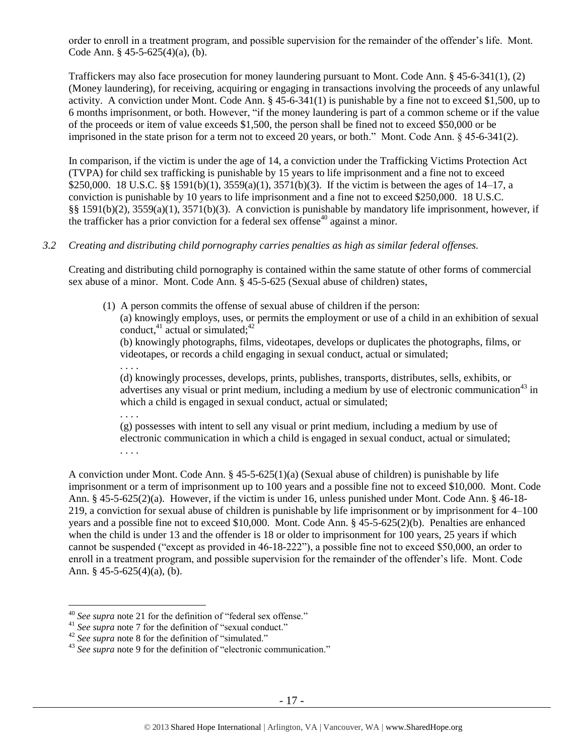order to enroll in a treatment program, and possible supervision for the remainder of the offender's life. Mont. Code Ann. § 45-5-625(4)(a), (b).

Traffickers may also face prosecution for money laundering pursuant to Mont. Code Ann. § 45-6-341(1), (2) (Money laundering), for receiving, acquiring or engaging in transactions involving the proceeds of any unlawful activity. A conviction under Mont. Code Ann. § 45-6-341(1) is punishable by a fine not to exceed $1,500, up to 6 months imprisonment, or both. However, "if the money laundering is part of a common scheme or if the value of the proceeds or item of value exceeds $1,500, the person shall be fined not to exceed $50,000 or be imprisoned in the state prison for a term not to exceed 20 years, or both." Mont. Code Ann. § 45-6-341(2).

In comparison, if the victim is under the age of 14, a conviction under the Trafficking Victims Protection Act (TVPA) for child sex trafficking is punishable by 15 years to life imprisonment and a fine not to exceed $250,000. 18 U.S.C. §§ 1591(b)(1), 3559(a)(1), 3571(b)(3). If the victim is between the ages of 14–17, a conviction is punishable by 10 years to life imprisonment and a fine not to exceed $250,000. 18 U.S.C. §§ 1591(b)(2), 3559(a)(1), 3571(b)(3). A conviction is punishable by mandatory life imprisonment, however, if the trafficker has a prior conviction for a federal sex offense[40] against a minor.

*3.2 Creating and distributing child pornography carries penalties as high as similar federal offenses.*

Creating and distributing child pornography is contained within the same statute of other forms of commercial sex abuse of a minor. Mont. Code Ann. § 45-5-625 (Sexual abuse of children) states,

> (1) A person commits the offense of sexual abuse of children if the person:
>
> (a) knowingly employs, uses, or permits the employment or use of a child in an exhibition of sexual conduct,[41] actual or simulated;[42]
>
> (b) knowingly photographs, films, videotapes, develops or duplicates the photographs, films, or videotapes, or records a child engaging in sexual conduct, actual or simulated;
>
> . . . .
>
> (d) knowingly processes, develops, prints, publishes, transports, distributes, sells, exhibits, or advertises any visual or print medium, including a medium by use of electronic communication[43] in which a child is engaged in sexual conduct, actual or simulated;
>
> . . . .
>
> (g) possesses with intent to sell any visual or print medium, including a medium by use of electronic communication in which a child is engaged in sexual conduct, actual or simulated;
>
> . . . .

A conviction under Mont. Code Ann. § 45-5-625(1)(a) (Sexual abuse of children) is punishable by life imprisonment or a term of imprisonment up to 100 years and a possible fine not to exceed $10,000. Mont. Code Ann. § 45-5-625(2)(a). However, if the victim is under 16, unless punished under Mont. Code Ann. § 46-18-219, a conviction for sexual abuse of children is punishable by life imprisonment or by imprisonment for 4–100 years and a possible fine not to exceed $10,000. Mont. Code Ann. § 45-5-625(2)(b). Penalties are enhanced when the child is under 13 and the offender is 18 or older to imprisonment for 100 years, 25 years if which cannot be suspended ("except as provided in 46-18-222"), a possible fine not to exceed $50,000, an order to enroll in a treatment program, and possible supervision for the remainder of the offender's life. Mont. Code Ann. § 45-5-625(4)(a), (b).

---

[40] *See supra* note 21 for the definition of "federal sex offense."

[41] *See supra* note 7 for the definition of "sexual conduct."

[42] *See supra* note 8 for the definition of "simulated."

[43] *See supra* note 9 for the definition of "electronic communication."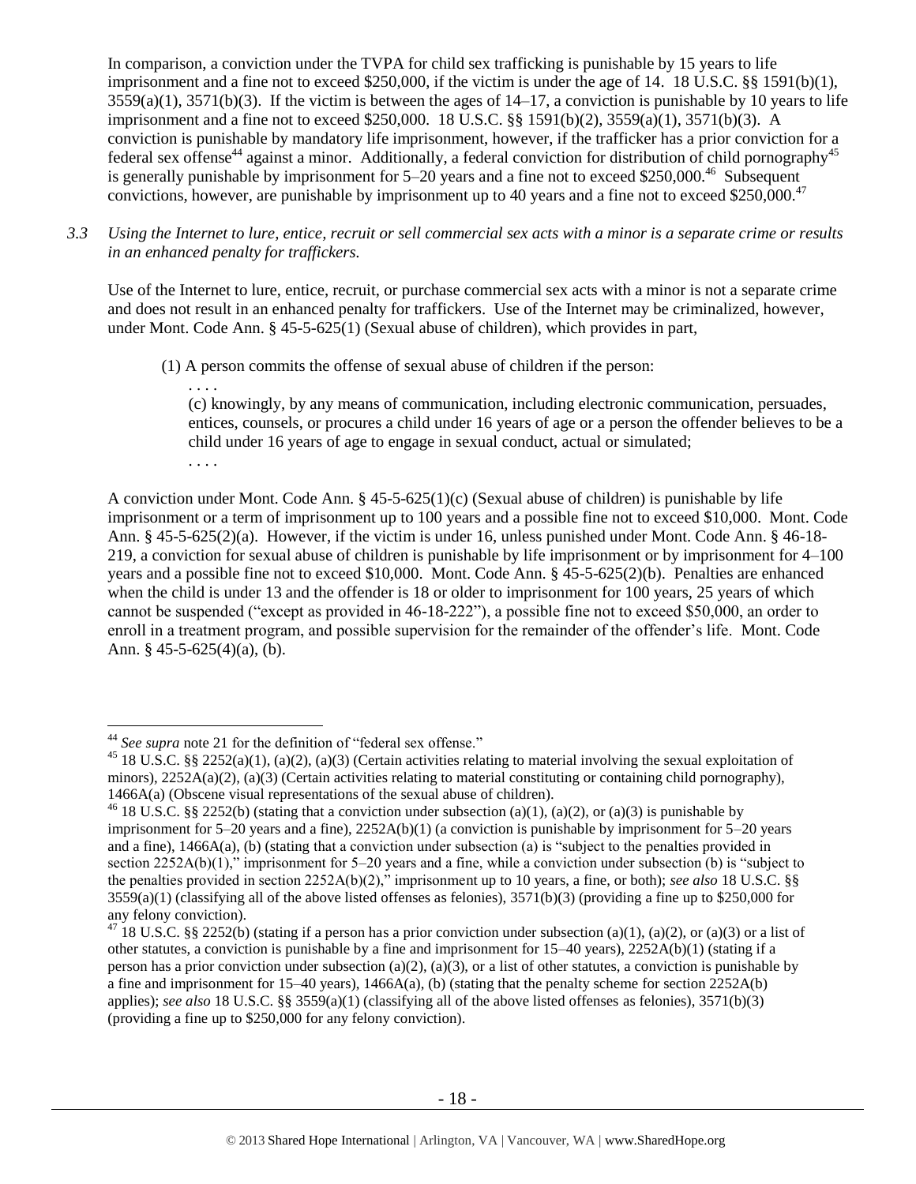In comparison, a conviction under the TVPA for child sex trafficking is punishable by 15 years to life imprisonment and a fine not to exceed $250,000, if the victim is under the age of 14. 18 U.S.C. §§ 1591(b)(1), 3559(a)(1), 3571(b)(3). If the victim is between the ages of 14–17, a conviction is punishable by 10 years to life imprisonment and a fine not to exceed $250,000. 18 U.S.C. §§ 1591(b)(2), 3559(a)(1), 3571(b)(3). A conviction is punishable by mandatory life imprisonment, however, if the trafficker has a prior conviction for a federal sex offense[44] against a minor. Additionally, a federal conviction for distribution of child pornography[45] is generally punishable by imprisonment for 5–20 years and a fine not to exceed $250,000.[46] Subsequent convictions, however, are punishable by imprisonment up to 40 years and a fine not to exceed $250,000.[47]

*3.3 Using the Internet to lure, entice, recruit or sell commercial sex acts with a minor is a separate crime or results in an enhanced penalty for traffickers.*

Use of the Internet to lure, entice, recruit, or purchase commercial sex acts with a minor is not a separate crime and does not result in an enhanced penalty for traffickers. Use of the Internet may be criminalized, however, under Mont. Code Ann. § 45-5-625(1) (Sexual abuse of children), which provides in part,

> (1) A person commits the offense of sexual abuse of children if the person:
>
> . . . .
>
> (c) knowingly, by any means of communication, including electronic communication, persuades, entices, counsels, or procures a child under 16 years of age or a person the offender believes to be a child under 16 years of age to engage in sexual conduct, actual or simulated;
>
> . . . .

A conviction under Mont. Code Ann. § 45-5-625(1)(c) (Sexual abuse of children) is punishable by life imprisonment or a term of imprisonment up to 100 years and a possible fine not to exceed $10,000. Mont. Code Ann. § 45-5-625(2)(a). However, if the victim is under 16, unless punished under Mont. Code Ann. § 46-18-219, a conviction for sexual abuse of children is punishable by life imprisonment or by imprisonment for 4–100 years and a possible fine not to exceed $10,000. Mont. Code Ann. § 45-5-625(2)(b). Penalties are enhanced when the child is under 13 and the offender is 18 or older to imprisonment for 100 years, 25 years of which cannot be suspended ("except as provided in 46-18-222"), a possible fine not to exceed $50,000, an order to enroll in a treatment program, and possible supervision for the remainder of the offender's life. Mont. Code Ann. § 45-5-625(4)(a), (b).

---

[44] *See supra* note 21 for the definition of "federal sex offense."

[45] 18 U.S.C. §§ 2252(a)(1), (a)(2), (a)(3) (Certain activities relating to material involving the sexual exploitation of minors), 2252A(a)(2), (a)(3) (Certain activities relating to material constituting or containing child pornography), 1466A(a) (Obscene visual representations of the sexual abuse of children).

[46] 18 U.S.C. §§ 2252(b) (stating that a conviction under subsection (a)(1), (a)(2), or (a)(3) is punishable by imprisonment for 5–20 years and a fine), 2252A(b)(1) (a conviction is punishable by imprisonment for 5–20 years and a fine), 1466A(a), (b) (stating that a conviction under subsection (a) is "subject to the penalties provided in section 2252A(b)(1)," imprisonment for 5–20 years and a fine, while a conviction under subsection (b) is "subject to the penalties provided in section 2252A(b)(2)," imprisonment up to 10 years, a fine, or both); *see also* 18 U.S.C. §§ 3559(a)(1) (classifying all of the above listed offenses as felonies), 3571(b)(3) (providing a fine up to $250,000 for any felony conviction).

[47] 18 U.S.C. §§ 2252(b) (stating if a person has a prior conviction under subsection (a)(1), (a)(2), or (a)(3) or a list of other statutes, a conviction is punishable by a fine and imprisonment for 15–40 years), 2252A(b)(1) (stating if a person has a prior conviction under subsection (a)(2), (a)(3), or a list of other statutes, a conviction is punishable by a fine and imprisonment for 15–40 years), 1466A(a), (b) (stating that the penalty scheme for section 2252A(b) applies); *see also* 18 U.S.C. §§ 3559(a)(1) (classifying all of the above listed offenses as felonies), 3571(b)(3) (providing a fine up to $250,000 for any felony conviction).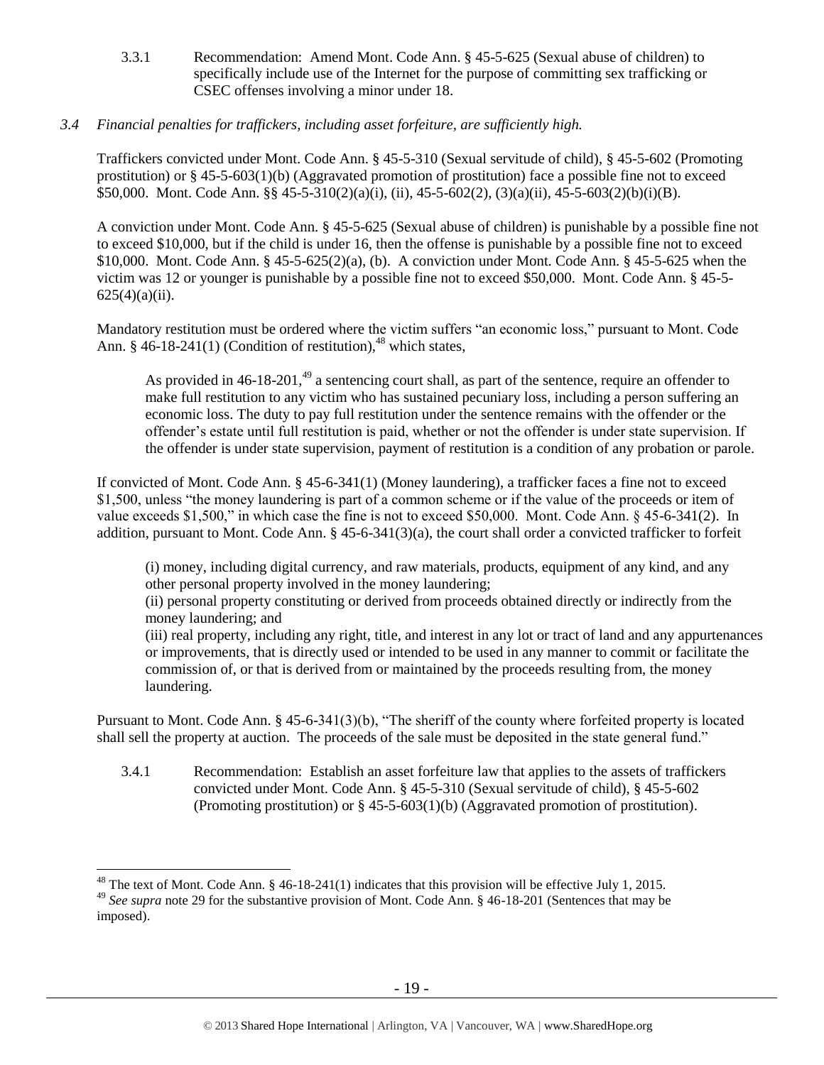3.3.1 Recommendation: Amend Mont. Code Ann. § 45-5-625 (Sexual abuse of children) to specifically include use of the Internet for the purpose of committing sex trafficking or CSEC offenses involving a minor under 18.

*3.4 Financial penalties for traffickers, including asset forfeiture, are sufficiently high.*

Traffickers convicted under Mont. Code Ann. § 45-5-310 (Sexual servitude of child), § 45-5-602 (Promoting prostitution) or § 45-5-603(1)(b) (Aggravated promotion of prostitution) face a possible fine not to exceed $50,000. Mont. Code Ann. §§ 45-5-310(2)(a)(i), (ii), 45-5-602(2), (3)(a)(ii), 45-5-603(2)(b)(i)(B).

A conviction under Mont. Code Ann. § 45-5-625 (Sexual abuse of children) is punishable by a possible fine not to exceed $10,000, but if the child is under 16, then the offense is punishable by a possible fine not to exceed $10,000. Mont. Code Ann. § 45-5-625(2)(a), (b). A conviction under Mont. Code Ann. § 45-5-625 when the victim was 12 or younger is punishable by a possible fine not to exceed $50,000. Mont. Code Ann. § 45-5-625(4)(a)(ii).

Mandatory restitution must be ordered where the victim suffers "an economic loss," pursuant to Mont. Code Ann. § 46-18-241(1) (Condition of restitution),[48] which states,

> As provided in 46-18-201,[49] a sentencing court shall, as part of the sentence, require an offender to make full restitution to any victim who has sustained pecuniary loss, including a person suffering an economic loss. The duty to pay full restitution under the sentence remains with the offender or the offender's estate until full restitution is paid, whether or not the offender is under state supervision. If the offender is under state supervision, payment of restitution is a condition of any probation or parole.

If convicted of Mont. Code Ann. § 45-6-341(1) (Money laundering), a trafficker faces a fine not to exceed $1,500, unless "the money laundering is part of a common scheme or if the value of the proceeds or item of value exceeds $1,500," in which case the fine is not to exceed $50,000. Mont. Code Ann. § 45-6-341(2). In addition, pursuant to Mont. Code Ann. § 45-6-341(3)(a), the court shall order a convicted trafficker to forfeit

> (i) money, including digital currency, and raw materials, products, equipment of any kind, and any other personal property involved in the money laundering;
> (ii) personal property constituting or derived from proceeds obtained directly or indirectly from the money laundering; and
> (iii) real property, including any right, title, and interest in any lot or tract of land and any appurtenances or improvements, that is directly used or intended to be used in any manner to commit or facilitate the commission of, or that is derived from or maintained by the proceeds resulting from, the money laundering.

Pursuant to Mont. Code Ann. § 45-6-341(3)(b), "The sheriff of the county where forfeited property is located shall sell the property at auction. The proceeds of the sale must be deposited in the state general fund."

3.4.1 Recommendation: Establish an asset forfeiture law that applies to the assets of traffickers convicted under Mont. Code Ann. § 45-5-310 (Sexual servitude of child), § 45-5-602 (Promoting prostitution) or § 45-5-603(1)(b) (Aggravated promotion of prostitution).

---

[48] The text of Mont. Code Ann. § 46-18-241(1) indicates that this provision will be effective July 1, 2015.

[49] *See supra* note 29 for the substantive provision of Mont. Code Ann. § 46-18-201 (Sentences that may be imposed).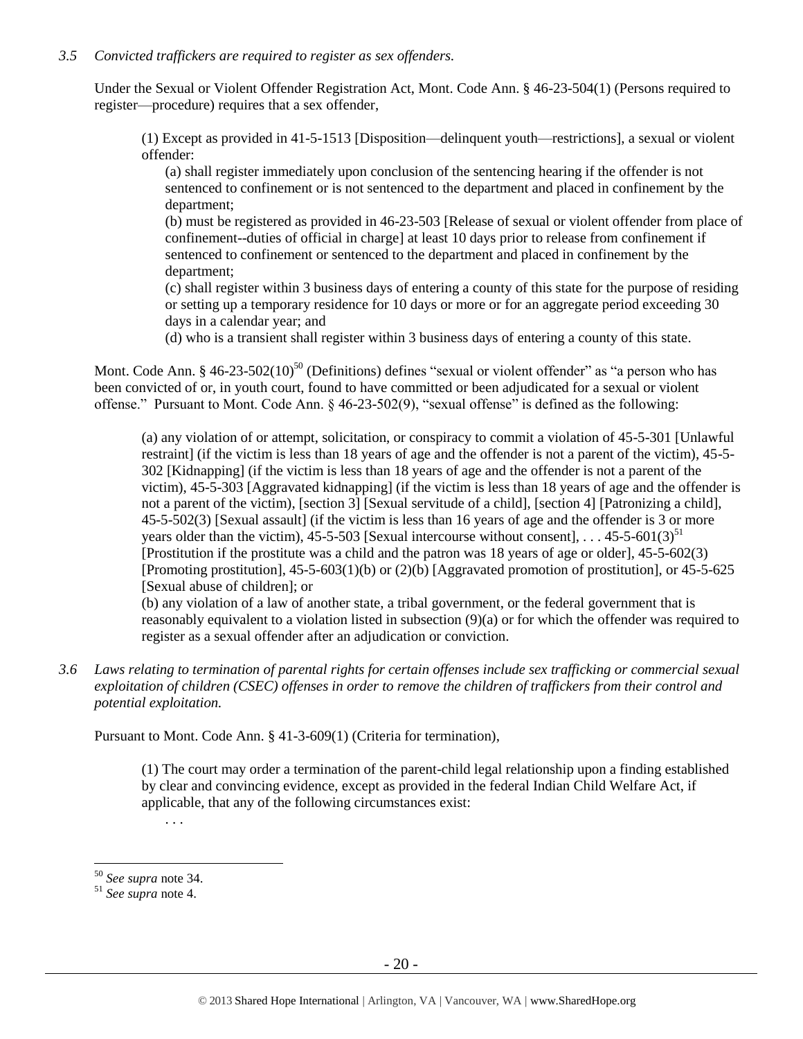*3.5 Convicted traffickers are required to register as sex offenders.*

Under the Sexual or Violent Offender Registration Act, Mont. Code Ann. § 46-23-504(1) (Persons required to register—procedure) requires that a sex offender,

> (1) Except as provided in 41-5-1513 [Disposition—delinquent youth—restrictions], a sexual or violent offender:
>
> (a) shall register immediately upon conclusion of the sentencing hearing if the offender is not sentenced to confinement or is not sentenced to the department and placed in confinement by the department;
>
> (b) must be registered as provided in 46-23-503 [Release of sexual or violent offender from place of confinement--duties of official in charge] at least 10 days prior to release from confinement if sentenced to confinement or sentenced to the department and placed in confinement by the department;
>
> (c) shall register within 3 business days of entering a county of this state for the purpose of residing or setting up a temporary residence for 10 days or more or for an aggregate period exceeding 30 days in a calendar year; and
>
> (d) who is a transient shall register within 3 business days of entering a county of this state.

Mont. Code Ann. § 46-23-502(10)[50] (Definitions) defines "sexual or violent offender" as "a person who has been convicted of or, in youth court, found to have committed or been adjudicated for a sexual or violent offense." Pursuant to Mont. Code Ann. § 46-23-502(9), "sexual offense" is defined as the following:

> (a) any violation of or attempt, solicitation, or conspiracy to commit a violation of 45-5-301 [Unlawful restraint] (if the victim is less than 18 years of age and the offender is not a parent of the victim), 45-5-302 [Kidnapping] (if the victim is less than 18 years of age and the offender is not a parent of the victim), 45-5-303 [Aggravated kidnapping] (if the victim is less than 18 years of age and the offender is not a parent of the victim), [section 3] [Sexual servitude of a child], [section 4] [Patronizing a child], 45-5-502(3) [Sexual assault] (if the victim is less than 16 years of age and the offender is 3 or more years older than the victim), 45-5-503 [Sexual intercourse without consent], . . . 45-5-601(3)[51] [Prostitution if the prostitute was a child and the patron was 18 years of age or older], 45-5-602(3) [Promoting prostitution], 45-5-603(1)(b) or (2)(b) [Aggravated promotion of prostitution], or 45-5-625 [Sexual abuse of children]; or
>
> (b) any violation of a law of another state, a tribal government, or the federal government that is reasonably equivalent to a violation listed in subsection (9)(a) or for which the offender was required to register as a sexual offender after an adjudication or conviction.

*3.6 Laws relating to termination of parental rights for certain offenses include sex trafficking or commercial sexual exploitation of children (CSEC) offenses in order to remove the children of traffickers from their control and potential exploitation.*

Pursuant to Mont. Code Ann. § 41-3-609(1) (Criteria for termination),

> (1) The court may order a termination of the parent-child legal relationship upon a finding established by clear and convincing evidence, except as provided in the federal Indian Child Welfare Act, if applicable, that any of the following circumstances exist:
>
> . . .

---

[50] *See supra* note 34.

[51] *See supra* note 4.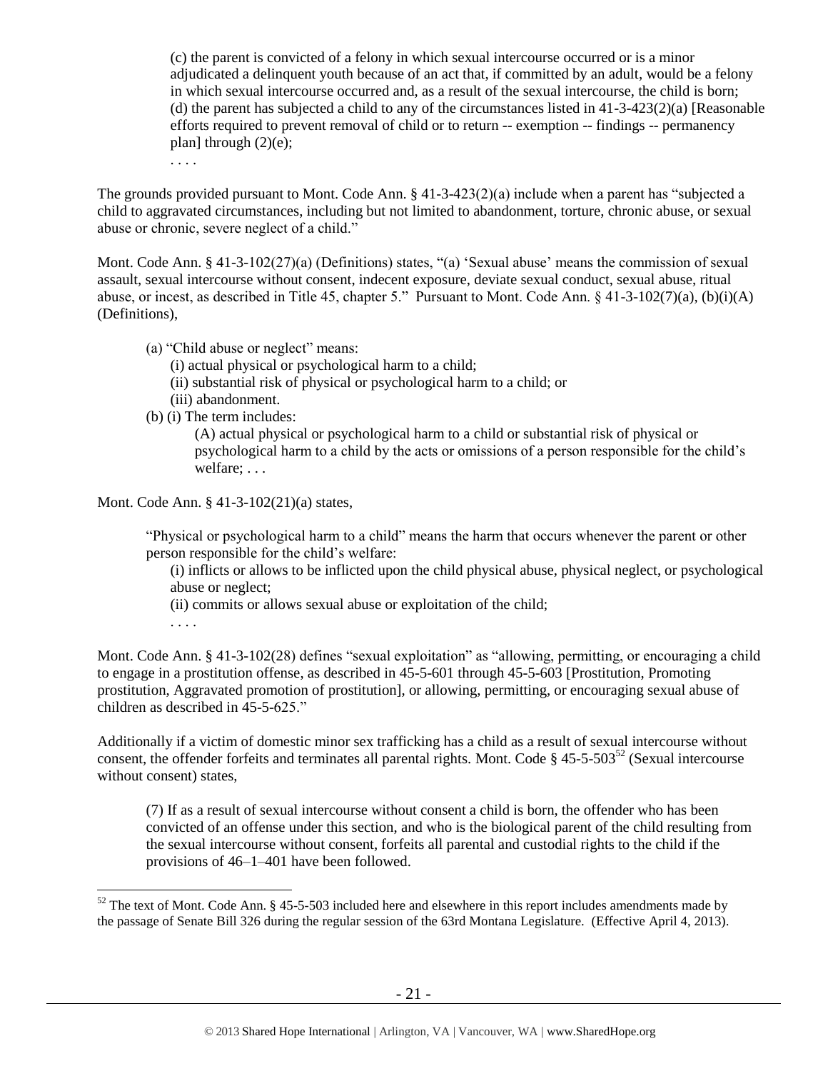(c) the parent is convicted of a felony in which sexual intercourse occurred or is a minor adjudicated a delinquent youth because of an act that, if committed by an adult, would be a felony in which sexual intercourse occurred and, as a result of the sexual intercourse, the child is born;
(d) the parent has subjected a child to any of the circumstances listed in 41-3-423(2)(a) [Reasonable efforts required to prevent removal of child or to return -- exemption -- findings -- permanency plan] through (2)(e);
. . . .

The grounds provided pursuant to Mont. Code Ann. § 41-3-423(2)(a) include when a parent has "subjected a child to aggravated circumstances, including but not limited to abandonment, torture, chronic abuse, or sexual abuse or chronic, severe neglect of a child."

Mont. Code Ann. § 41-3-102(27)(a) (Definitions) states, "(a) 'Sexual abuse' means the commission of sexual assault, sexual intercourse without consent, indecent exposure, deviate sexual conduct, sexual abuse, ritual abuse, or incest, as described in Title 45, chapter 5." Pursuant to Mont. Code Ann. § 41-3-102(7)(a), (b)(i)(A) (Definitions),

> (a) "Child abuse or neglect" means:
> (i) actual physical or psychological harm to a child;
> (ii) substantial risk of physical or psychological harm to a child; or
> (iii) abandonment.
> (b) (i) The term includes:
> (A) actual physical or psychological harm to a child or substantial risk of physical or psychological harm to a child by the acts or omissions of a person responsible for the child's welfare; . . .

Mont. Code Ann. § 41-3-102(21)(a) states,

> "Physical or psychological harm to a child" means the harm that occurs whenever the parent or other person responsible for the child's welfare:
> (i) inflicts or allows to be inflicted upon the child physical abuse, physical neglect, or psychological abuse or neglect;
> (ii) commits or allows sexual abuse or exploitation of the child;
> . . . .

Mont. Code Ann. § 41-3-102(28) defines "sexual exploitation" as "allowing, permitting, or encouraging a child to engage in a prostitution offense, as described in 45-5-601 through 45-5-603 [Prostitution, Promoting prostitution, Aggravated promotion of prostitution], or allowing, permitting, or encouraging sexual abuse of children as described in 45-5-625."

Additionally if a victim of domestic minor sex trafficking has a child as a result of sexual intercourse without consent, the offender forfeits and terminates all parental rights. Mont. Code § 45-5-503[52] (Sexual intercourse without consent) states,

> (7) If as a result of sexual intercourse without consent a child is born, the offender who has been convicted of an offense under this section, and who is the biological parent of the child resulting from the sexual intercourse without consent, forfeits all parental and custodial rights to the child if the provisions of 46–1–401 have been followed.

[52] The text of Mont. Code Ann. § 45-5-503 included here and elsewhere in this report includes amendments made by the passage of Senate Bill 326 during the regular session of the 63rd Montana Legislature. (Effective April 4, 2013).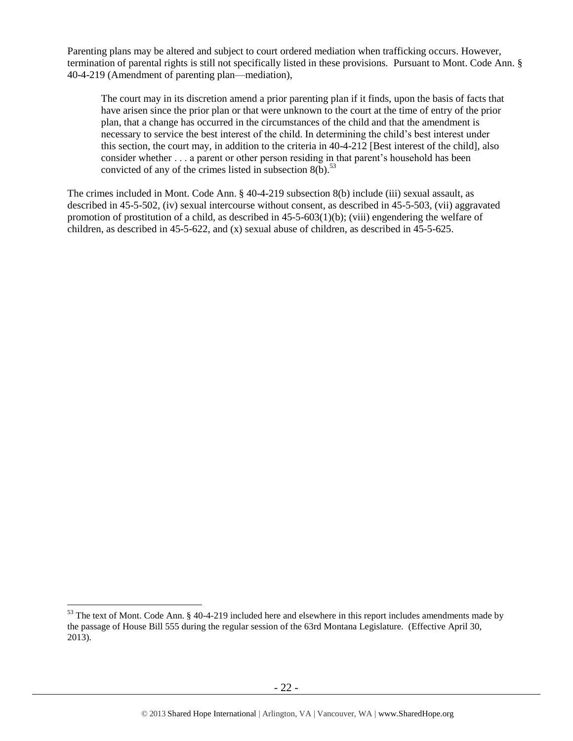Parenting plans may be altered and subject to court ordered mediation when trafficking occurs. However, termination of parental rights is still not specifically listed in these provisions. Pursuant to Mont. Code Ann. § 40-4-219 (Amendment of parenting plan—mediation),

> The court may in its discretion amend a prior parenting plan if it finds, upon the basis of facts that have arisen since the prior plan or that were unknown to the court at the time of entry of the prior plan, that a change has occurred in the circumstances of the child and that the amendment is necessary to service the best interest of the child. In determining the child's best interest under this section, the court may, in addition to the criteria in 40-4-212 [Best interest of the child], also consider whether . . . a parent or other person residing in that parent's household has been convicted of any of the crimes listed in subsection 8(b).[53]

The crimes included in Mont. Code Ann. § 40-4-219 subsection 8(b) include (iii) sexual assault, as described in 45-5-502, (iv) sexual intercourse without consent, as described in 45-5-503, (vii) aggravated promotion of prostitution of a child, as described in 45-5-603(1)(b); (viii) engendering the welfare of children, as described in 45-5-622, and (x) sexual abuse of children, as described in 45-5-625.

---

[53] The text of Mont. Code Ann. § 40-4-219 included here and elsewhere in this report includes amendments made by the passage of House Bill 555 during the regular session of the 63rd Montana Legislature. (Effective April 30, 2013).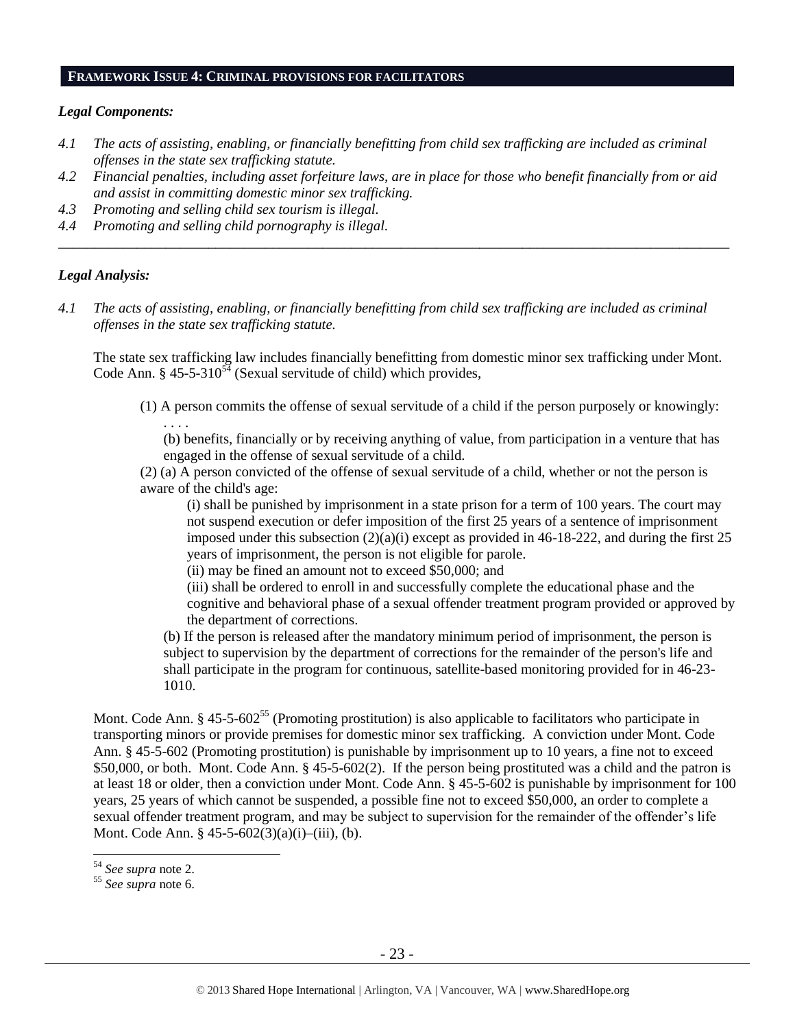## FRAMEWORK ISSUE 4: CRIMINAL PROVISIONS FOR FACILITATORS

### *Legal Components:*

*4.1 The acts of assisting, enabling, or financially benefitting from child sex trafficking are included as criminal offenses in the state sex trafficking statute.*

*4.2 Financial penalties, including asset forfeiture laws, are in place for those who benefit financially from or aid and assist in committing domestic minor sex trafficking.*

*4.3 Promoting and selling child sex tourism is illegal.*

*4.4 Promoting and selling child pornography is illegal.*

---

### *Legal Analysis:*

*4.1 The acts of assisting, enabling, or financially benefitting from child sex trafficking are included as criminal offenses in the state sex trafficking statute.*

The state sex trafficking law includes financially benefitting from domestic minor sex trafficking under Mont. Code Ann. § 45-5-310[54] (Sexual servitude of child) which provides,

> (1) A person commits the offense of sexual servitude of a child if the person purposely or knowingly:
>
> . . . .
>
> (b) benefits, financially or by receiving anything of value, from participation in a venture that has engaged in the offense of sexual servitude of a child.
>
> (2) (a) A person convicted of the offense of sexual servitude of a child, whether or not the person is aware of the child's age:
>
> (i) shall be punished by imprisonment in a state prison for a term of 100 years. The court may not suspend execution or defer imposition of the first 25 years of a sentence of imprisonment imposed under this subsection (2)(a)(i) except as provided in 46-18-222, and during the first 25 years of imprisonment, the person is not eligible for parole.
>
> (ii) may be fined an amount not to exceed $50,000; and
>
> (iii) shall be ordered to enroll in and successfully complete the educational phase and the cognitive and behavioral phase of a sexual offender treatment program provided or approved by the department of corrections.
>
> (b) If the person is released after the mandatory minimum period of imprisonment, the person is subject to supervision by the department of corrections for the remainder of the person's life and shall participate in the program for continuous, satellite-based monitoring provided for in 46-23-1010.

Mont. Code Ann. § 45-5-602[55] (Promoting prostitution) is also applicable to facilitators who participate in transporting minors or provide premises for domestic minor sex trafficking. A conviction under Mont. Code Ann. § 45-5-602 (Promoting prostitution) is punishable by imprisonment up to 10 years, a fine not to exceed $50,000, or both. Mont. Code Ann. § 45-5-602(2). If the person being prostituted was a child and the patron is at least 18 or older, then a conviction under Mont. Code Ann. § 45-5-602 is punishable by imprisonment for 100 years, 25 years of which cannot be suspended, a possible fine not to exceed $50,000, an order to complete a sexual offender treatment program, and may be subject to supervision for the remainder of the offender's life Mont. Code Ann. § 45-5-602(3)(a)(i)–(iii), (b).

---

[54] *See supra* note 2.

[55] *See supra* note 6.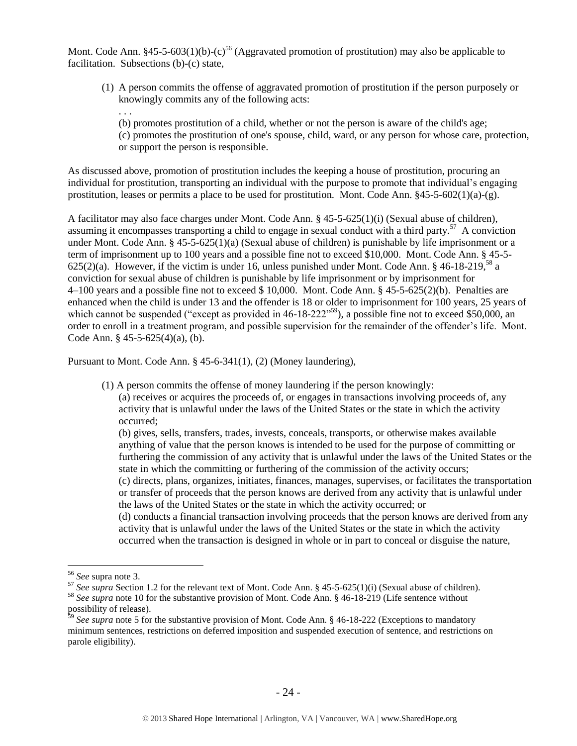Mont. Code Ann. §45-5-603(1)(b)-(c)[56] (Aggravated promotion of prostitution) may also be applicable to facilitation. Subsections (b)-(c) state,

> (1) A person commits the offense of aggravated promotion of prostitution if the person purposely or knowingly commits any of the following acts:
>
> . . .
>
> (b) promotes prostitution of a child, whether or not the person is aware of the child's age;
>
> (c) promotes the prostitution of one's spouse, child, ward, or any person for whose care, protection, or support the person is responsible.

As discussed above, promotion of prostitution includes the keeping a house of prostitution, procuring an individual for prostitution, transporting an individual with the purpose to promote that individual's engaging prostitution, leases or permits a place to be used for prostitution. Mont. Code Ann. §45-5-602(1)(a)-(g).

A facilitator may also face charges under Mont. Code Ann. § 45-5-625(1)(i) (Sexual abuse of children), assuming it encompasses transporting a child to engage in sexual conduct with a third party.[57] A conviction under Mont. Code Ann. § 45-5-625(1)(a) (Sexual abuse of children) is punishable by life imprisonment or a term of imprisonment up to 100 years and a possible fine not to exceed $10,000. Mont. Code Ann. § 45-5-625(2)(a). However, if the victim is under 16, unless punished under Mont. Code Ann. § 46-18-219,[58] a conviction for sexual abuse of children is punishable by life imprisonment or by imprisonment for 4–100 years and a possible fine not to exceed $ 10,000. Mont. Code Ann. § 45-5-625(2)(b). Penalties are enhanced when the child is under 13 and the offender is 18 or older to imprisonment for 100 years, 25 years of which cannot be suspended ("except as provided in 46-18-222"[59]), a possible fine not to exceed $50,000, an order to enroll in a treatment program, and possible supervision for the remainder of the offender's life. Mont. Code Ann. § 45-5-625(4)(a), (b).

Pursuant to Mont. Code Ann. § 45-6-341(1), (2) (Money laundering),

> (1) A person commits the offense of money laundering if the person knowingly:
>
> (a) receives or acquires the proceeds of, or engages in transactions involving proceeds of, any activity that is unlawful under the laws of the United States or the state in which the activity occurred;
>
> (b) gives, sells, transfers, trades, invests, conceals, transports, or otherwise makes available anything of value that the person knows is intended to be used for the purpose of committing or furthering the commission of any activity that is unlawful under the laws of the United States or the state in which the committing or furthering of the commission of the activity occurs;
>
> (c) directs, plans, organizes, initiates, finances, manages, supervises, or facilitates the transportation or transfer of proceeds that the person knows are derived from any activity that is unlawful under the laws of the United States or the state in which the activity occurred; or
>
> (d) conducts a financial transaction involving proceeds that the person knows are derived from any activity that is unlawful under the laws of the United States or the state in which the activity occurred when the transaction is designed in whole or in part to conceal or disguise the nature,

---

[56] *See* supra note 3.

[57] *See supra* Section 1.2 for the relevant text of Mont. Code Ann. § 45-5-625(1)(i) (Sexual abuse of children).

[58] *See supra* note 10 for the substantive provision of Mont. Code Ann. § 46-18-219 (Life sentence without possibility of release).

[59] *See supra* note 5 for the substantive provision of Mont. Code Ann. § 46-18-222 (Exceptions to mandatory minimum sentences, restrictions on deferred imposition and suspended execution of sentence, and restrictions on parole eligibility).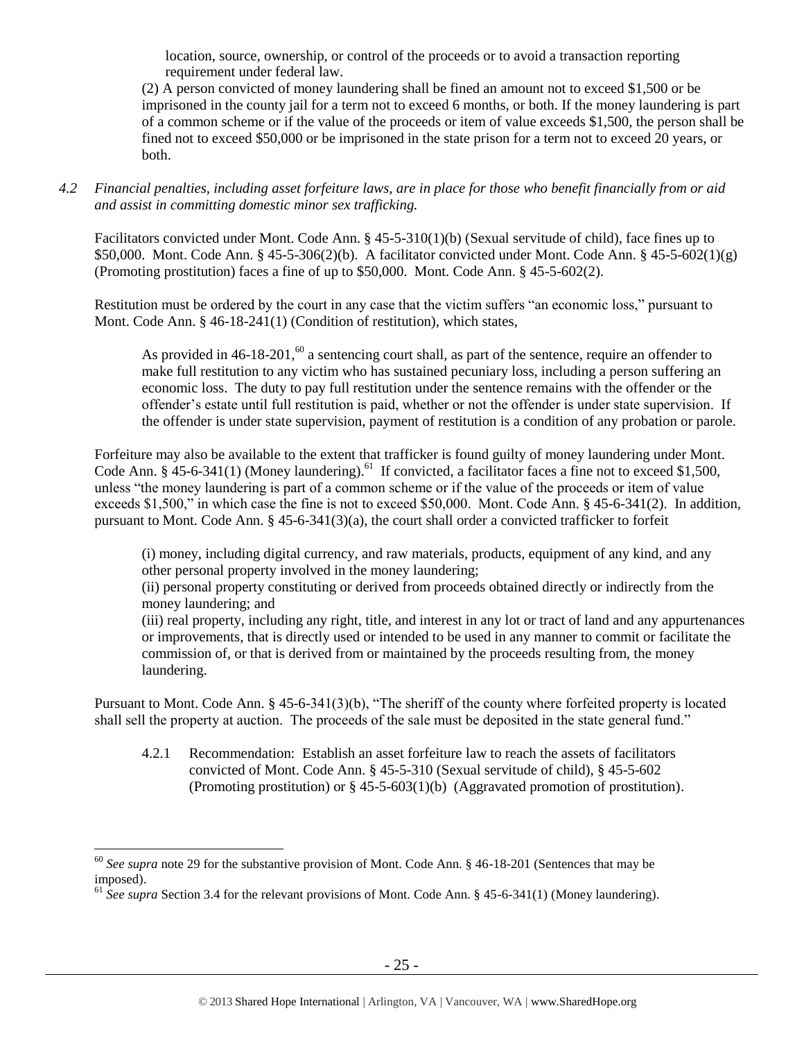location, source, ownership, or control of the proceeds or to avoid a transaction reporting requirement under federal law.

(2) A person convicted of money laundering shall be fined an amount not to exceed $1,500 or be imprisoned in the county jail for a term not to exceed 6 months, or both. If the money laundering is part of a common scheme or if the value of the proceeds or item of value exceeds $1,500, the person shall be fined not to exceed $50,000 or be imprisoned in the state prison for a term not to exceed 20 years, or both.

*4.2 Financial penalties, including asset forfeiture laws, are in place for those who benefit financially from or aid and assist in committing domestic minor sex trafficking.*

Facilitators convicted under Mont. Code Ann. § 45-5-310(1)(b) (Sexual servitude of child), face fines up to $50,000. Mont. Code Ann. § 45-5-306(2)(b). A facilitator convicted under Mont. Code Ann. § 45-5-602(1)(g) (Promoting prostitution) faces a fine of up to $50,000. Mont. Code Ann. § 45-5-602(2).

Restitution must be ordered by the court in any case that the victim suffers "an economic loss," pursuant to Mont. Code Ann. § 46-18-241(1) (Condition of restitution), which states,

> As provided in 46-18-201,[60] a sentencing court shall, as part of the sentence, require an offender to make full restitution to any victim who has sustained pecuniary loss, including a person suffering an economic loss. The duty to pay full restitution under the sentence remains with the offender or the offender's estate until full restitution is paid, whether or not the offender is under state supervision. If the offender is under state supervision, payment of restitution is a condition of any probation or parole.

Forfeiture may also be available to the extent that trafficker is found guilty of money laundering under Mont. Code Ann. § 45-6-341(1) (Money laundering).[61] If convicted, a facilitator faces a fine not to exceed $1,500, unless "the money laundering is part of a common scheme or if the value of the proceeds or item of value exceeds $1,500," in which case the fine is not to exceed $50,000. Mont. Code Ann. § 45-6-341(2). In addition, pursuant to Mont. Code Ann. § 45-6-341(3)(a), the court shall order a convicted trafficker to forfeit

> (i) money, including digital currency, and raw materials, products, equipment of any kind, and any other personal property involved in the money laundering;
> (ii) personal property constituting or derived from proceeds obtained directly or indirectly from the money laundering; and
> (iii) real property, including any right, title, and interest in any lot or tract of land and any appurtenances or improvements, that is directly used or intended to be used in any manner to commit or facilitate the commission of, or that is derived from or maintained by the proceeds resulting from, the money laundering.

Pursuant to Mont. Code Ann. § 45-6-341(3)(b), "The sheriff of the county where forfeited property is located shall sell the property at auction. The proceeds of the sale must be deposited in the state general fund."

> 4.2.1 Recommendation: Establish an asset forfeiture law to reach the assets of facilitators convicted of Mont. Code Ann. § 45-5-310 (Sexual servitude of child), § 45-5-602 (Promoting prostitution) or § 45-5-603(1)(b) (Aggravated promotion of prostitution).

---

[60] *See supra* note 29 for the substantive provision of Mont. Code Ann. § 46-18-201 (Sentences that may be imposed).

[61] *See supra* Section 3.4 for the relevant provisions of Mont. Code Ann. § 45-6-341(1) (Money laundering).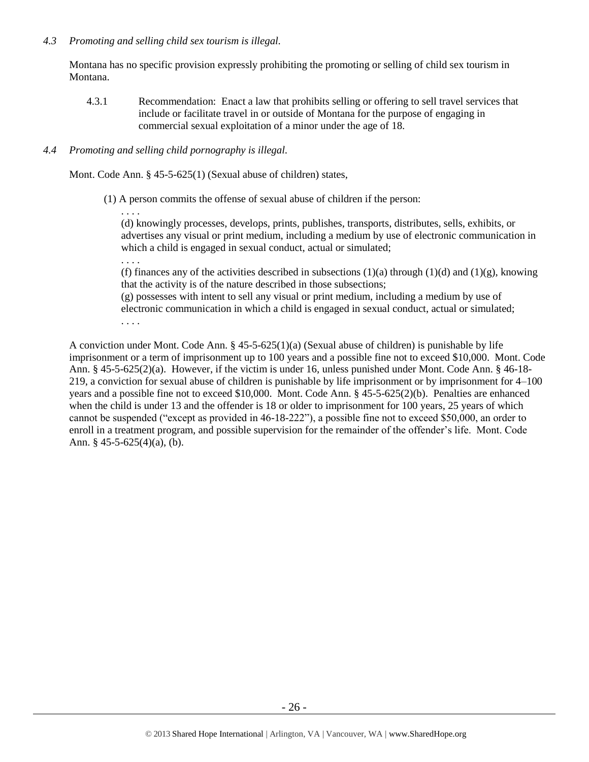*4.3 Promoting and selling child sex tourism is illegal.*

Montana has no specific provision expressly prohibiting the promoting or selling of child sex tourism in Montana.

4.3.1 Recommendation: Enact a law that prohibits selling or offering to sell travel services that include or facilitate travel in or outside of Montana for the purpose of engaging in commercial sexual exploitation of a minor under the age of 18.

*4.4 Promoting and selling child pornography is illegal.*

Mont. Code Ann. § 45-5-625(1) (Sexual abuse of children) states,

> (1) A person commits the offense of sexual abuse of children if the person:
>
> . . . .
>
> (d) knowingly processes, develops, prints, publishes, transports, distributes, sells, exhibits, or advertises any visual or print medium, including a medium by use of electronic communication in which a child is engaged in sexual conduct, actual or simulated;
>
> . . . .
>
> (f) finances any of the activities described in subsections (1)(a) through (1)(d) and (1)(g), knowing that the activity is of the nature described in those subsections;
>
> (g) possesses with intent to sell any visual or print medium, including a medium by use of electronic communication in which a child is engaged in sexual conduct, actual or simulated;
>
> . . . .

A conviction under Mont. Code Ann. § 45-5-625(1)(a) (Sexual abuse of children) is punishable by life imprisonment or a term of imprisonment up to 100 years and a possible fine not to exceed $10,000. Mont. Code Ann. § 45-5-625(2)(a). However, if the victim is under 16, unless punished under Mont. Code Ann. § 46-18-219, a conviction for sexual abuse of children is punishable by life imprisonment or by imprisonment for 4–100 years and a possible fine not to exceed $10,000. Mont. Code Ann. § 45-5-625(2)(b). Penalties are enhanced when the child is under 13 and the offender is 18 or older to imprisonment for 100 years, 25 years of which cannot be suspended ("except as provided in 46-18-222"), a possible fine not to exceed $50,000, an order to enroll in a treatment program, and possible supervision for the remainder of the offender's life. Mont. Code Ann. § 45-5-625(4)(a), (b).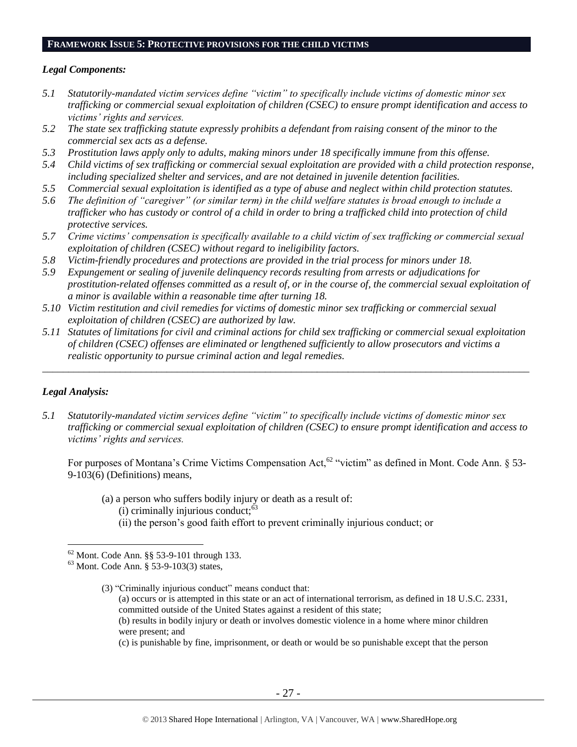## FRAMEWORK ISSUE 5: PROTECTIVE PROVISIONS FOR THE CHILD VICTIMS

### *Legal Components:*

*5.1 Statutorily-mandated victim services define "victim" to specifically include victims of domestic minor sex trafficking or commercial sexual exploitation of children (CSEC) to ensure prompt identification and access to victims' rights and services.*

*5.2 The state sex trafficking statute expressly prohibits a defendant from raising consent of the minor to the commercial sex acts as a defense.*

*5.3 Prostitution laws apply only to adults, making minors under 18 specifically immune from this offense.*

*5.4 Child victims of sex trafficking or commercial sexual exploitation are provided with a child protection response, including specialized shelter and services, and are not detained in juvenile detention facilities.*

*5.5 Commercial sexual exploitation is identified as a type of abuse and neglect within child protection statutes.*

*5.6 The definition of "caregiver" (or similar term) in the child welfare statutes is broad enough to include a trafficker who has custody or control of a child in order to bring a trafficked child into protection of child protective services.*

*5.7 Crime victims' compensation is specifically available to a child victim of sex trafficking or commercial sexual exploitation of children (CSEC) without regard to ineligibility factors.*

*5.8 Victim-friendly procedures and protections are provided in the trial process for minors under 18.*

*5.9 Expungement or sealing of juvenile delinquency records resulting from arrests or adjudications for prostitution-related offenses committed as a result of, or in the course of, the commercial sexual exploitation of a minor is available within a reasonable time after turning 18.*

*5.10 Victim restitution and civil remedies for victims of domestic minor sex trafficking or commercial sexual exploitation of children (CSEC) are authorized by law.*

*5.11 Statutes of limitations for civil and criminal actions for child sex trafficking or commercial sexual exploitation of children (CSEC) offenses are eliminated or lengthened sufficiently to allow prosecutors and victims a realistic opportunity to pursue criminal action and legal remedies.*

---

### *Legal Analysis:*

*5.1 Statutorily-mandated victim services define "victim" to specifically include victims of domestic minor sex trafficking or commercial sexual exploitation of children (CSEC) to ensure prompt identification and access to victims' rights and services.*

For purposes of Montana's Crime Victims Compensation Act,[62] "victim" as defined in Mont. Code Ann. § 53-9-103(6) (Definitions) means,

> (a) a person who suffers bodily injury or death as a result of:
> (i) criminally injurious conduct;[63]
> (ii) the person's good faith effort to prevent criminally injurious conduct; or

---

[62] Mont. Code Ann. §§ 53-9-101 through 133.

[63] Mont. Code Ann. § 53-9-103(3) states,

> (3) "Criminally injurious conduct" means conduct that:
> (a) occurs or is attempted in this state or an act of international terrorism, as defined in 18 U.S.C. 2331, committed outside of the United States against a resident of this state;
> (b) results in bodily injury or death or involves domestic violence in a home where minor children were present; and
> (c) is punishable by fine, imprisonment, or death or would be so punishable except that the person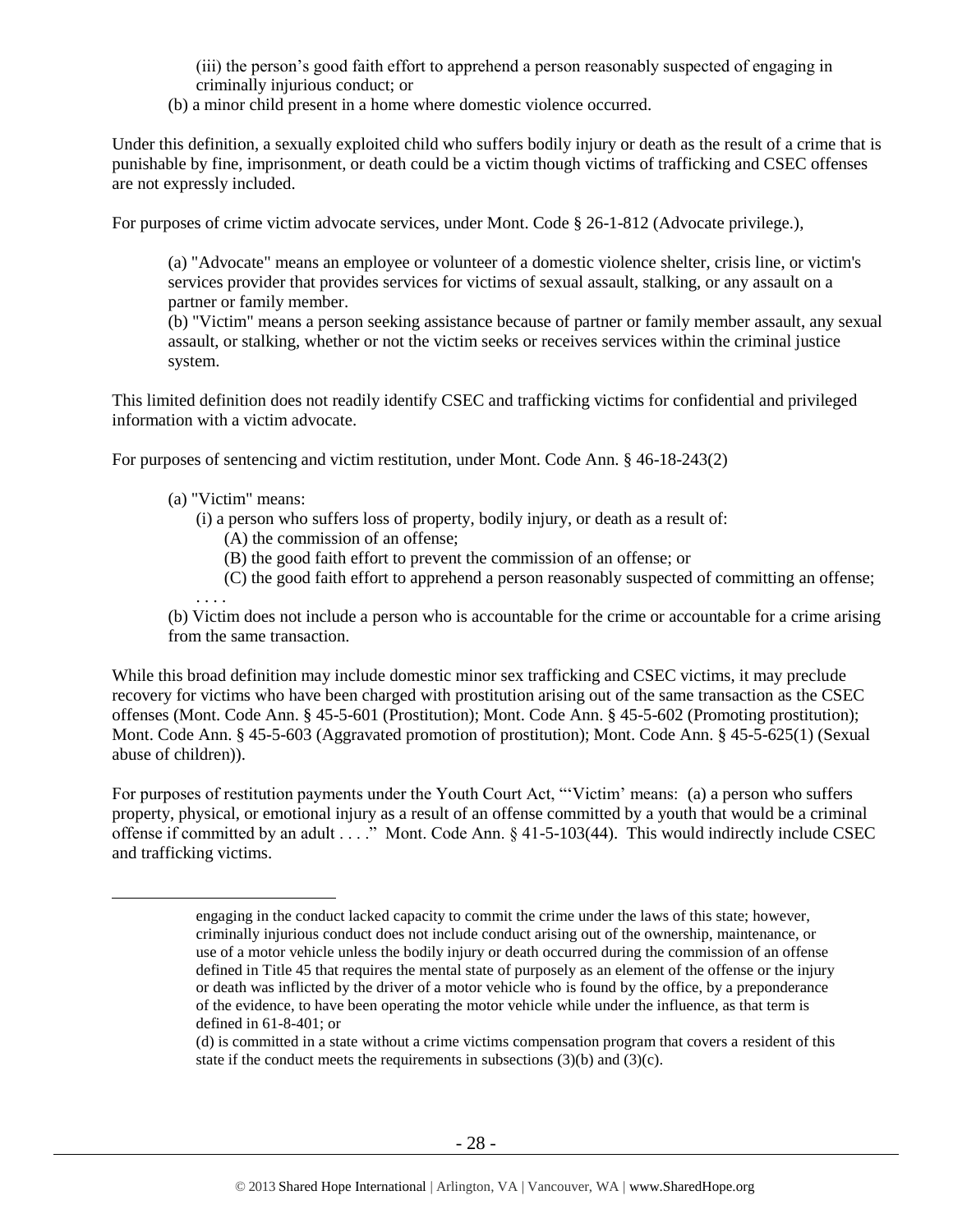(iii) the person's good faith effort to apprehend a person reasonably suspected of engaging in criminally injurious conduct; or

(b) a minor child present in a home where domestic violence occurred.

Under this definition, a sexually exploited child who suffers bodily injury or death as the result of a crime that is punishable by fine, imprisonment, or death could be a victim though victims of trafficking and CSEC offenses are not expressly included.

For purposes of crime victim advocate services, under Mont. Code § 26-1-812 (Advocate privilege.),

> (a) "Advocate" means an employee or volunteer of a domestic violence shelter, crisis line, or victim's services provider that provides services for victims of sexual assault, stalking, or any assault on a partner or family member.
>
> (b) "Victim" means a person seeking assistance because of partner or family member assault, any sexual assault, or stalking, whether or not the victim seeks or receives services within the criminal justice system.

This limited definition does not readily identify CSEC and trafficking victims for confidential and privileged information with a victim advocate.

For purposes of sentencing and victim restitution, under Mont. Code Ann. § 46-18-243(2)

> (a) "Victim" means:
>
> (i) a person who suffers loss of property, bodily injury, or death as a result of:
>
> (A) the commission of an offense;
>
> (B) the good faith effort to prevent the commission of an offense; or
>
> (C) the good faith effort to apprehend a person reasonably suspected of committing an offense;
>
> . . . .
>
> (b) Victim does not include a person who is accountable for the crime or accountable for a crime arising from the same transaction.

While this broad definition may include domestic minor sex trafficking and CSEC victims, it may preclude recovery for victims who have been charged with prostitution arising out of the same transaction as the CSEC offenses (Mont. Code Ann. § 45-5-601 (Prostitution); Mont. Code Ann. § 45-5-602 (Promoting prostitution); Mont. Code Ann. § 45-5-603 (Aggravated promotion of prostitution); Mont. Code Ann. § 45-5-625(1) (Sexual abuse of children)).

For purposes of restitution payments under the Youth Court Act, "'Victim' means: (a) a person who suffers property, physical, or emotional injury as a result of an offense committed by a youth that would be a criminal offense if committed by an adult . . . ." Mont. Code Ann. § 41-5-103(44). This would indirectly include CSEC and trafficking victims.

---

engaging in the conduct lacked capacity to commit the crime under the laws of this state; however, criminally injurious conduct does not include conduct arising out of the ownership, maintenance, or use of a motor vehicle unless the bodily injury or death occurred during the commission of an offense defined in Title 45 that requires the mental state of purposely as an element of the offense or the injury or death was inflicted by the driver of a motor vehicle who is found by the office, by a preponderance of the evidence, to have been operating the motor vehicle while under the influence, as that term is defined in 61-8-401; or

(d) is committed in a state without a crime victims compensation program that covers a resident of this state if the conduct meets the requirements in subsections (3)(b) and (3)(c).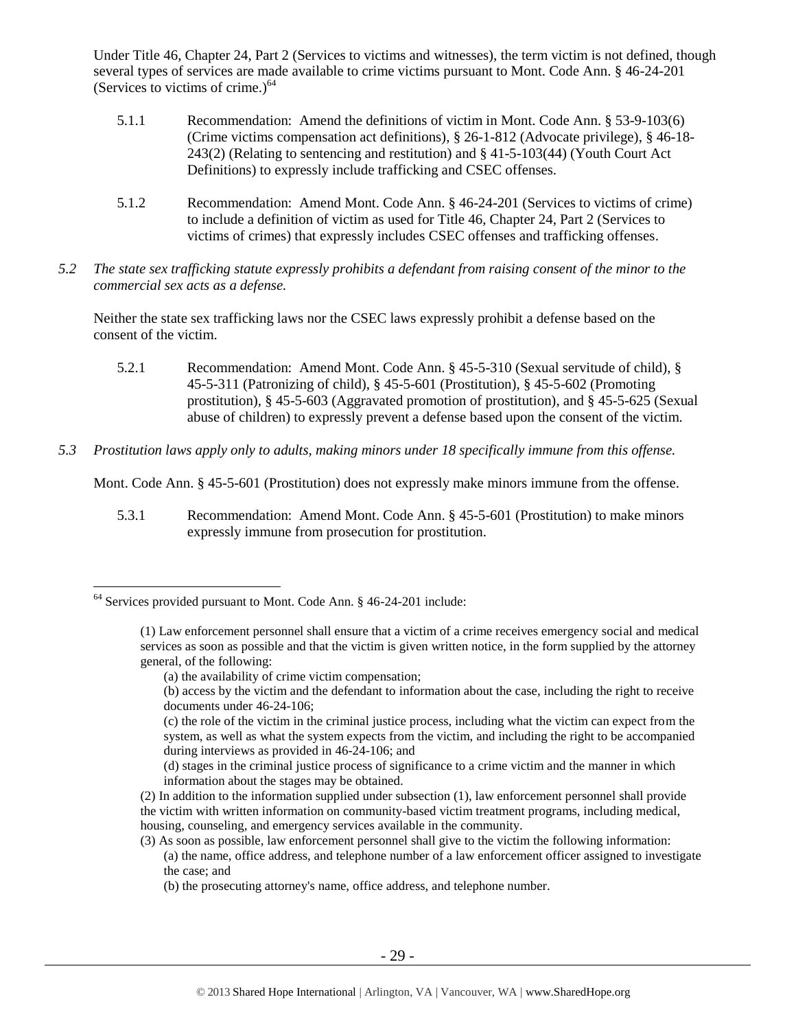Under Title 46, Chapter 24, Part 2 (Services to victims and witnesses), the term victim is not defined, though several types of services are made available to crime victims pursuant to Mont. Code Ann. § 46-24-201 (Services to victims of crime.)[64]

5.1.1 Recommendation: Amend the definitions of victim in Mont. Code Ann. § 53-9-103(6) (Crime victims compensation act definitions), § 26-1-812 (Advocate privilege), § 46-18-243(2) (Relating to sentencing and restitution) and § 41-5-103(44) (Youth Court Act Definitions) to expressly include trafficking and CSEC offenses.

5.1.2 Recommendation: Amend Mont. Code Ann. § 46-24-201 (Services to victims of crime) to include a definition of victim as used for Title 46, Chapter 24, Part 2 (Services to victims of crimes) that expressly includes CSEC offenses and trafficking offenses.

*5.2 The state sex trafficking statute expressly prohibits a defendant from raising consent of the minor to the commercial sex acts as a defense.*

Neither the state sex trafficking laws nor the CSEC laws expressly prohibit a defense based on the consent of the victim.

5.2.1 Recommendation: Amend Mont. Code Ann. § 45-5-310 (Sexual servitude of child), § 45-5-311 (Patronizing of child), § 45-5-601 (Prostitution), § 45-5-602 (Promoting prostitution), § 45-5-603 (Aggravated promotion of prostitution), and § 45-5-625 (Sexual abuse of children) to expressly prevent a defense based upon the consent of the victim.

*5.3 Prostitution laws apply only to adults, making minors under 18 specifically immune from this offense.*

Mont. Code Ann. § 45-5-601 (Prostitution) does not expressly make minors immune from the offense.

5.3.1 Recommendation: Amend Mont. Code Ann. § 45-5-601 (Prostitution) to make minors expressly immune from prosecution for prostitution.

---

[64] Services provided pursuant to Mont. Code Ann. § 46-24-201 include:

> (1) Law enforcement personnel shall ensure that a victim of a crime receives emergency social and medical services as soon as possible and that the victim is given written notice, in the form supplied by the attorney general, of the following:
>
> (a) the availability of crime victim compensation;
>
> (b) access by the victim and the defendant to information about the case, including the right to receive documents under 46-24-106;
>
> (c) the role of the victim in the criminal justice process, including what the victim can expect from the system, as well as what the system expects from the victim, and including the right to be accompanied during interviews as provided in 46-24-106; and
>
> (d) stages in the criminal justice process of significance to a crime victim and the manner in which information about the stages may be obtained.
>
> (2) In addition to the information supplied under subsection (1), law enforcement personnel shall provide the victim with written information on community-based victim treatment programs, including medical, housing, counseling, and emergency services available in the community.
>
> (3) As soon as possible, law enforcement personnel shall give to the victim the following information:
>
> (a) the name, office address, and telephone number of a law enforcement officer assigned to investigate the case; and
>
> (b) the prosecuting attorney's name, office address, and telephone number.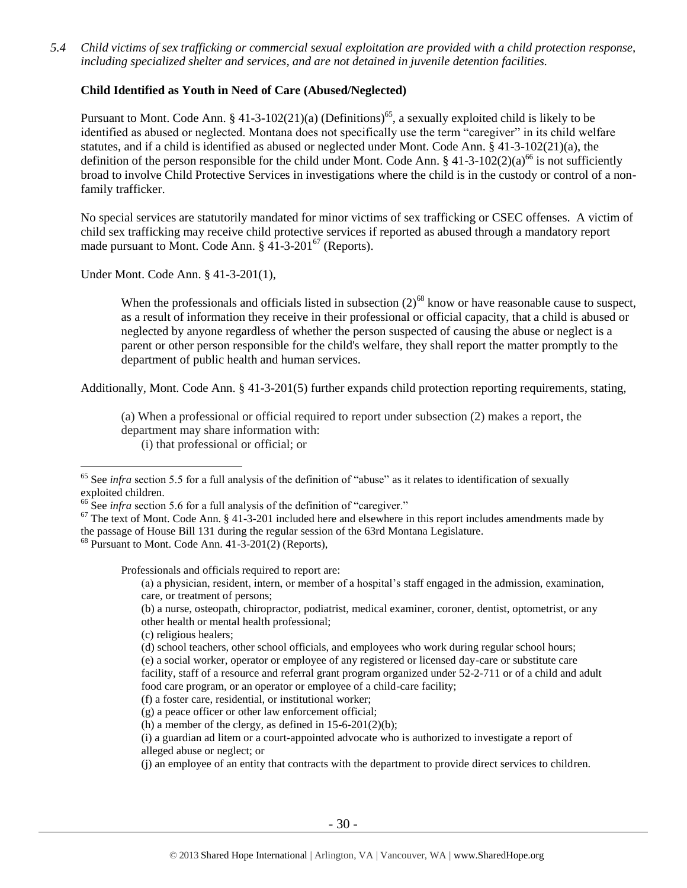*5.4 Child victims of sex trafficking or commercial sexual exploitation are provided with a child protection response, including specialized shelter and services, and are not detained in juvenile detention facilities.*

**Child Identified as Youth in Need of Care (Abused/Neglected)**

Pursuant to Mont. Code Ann. § 41-3-102(21)(a) (Definitions)[65], a sexually exploited child is likely to be identified as abused or neglected. Montana does not specifically use the term "caregiver" in its child welfare statutes, and if a child is identified as abused or neglected under Mont. Code Ann. § 41-3-102(21)(a), the definition of the person responsible for the child under Mont. Code Ann. § 41-3-102(2)(a)[66] is not sufficiently broad to involve Child Protective Services in investigations where the child is in the custody or control of a non-family trafficker.

No special services are statutorily mandated for minor victims of sex trafficking or CSEC offenses. A victim of child sex trafficking may receive child protective services if reported as abused through a mandatory report made pursuant to Mont. Code Ann. § 41-3-201[67] (Reports).

Under Mont. Code Ann. § 41-3-201(1),

> When the professionals and officials listed in subsection (2)[68] know or have reasonable cause to suspect, as a result of information they receive in their professional or official capacity, that a child is abused or neglected by anyone regardless of whether the person suspected of causing the abuse or neglect is a parent or other person responsible for the child's welfare, they shall report the matter promptly to the department of public health and human services.

Additionally, Mont. Code Ann. § 41-3-201(5) further expands child protection reporting requirements, stating,

> (a) When a professional or official required to report under subsection (2) makes a report, the department may share information with:
> (i) that professional or official; or

---

[65] See *infra* section 5.5 for a full analysis of the definition of "abuse" as it relates to identification of sexually exploited children.

[66] See *infra* section 5.6 for a full analysis of the definition of "caregiver."

[67] The text of Mont. Code Ann. § 41-3-201 included here and elsewhere in this report includes amendments made by the passage of House Bill 131 during the regular session of the 63rd Montana Legislature.

[68] Pursuant to Mont. Code Ann. 41-3-201(2) (Reports),

> Professionals and officials required to report are:
> (a) a physician, resident, intern, or member of a hospital's staff engaged in the admission, examination, care, or treatment of persons;
> (b) a nurse, osteopath, chiropractor, podiatrist, medical examiner, coroner, dentist, optometrist, or any other health or mental health professional;
> (c) religious healers;
> (d) school teachers, other school officials, and employees who work during regular school hours;
> (e) a social worker, operator or employee of any registered or licensed day-care or substitute care facility, staff of a resource and referral grant program organized under 52-2-711 or of a child and adult food care program, or an operator or employee of a child-care facility;
> (f) a foster care, residential, or institutional worker;
> (g) a peace officer or other law enforcement official;
> (h) a member of the clergy, as defined in 15-6-201(2)(b);
> (i) a guardian ad litem or a court-appointed advocate who is authorized to investigate a report of alleged abuse or neglect; or
> (j) an employee of an entity that contracts with the department to provide direct services to children.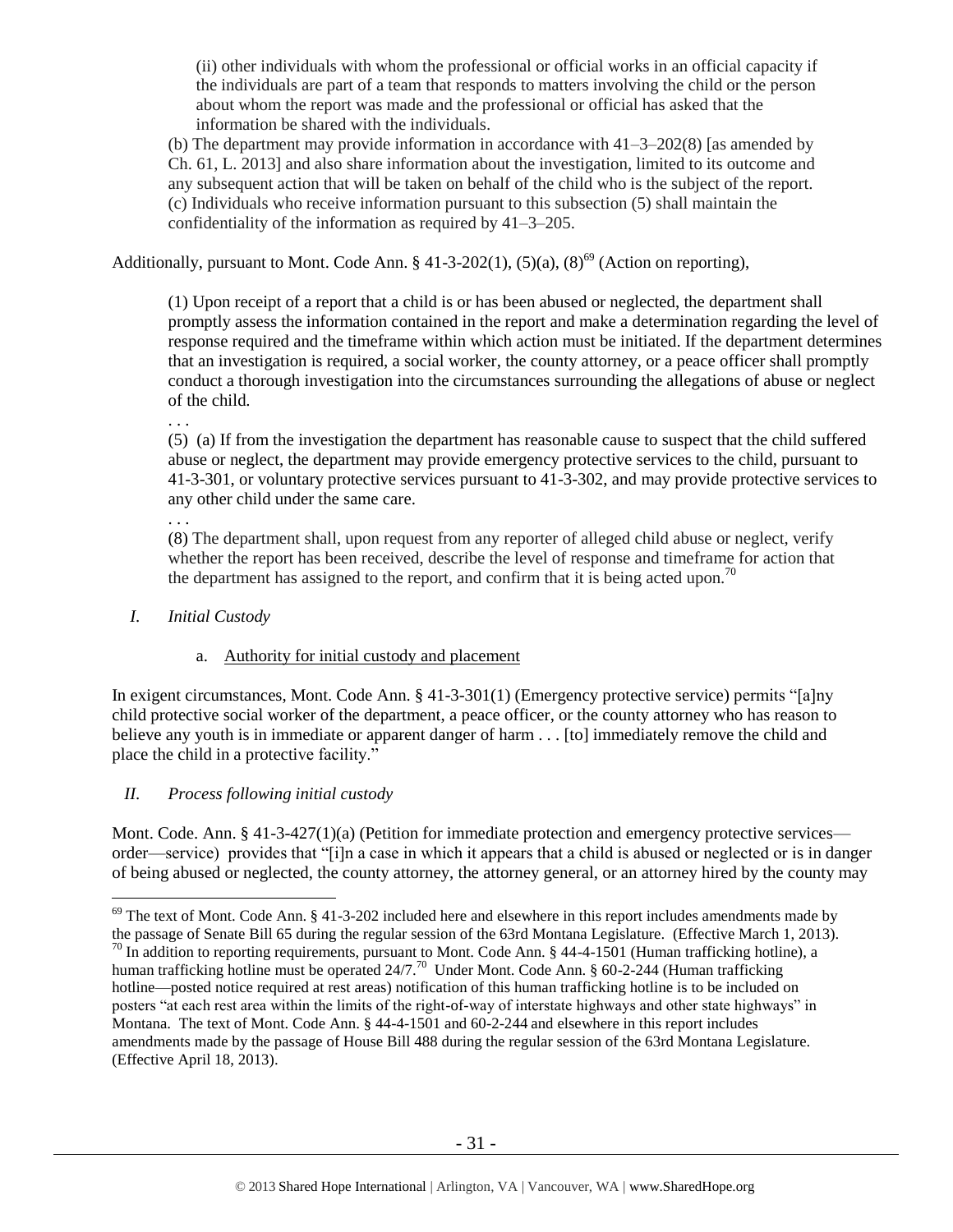(ii) other individuals with whom the professional or official works in an official capacity if the individuals are part of a team that responds to matters involving the child or the person about whom the report was made and the professional or official has asked that the information be shared with the individuals.

(b) The department may provide information in accordance with 41–3–202(8) [as amended by Ch. 61, L. 2013] and also share information about the investigation, limited to its outcome and any subsequent action that will be taken on behalf of the child who is the subject of the report.

(c) Individuals who receive information pursuant to this subsection (5) shall maintain the confidentiality of the information as required by 41–3–205.

Additionally, pursuant to Mont. Code Ann. § 41-3-202(1), (5)(a), (8)[69] (Action on reporting),

> (1) Upon receipt of a report that a child is or has been abused or neglected, the department shall promptly assess the information contained in the report and make a determination regarding the level of response required and the timeframe within which action must be initiated. If the department determines that an investigation is required, a social worker, the county attorney, or a peace officer shall promptly conduct a thorough investigation into the circumstances surrounding the allegations of abuse or neglect of the child.
>
> . . .
>
> (5) (a) If from the investigation the department has reasonable cause to suspect that the child suffered abuse or neglect, the department may provide emergency protective services to the child, pursuant to 41-3-301, or voluntary protective services pursuant to 41-3-302, and may provide protective services to any other child under the same care.
>
> . . .
>
> (8) The department shall, upon request from any reporter of alleged child abuse or neglect, verify whether the report has been received, describe the level of response and timeframe for action that the department has assigned to the report, and confirm that it is being acted upon.[70]

## *I. Initial Custody*

### a. Authority for initial custody and placement

In exigent circumstances, Mont. Code Ann. § 41-3-301(1) (Emergency protective service) permits "[a]ny child protective social worker of the department, a peace officer, or the county attorney who has reason to believe any youth is in immediate or apparent danger of harm . . . [to] immediately remove the child and place the child in a protective facility."

## *II. Process following initial custody*

Mont. Code. Ann. § 41-3-427(1)(a) (Petition for immediate protection and emergency protective services—order—service) provides that "[i]n a case in which it appears that a child is abused or neglected or is in danger of being abused or neglected, the county attorney, the attorney general, or an attorney hired by the county may

---

[69] The text of Mont. Code Ann. § 41-3-202 included here and elsewhere in this report includes amendments made by the passage of Senate Bill 65 during the regular session of the 63rd Montana Legislature. (Effective March 1, 2013).

[70] In addition to reporting requirements, pursuant to Mont. Code Ann. § 44-4-1501 (Human trafficking hotline), a human trafficking hotline must be operated 24/7.[70] Under Mont. Code Ann. § 60-2-244 (Human trafficking hotline—posted notice required at rest areas) notification of this human trafficking hotline is to be included on posters "at each rest area within the limits of the right-of-way of interstate highways and other state highways" in Montana. The text of Mont. Code Ann. § 44-4-1501 and 60-2-244 and elsewhere in this report includes amendments made by the passage of House Bill 488 during the regular session of the 63rd Montana Legislature. (Effective April 18, 2013).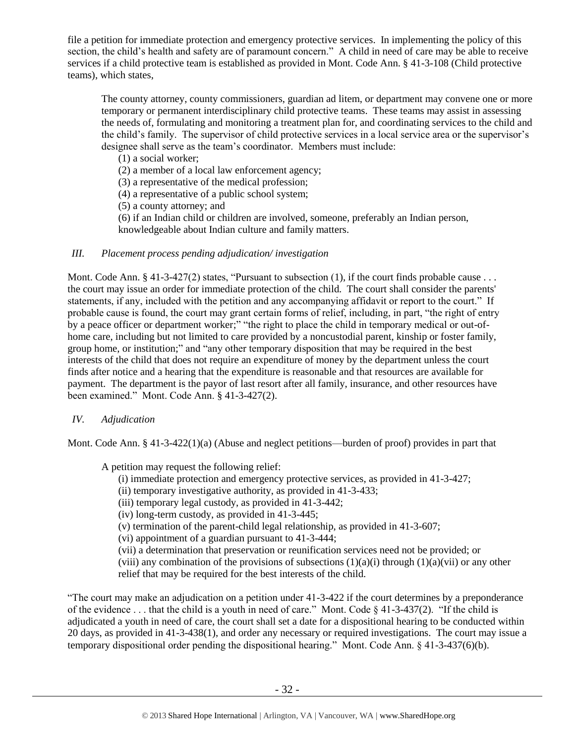file a petition for immediate protection and emergency protective services. In implementing the policy of this section, the child's health and safety are of paramount concern." A child in need of care may be able to receive services if a child protective team is established as provided in Mont. Code Ann. § 41-3-108 (Child protective teams), which states,

> The county attorney, county commissioners, guardian ad litem, or department may convene one or more temporary or permanent interdisciplinary child protective teams. These teams may assist in assessing the needs of, formulating and monitoring a treatment plan for, and coordinating services to the child and the child's family. The supervisor of child protective services in a local service area or the supervisor's designee shall serve as the team's coordinator. Members must include:
>
> (1) a social worker;
> (2) a member of a local law enforcement agency;
> (3) a representative of the medical profession;
> (4) a representative of a public school system;
> (5) a county attorney; and
> (6) if an Indian child or children are involved, someone, preferably an Indian person, knowledgeable about Indian culture and family matters.

### *III. Placement process pending adjudication/ investigation*

Mont. Code Ann. § 41-3-427(2) states, "Pursuant to subsection (1), if the court finds probable cause . . . the court may issue an order for immediate protection of the child. The court shall consider the parents' statements, if any, included with the petition and any accompanying affidavit or report to the court." If probable cause is found, the court may grant certain forms of relief, including, in part, "the right of entry by a peace officer or department worker;" "the right to place the child in temporary medical or out-of-home care, including but not limited to care provided by a noncustodial parent, kinship or foster family, group home, or institution;" and "any other temporary disposition that may be required in the best interests of the child that does not require an expenditure of money by the department unless the court finds after notice and a hearing that the expenditure is reasonable and that resources are available for payment. The department is the payor of last resort after all family, insurance, and other resources have been examined." Mont. Code Ann. § 41-3-427(2).

### *IV. Adjudication*

Mont. Code Ann. § 41-3-422(1)(a) (Abuse and neglect petitions—burden of proof) provides in part that

> A petition may request the following relief:
>
> (i) immediate protection and emergency protective services, as provided in 41-3-427;
> (ii) temporary investigative authority, as provided in 41-3-433;
> (iii) temporary legal custody, as provided in 41-3-442;
> (iv) long-term custody, as provided in 41-3-445;
> (v) termination of the parent-child legal relationship, as provided in 41-3-607;
> (vi) appointment of a guardian pursuant to 41-3-444;
> (vii) a determination that preservation or reunification services need not be provided; or
> (viii) any combination of the provisions of subsections (1)(a)(i) through (1)(a)(vii) or any other relief that may be required for the best interests of the child.

"The court may make an adjudication on a petition under 41-3-422 if the court determines by a preponderance of the evidence . . . that the child is a youth in need of care." Mont. Code § 41-3-437(2). "If the child is adjudicated a youth in need of care, the court shall set a date for a dispositional hearing to be conducted within 20 days, as provided in 41-3-438(1), and order any necessary or required investigations. The court may issue a temporary dispositional order pending the dispositional hearing." Mont. Code Ann. § 41-3-437(6)(b).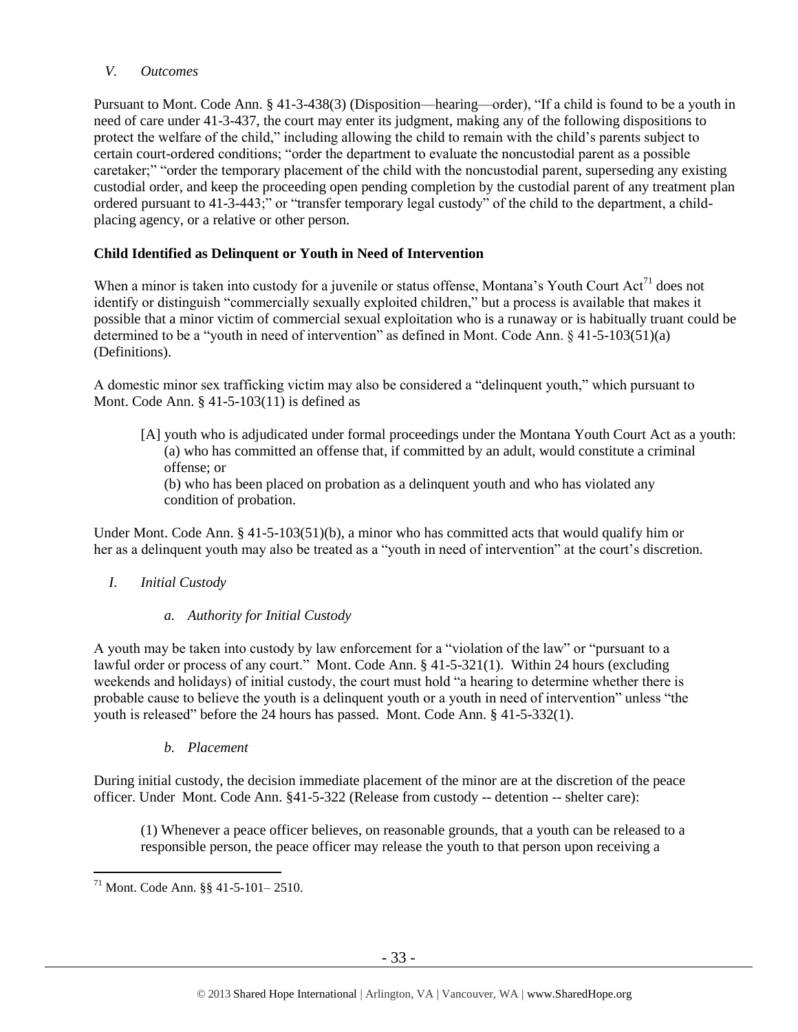*V. Outcomes*

Pursuant to Mont. Code Ann. § 41-3-438(3) (Disposition—hearing—order), "If a child is found to be a youth in need of care under 41-3-437, the court may enter its judgment, making any of the following dispositions to protect the welfare of the child," including allowing the child to remain with the child's parents subject to certain court-ordered conditions; "order the department to evaluate the noncustodial parent as a possible caretaker;" "order the temporary placement of the child with the noncustodial parent, superseding any existing custodial order, and keep the proceeding open pending completion by the custodial parent of any treatment plan ordered pursuant to 41-3-443;" or "transfer temporary legal custody" of the child to the department, a child-placing agency, or a relative or other person.

**Child Identified as Delinquent or Youth in Need of Intervention**

When a minor is taken into custody for a juvenile or status offense, Montana's Youth Court Act[71] does not identify or distinguish "commercially sexually exploited children," but a process is available that makes it possible that a minor victim of commercial sexual exploitation who is a runaway or is habitually truant could be determined to be a "youth in need of intervention" as defined in Mont. Code Ann. § 41-5-103(51)(a) (Definitions).

A domestic minor sex trafficking victim may also be considered a "delinquent youth," which pursuant to Mont. Code Ann. § 41-5-103(11) is defined as

> [A] youth who is adjudicated under formal proceedings under the Montana Youth Court Act as a youth:
> (a) who has committed an offense that, if committed by an adult, would constitute a criminal offense; or
> (b) who has been placed on probation as a delinquent youth and who has violated any condition of probation.

Under Mont. Code Ann. § 41-5-103(51)(b), a minor who has committed acts that would qualify him or her as a delinquent youth may also be treated as a "youth in need of intervention" at the court's discretion.

*I. Initial Custody*

*a. Authority for Initial Custody*

A youth may be taken into custody by law enforcement for a "violation of the law" or "pursuant to a lawful order or process of any court." Mont. Code Ann. § 41-5-321(1). Within 24 hours (excluding weekends and holidays) of initial custody, the court must hold "a hearing to determine whether there is probable cause to believe the youth is a delinquent youth or a youth in need of intervention" unless "the youth is released" before the 24 hours has passed. Mont. Code Ann. § 41-5-332(1).

*b. Placement*

During initial custody, the decision immediate placement of the minor are at the discretion of the peace officer. Under Mont. Code Ann. §41-5-322 (Release from custody -- detention -- shelter care):

> (1) Whenever a peace officer believes, on reasonable grounds, that a youth can be released to a responsible person, the peace officer may release the youth to that person upon receiving a

[71] Mont. Code Ann. §§ 41-5-101– 2510.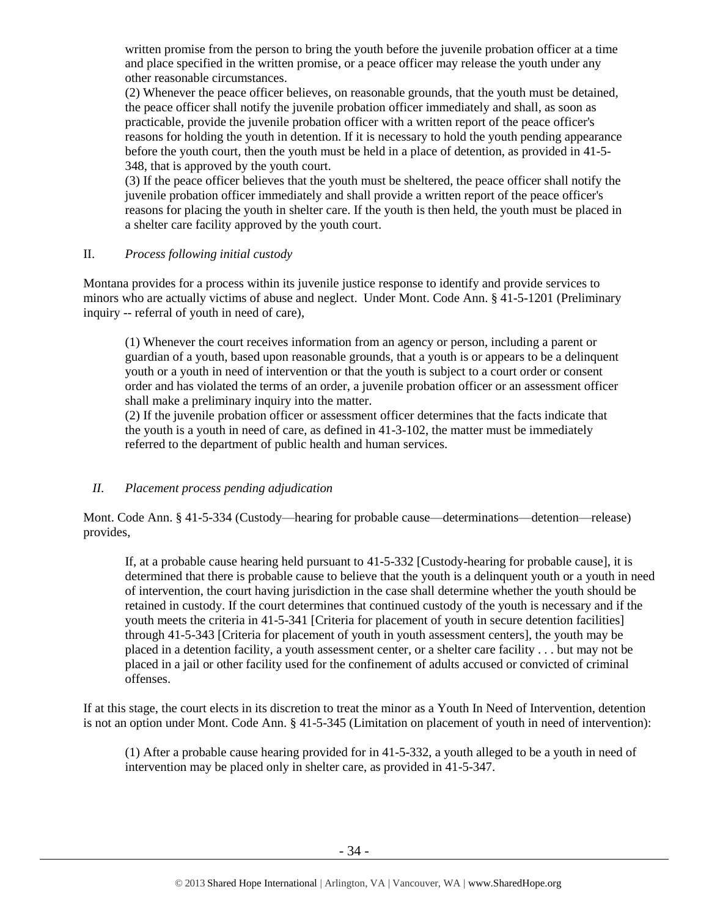written promise from the person to bring the youth before the juvenile probation officer at a time and place specified in the written promise, or a peace officer may release the youth under any other reasonable circumstances.

(2) Whenever the peace officer believes, on reasonable grounds, that the youth must be detained, the peace officer shall notify the juvenile probation officer immediately and shall, as soon as practicable, provide the juvenile probation officer with a written report of the peace officer's reasons for holding the youth in detention. If it is necessary to hold the youth pending appearance before the youth court, then the youth must be held in a place of detention, as provided in 41-5-348, that is approved by the youth court.

(3) If the peace officer believes that the youth must be sheltered, the peace officer shall notify the juvenile probation officer immediately and shall provide a written report of the peace officer's reasons for placing the youth in shelter care. If the youth is then held, the youth must be placed in a shelter care facility approved by the youth court.

II. *Process following initial custody*

Montana provides for a process within its juvenile justice response to identify and provide services to minors who are actually victims of abuse and neglect. Under Mont. Code Ann. § 41-5-1201 (Preliminary inquiry -- referral of youth in need of care),

> (1) Whenever the court receives information from an agency or person, including a parent or guardian of a youth, based upon reasonable grounds, that a youth is or appears to be a delinquent youth or a youth in need of intervention or that the youth is subject to a court order or consent order and has violated the terms of an order, a juvenile probation officer or an assessment officer shall make a preliminary inquiry into the matter.
>
> (2) If the juvenile probation officer or assessment officer determines that the facts indicate that the youth is a youth in need of care, as defined in 41-3-102, the matter must be immediately referred to the department of public health and human services.

*II. Placement process pending adjudication*

Mont. Code Ann. § 41-5-334 (Custody—hearing for probable cause—determinations—detention—release) provides,

> If, at a probable cause hearing held pursuant to 41-5-332 [Custody-hearing for probable cause], it is determined that there is probable cause to believe that the youth is a delinquent youth or a youth in need of intervention, the court having jurisdiction in the case shall determine whether the youth should be retained in custody. If the court determines that continued custody of the youth is necessary and if the youth meets the criteria in 41-5-341 [Criteria for placement of youth in secure detention facilities] through 41-5-343 [Criteria for placement of youth in youth assessment centers], the youth may be placed in a detention facility, a youth assessment center, or a shelter care facility . . . but may not be placed in a jail or other facility used for the confinement of adults accused or convicted of criminal offenses.

If at this stage, the court elects in its discretion to treat the minor as a Youth In Need of Intervention, detention is not an option under Mont. Code Ann. § 41-5-345 (Limitation on placement of youth in need of intervention):

> (1) After a probable cause hearing provided for in 41-5-332, a youth alleged to be a youth in need of intervention may be placed only in shelter care, as provided in 41-5-347.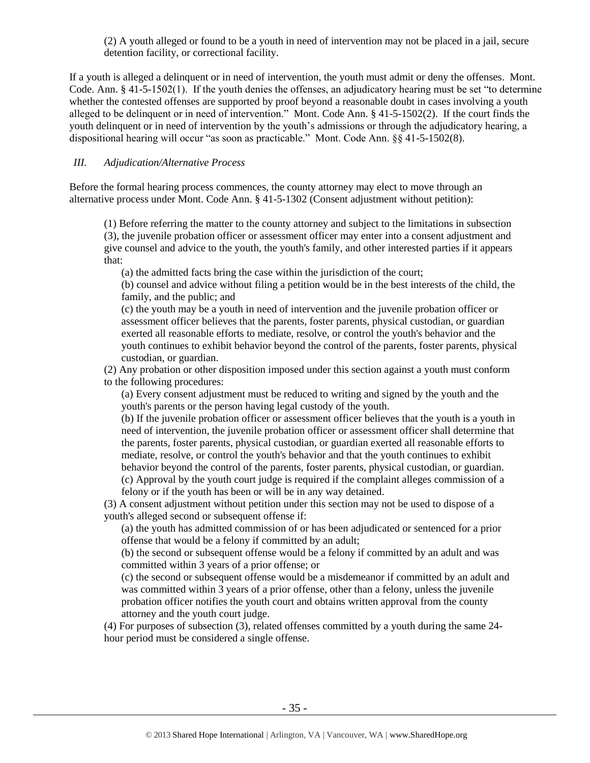> (2) A youth alleged or found to be a youth in need of intervention may not be placed in a jail, secure detention facility, or correctional facility.

If a youth is alleged a delinquent or in need of intervention, the youth must admit or deny the offenses. Mont. Code. Ann. § 41-5-1502(1). If the youth denies the offenses, an adjudicatory hearing must be set "to determine whether the contested offenses are supported by proof beyond a reasonable doubt in cases involving a youth alleged to be delinquent or in need of intervention." Mont. Code Ann. § 41-5-1502(2). If the court finds the youth delinquent or in need of intervention by the youth's admissions or through the adjudicatory hearing, a dispositional hearing will occur "as soon as practicable." Mont. Code Ann. §§ 41-5-1502(8).

### *III. Adjudication/Alternative Process*

Before the formal hearing process commences, the county attorney may elect to move through an alternative process under Mont. Code Ann. § 41-5-1302 (Consent adjustment without petition):

> (1) Before referring the matter to the county attorney and subject to the limitations in subsection (3), the juvenile probation officer or assessment officer may enter into a consent adjustment and give counsel and advice to the youth, the youth's family, and other interested parties if it appears that:
>
> (a) the admitted facts bring the case within the jurisdiction of the court;
>
> (b) counsel and advice without filing a petition would be in the best interests of the child, the family, and the public; and
>
> (c) the youth may be a youth in need of intervention and the juvenile probation officer or assessment officer believes that the parents, foster parents, physical custodian, or guardian exerted all reasonable efforts to mediate, resolve, or control the youth's behavior and the youth continues to exhibit behavior beyond the control of the parents, foster parents, physical custodian, or guardian.
>
> (2) Any probation or other disposition imposed under this section against a youth must conform to the following procedures:
>
> (a) Every consent adjustment must be reduced to writing and signed by the youth and the youth's parents or the person having legal custody of the youth.
>
> (b) If the juvenile probation officer or assessment officer believes that the youth is a youth in need of intervention, the juvenile probation officer or assessment officer shall determine that the parents, foster parents, physical custodian, or guardian exerted all reasonable efforts to mediate, resolve, or control the youth's behavior and that the youth continues to exhibit behavior beyond the control of the parents, foster parents, physical custodian, or guardian.
>
> (c) Approval by the youth court judge is required if the complaint alleges commission of a felony or if the youth has been or will be in any way detained.
>
> (3) A consent adjustment without petition under this section may not be used to dispose of a youth's alleged second or subsequent offense if:
>
> (a) the youth has admitted commission of or has been adjudicated or sentenced for a prior offense that would be a felony if committed by an adult;
>
> (b) the second or subsequent offense would be a felony if committed by an adult and was committed within 3 years of a prior offense; or
>
> (c) the second or subsequent offense would be a misdemeanor if committed by an adult and was committed within 3 years of a prior offense, other than a felony, unless the juvenile probation officer notifies the youth court and obtains written approval from the county attorney and the youth court judge.
>
> (4) For purposes of subsection (3), related offenses committed by a youth during the same 24-hour period must be considered a single offense.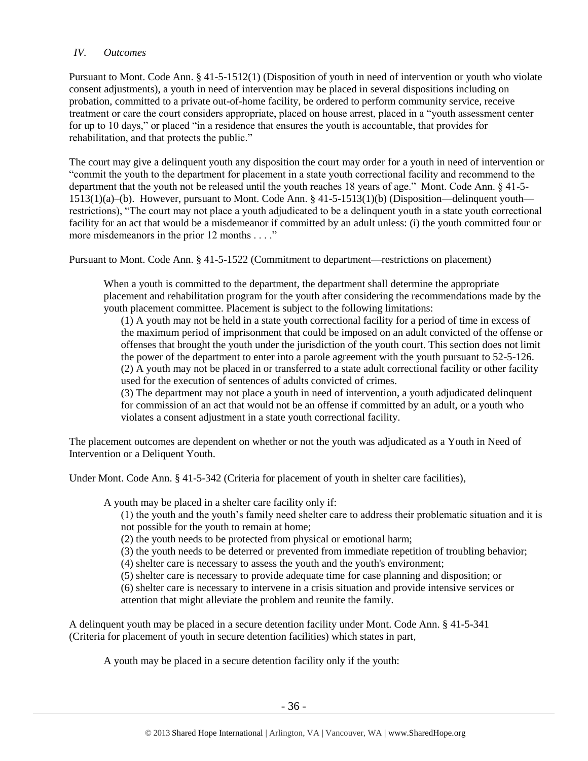*IV. Outcomes*

Pursuant to Mont. Code Ann. § 41-5-1512(1) (Disposition of youth in need of intervention or youth who violate consent adjustments), a youth in need of intervention may be placed in several dispositions including on probation, committed to a private out-of-home facility, be ordered to perform community service, receive treatment or care the court considers appropriate, placed on house arrest, placed in a "youth assessment center for up to 10 days," or placed "in a residence that ensures the youth is accountable, that provides for rehabilitation, and that protects the public."

The court may give a delinquent youth any disposition the court may order for a youth in need of intervention or "commit the youth to the department for placement in a state youth correctional facility and recommend to the department that the youth not be released until the youth reaches 18 years of age." Mont. Code Ann. § 41-5-1513(1)(a)–(b). However, pursuant to Mont. Code Ann. § 41-5-1513(1)(b) (Disposition—delinquent youth—restrictions), "The court may not place a youth adjudicated to be a delinquent youth in a state youth correctional facility for an act that would be a misdemeanor if committed by an adult unless: (i) the youth committed four or more misdemeanors in the prior 12 months . . . ."

Pursuant to Mont. Code Ann. § 41-5-1522 (Commitment to department—restrictions on placement)

> When a youth is committed to the department, the department shall determine the appropriate placement and rehabilitation program for the youth after considering the recommendations made by the youth placement committee. Placement is subject to the following limitations:
>
> (1) A youth may not be held in a state youth correctional facility for a period of time in excess of the maximum period of imprisonment that could be imposed on an adult convicted of the offense or offenses that brought the youth under the jurisdiction of the youth court. This section does not limit the power of the department to enter into a parole agreement with the youth pursuant to 52-5-126.
> (2) A youth may not be placed in or transferred to a state adult correctional facility or other facility used for the execution of sentences of adults convicted of crimes.
> (3) The department may not place a youth in need of intervention, a youth adjudicated delinquent for commission of an act that would not be an offense if committed by an adult, or a youth who violates a consent adjustment in a state youth correctional facility.

The placement outcomes are dependent on whether or not the youth was adjudicated as a Youth in Need of Intervention or a Deliquent Youth.

Under Mont. Code Ann. § 41-5-342 (Criteria for placement of youth in shelter care facilities),

> A youth may be placed in a shelter care facility only if:
>
> (1) the youth and the youth's family need shelter care to address their problematic situation and it is not possible for the youth to remain at home;
> (2) the youth needs to be protected from physical or emotional harm;
> (3) the youth needs to be deterred or prevented from immediate repetition of troubling behavior;
> (4) shelter care is necessary to assess the youth and the youth's environment;
> (5) shelter care is necessary to provide adequate time for case planning and disposition; or
> (6) shelter care is necessary to intervene in a crisis situation and provide intensive services or attention that might alleviate the problem and reunite the family.

A delinquent youth may be placed in a secure detention facility under Mont. Code Ann. § 41-5-341 (Criteria for placement of youth in secure detention facilities) which states in part,

> A youth may be placed in a secure detention facility only if the youth: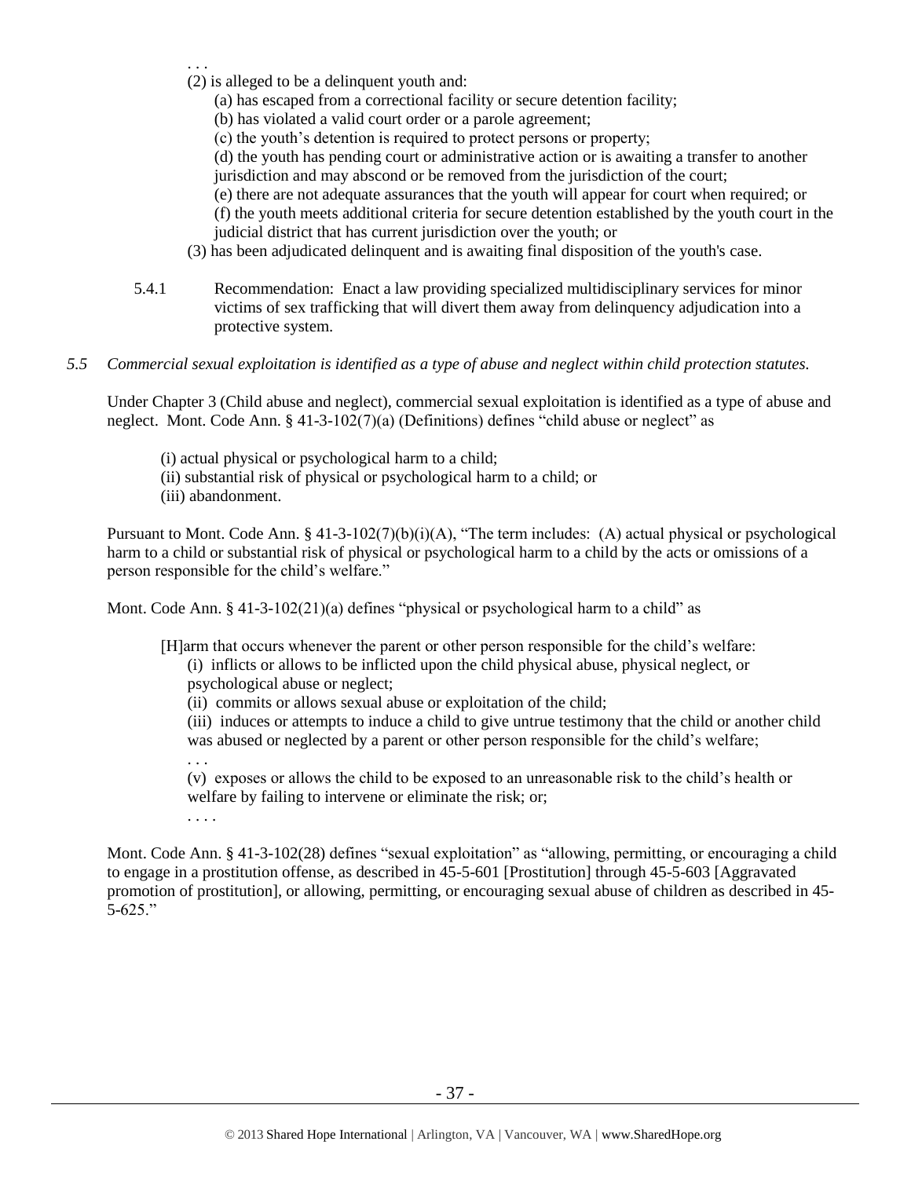. . .

(2) is alleged to be a delinquent youth and:

(a) has escaped from a correctional facility or secure detention facility;

(b) has violated a valid court order or a parole agreement;

(c) the youth's detention is required to protect persons or property;

(d) the youth has pending court or administrative action or is awaiting a transfer to another jurisdiction and may abscond or be removed from the jurisdiction of the court;

(e) there are not adequate assurances that the youth will appear for court when required; or

(f) the youth meets additional criteria for secure detention established by the youth court in the judicial district that has current jurisdiction over the youth; or

(3) has been adjudicated delinquent and is awaiting final disposition of the youth's case.

5.4.1 Recommendation: Enact a law providing specialized multidisciplinary services for minor victims of sex trafficking that will divert them away from delinquency adjudication into a protective system.

*5.5 Commercial sexual exploitation is identified as a type of abuse and neglect within child protection statutes.*

Under Chapter 3 (Child abuse and neglect), commercial sexual exploitation is identified as a type of abuse and neglect. Mont. Code Ann. § 41-3-102(7)(a) (Definitions) defines "child abuse or neglect" as

(i) actual physical or psychological harm to a child;
(ii) substantial risk of physical or psychological harm to a child; or
(iii) abandonment.

Pursuant to Mont. Code Ann. § 41-3-102(7)(b)(i)(A), "The term includes: (A) actual physical or psychological harm to a child or substantial risk of physical or psychological harm to a child by the acts or omissions of a person responsible for the child's welfare."

Mont. Code Ann. § 41-3-102(21)(a) defines "physical or psychological harm to a child" as

[H]arm that occurs whenever the parent or other person responsible for the child's welfare:

(i) inflicts or allows to be inflicted upon the child physical abuse, physical neglect, or psychological abuse or neglect;

(ii) commits or allows sexual abuse or exploitation of the child;

(iii) induces or attempts to induce a child to give untrue testimony that the child or another child was abused or neglected by a parent or other person responsible for the child's welfare;

. . .

(v) exposes or allows the child to be exposed to an unreasonable risk to the child's health or welfare by failing to intervene or eliminate the risk; or;

. . . .

Mont. Code Ann. § 41-3-102(28) defines "sexual exploitation" as "allowing, permitting, or encouraging a child to engage in a prostitution offense, as described in 45-5-601 [Prostitution] through 45-5-603 [Aggravated promotion of prostitution], or allowing, permitting, or encouraging sexual abuse of children as described in 45-5-625."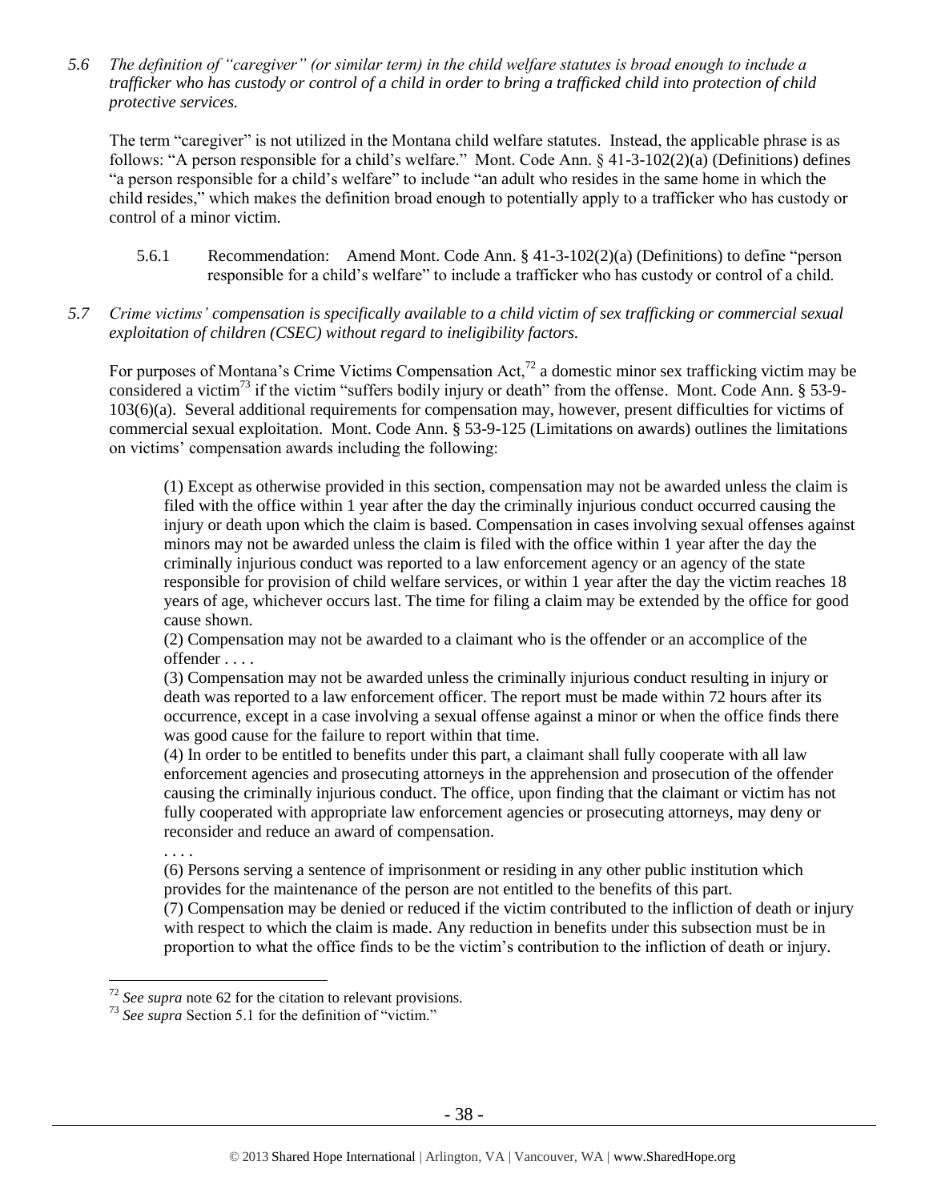*5.6 The definition of "caregiver" (or similar term) in the child welfare statutes is broad enough to include a trafficker who has custody or control of a child in order to bring a trafficked child into protection of child protective services.*

The term "caregiver" is not utilized in the Montana child welfare statutes. Instead, the applicable phrase is as follows: "A person responsible for a child's welfare." Mont. Code Ann. § 41-3-102(2)(a) (Definitions) defines "a person responsible for a child's welfare" to include "an adult who resides in the same home in which the child resides," which makes the definition broad enough to potentially apply to a trafficker who has custody or control of a minor victim.

5.6.1 Recommendation: Amend Mont. Code Ann. § 41-3-102(2)(a) (Definitions) to define "person responsible for a child's welfare" to include a trafficker who has custody or control of a child.

*5.7 Crime victims' compensation is specifically available to a child victim of sex trafficking or commercial sexual exploitation of children (CSEC) without regard to ineligibility factors.*

For purposes of Montana's Crime Victims Compensation Act,[72] a domestic minor sex trafficking victim may be considered a victim[73] if the victim "suffers bodily injury or death" from the offense. Mont. Code Ann. § 53-9-103(6)(a). Several additional requirements for compensation may, however, present difficulties for victims of commercial sexual exploitation. Mont. Code Ann. § 53-9-125 (Limitations on awards) outlines the limitations on victims' compensation awards including the following:

> (1) Except as otherwise provided in this section, compensation may not be awarded unless the claim is filed with the office within 1 year after the day the criminally injurious conduct occurred causing the injury or death upon which the claim is based. Compensation in cases involving sexual offenses against minors may not be awarded unless the claim is filed with the office within 1 year after the day the criminally injurious conduct was reported to a law enforcement agency or an agency of the state responsible for provision of child welfare services, or within 1 year after the day the victim reaches 18 years of age, whichever occurs last. The time for filing a claim may be extended by the office for good cause shown.
>
> (2) Compensation may not be awarded to a claimant who is the offender or an accomplice of the offender . . . .
>
> (3) Compensation may not be awarded unless the criminally injurious conduct resulting in injury or death was reported to a law enforcement officer. The report must be made within 72 hours after its occurrence, except in a case involving a sexual offense against a minor or when the office finds there was good cause for the failure to report within that time.
>
> (4) In order to be entitled to benefits under this part, a claimant shall fully cooperate with all law enforcement agencies and prosecuting attorneys in the apprehension and prosecution of the offender causing the criminally injurious conduct. The office, upon finding that the claimant or victim has not fully cooperated with appropriate law enforcement agencies or prosecuting attorneys, may deny or reconsider and reduce an award of compensation.
>
> . . . .
>
> (6) Persons serving a sentence of imprisonment or residing in any other public institution which provides for the maintenance of the person are not entitled to the benefits of this part.
>
> (7) Compensation may be denied or reduced if the victim contributed to the infliction of death or injury with respect to which the claim is made. Any reduction in benefits under this subsection must be in proportion to what the office finds to be the victim's contribution to the infliction of death or injury.

---

[72] *See supra* note 62 for the citation to relevant provisions.

[73] *See supra* Section 5.1 for the definition of "victim."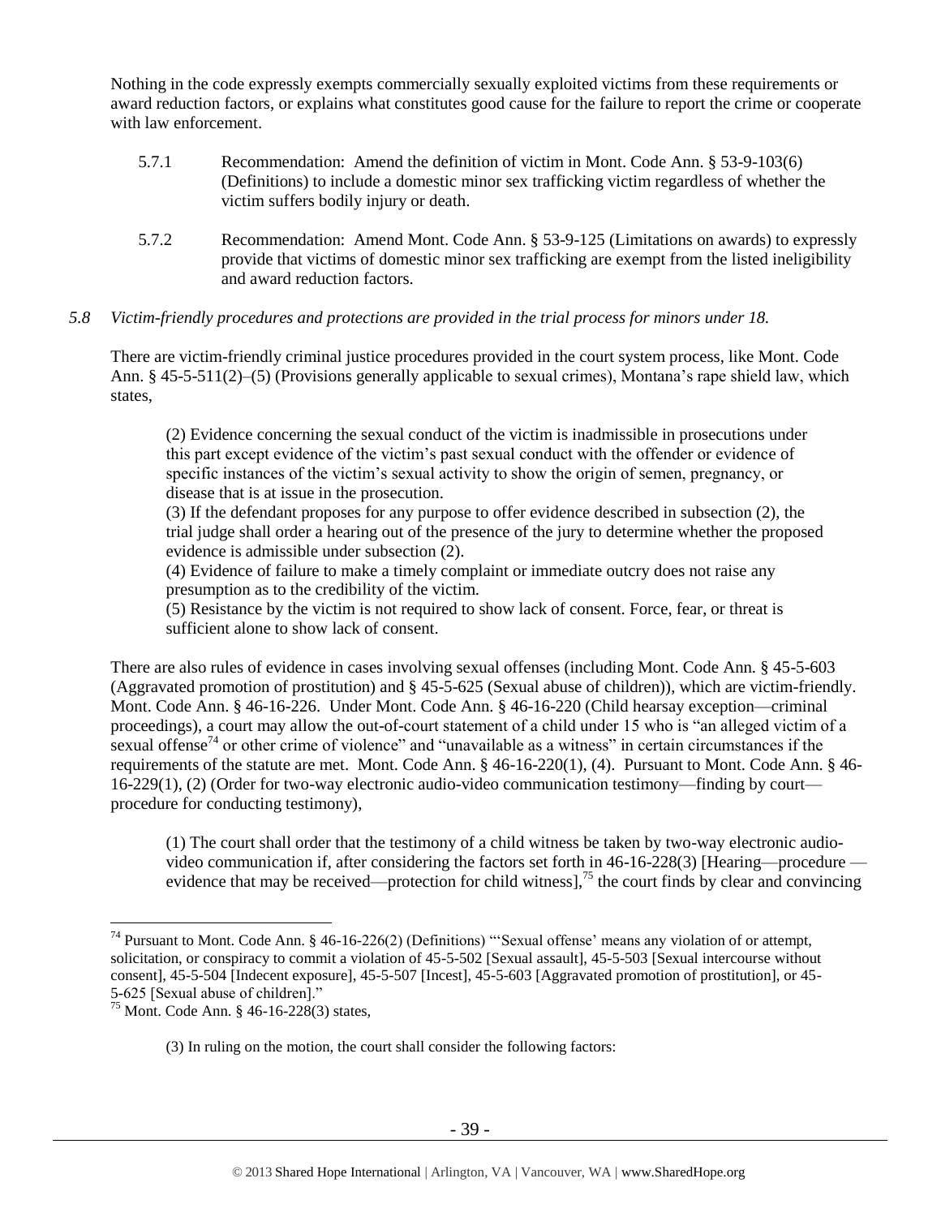Nothing in the code expressly exempts commercially sexually exploited victims from these requirements or award reduction factors, or explains what constitutes good cause for the failure to report the crime or cooperate with law enforcement.

5.7.1 Recommendation: Amend the definition of victim in Mont. Code Ann. § 53-9-103(6) (Definitions) to include a domestic minor sex trafficking victim regardless of whether the victim suffers bodily injury or death.

5.7.2 Recommendation: Amend Mont. Code Ann. § 53-9-125 (Limitations on awards) to expressly provide that victims of domestic minor sex trafficking are exempt from the listed ineligibility and award reduction factors.

*5.8 Victim-friendly procedures and protections are provided in the trial process for minors under 18.*

There are victim-friendly criminal justice procedures provided in the court system process, like Mont. Code Ann. § 45-5-511(2)–(5) (Provisions generally applicable to sexual crimes), Montana's rape shield law, which states,

> (2) Evidence concerning the sexual conduct of the victim is inadmissible in prosecutions under this part except evidence of the victim's past sexual conduct with the offender or evidence of specific instances of the victim's sexual activity to show the origin of semen, pregnancy, or disease that is at issue in the prosecution.
>
> (3) If the defendant proposes for any purpose to offer evidence described in subsection (2), the trial judge shall order a hearing out of the presence of the jury to determine whether the proposed evidence is admissible under subsection (2).
>
> (4) Evidence of failure to make a timely complaint or immediate outcry does not raise any presumption as to the credibility of the victim.
>
> (5) Resistance by the victim is not required to show lack of consent. Force, fear, or threat is sufficient alone to show lack of consent.

There are also rules of evidence in cases involving sexual offenses (including Mont. Code Ann. § 45-5-603 (Aggravated promotion of prostitution) and § 45-5-625 (Sexual abuse of children)), which are victim-friendly. Mont. Code Ann. § 46-16-226. Under Mont. Code Ann. § 46-16-220 (Child hearsay exception—criminal proceedings), a court may allow the out-of-court statement of a child under 15 who is "an alleged victim of a sexual offense[74] or other crime of violence" and "unavailable as a witness" in certain circumstances if the requirements of the statute are met. Mont. Code Ann. § 46-16-220(1), (4). Pursuant to Mont. Code Ann. § 46-16-229(1), (2) (Order for two-way electronic audio-video communication testimony—finding by court—procedure for conducting testimony),

> (1) The court shall order that the testimony of a child witness be taken by two-way electronic audio-video communication if, after considering the factors set forth in 46-16-228(3) [Hearing—procedure —evidence that may be received—protection for child witness],[75] the court finds by clear and convincing

---

[74] Pursuant to Mont. Code Ann. § 46-16-226(2) (Definitions) "'Sexual offense' means any violation of or attempt, solicitation, or conspiracy to commit a violation of 45-5-502 [Sexual assault], 45-5-503 [Sexual intercourse without consent], 45-5-504 [Indecent exposure], 45-5-507 [Incest], 45-5-603 [Aggravated promotion of prostitution], or 45-5-625 [Sexual abuse of children]."

[75] Mont. Code Ann. § 46-16-228(3) states,

> (3) In ruling on the motion, the court shall consider the following factors: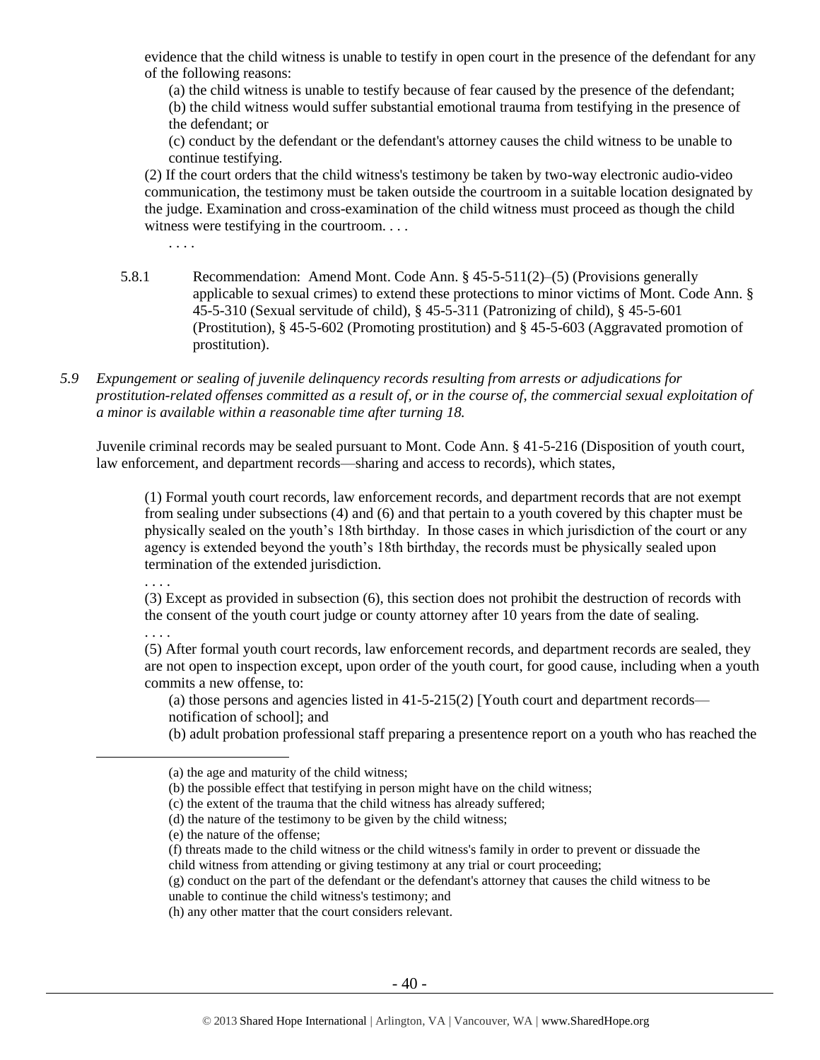evidence that the child witness is unable to testify in open court in the presence of the defendant for any of the following reasons:

> (a) the child witness is unable to testify because of fear caused by the presence of the defendant;
>
> (b) the child witness would suffer substantial emotional trauma from testifying in the presence of the defendant; or
>
> (c) conduct by the defendant or the defendant's attorney causes the child witness to be unable to continue testifying.

(2) If the court orders that the child witness's testimony be taken by two-way electronic audio-video communication, the testimony must be taken outside the courtroom in a suitable location designated by the judge. Examination and cross-examination of the child witness must proceed as though the child witness were testifying in the courtroom. . . .

. . . .

5.8.1 Recommendation: Amend Mont. Code Ann. § 45-5-511(2)–(5) (Provisions generally applicable to sexual crimes) to extend these protections to minor victims of Mont. Code Ann. § 45-5-310 (Sexual servitude of child), § 45-5-311 (Patronizing of child), § 45-5-601 (Prostitution), § 45-5-602 (Promoting prostitution) and § 45-5-603 (Aggravated promotion of prostitution).

*5.9 Expungement or sealing of juvenile delinquency records resulting from arrests or adjudications for prostitution-related offenses committed as a result of, or in the course of, the commercial sexual exploitation of a minor is available within a reasonable time after turning 18.*

Juvenile criminal records may be sealed pursuant to Mont. Code Ann. § 41-5-216 (Disposition of youth court, law enforcement, and department records—sharing and access to records), which states,

> (1) Formal youth court records, law enforcement records, and department records that are not exempt from sealing under subsections (4) and (6) and that pertain to a youth covered by this chapter must be physically sealed on the youth's 18th birthday. In those cases in which jurisdiction of the court or any agency is extended beyond the youth's 18th birthday, the records must be physically sealed upon termination of the extended jurisdiction.
>
> . . . .
>
> (3) Except as provided in subsection (6), this section does not prohibit the destruction of records with the consent of the youth court judge or county attorney after 10 years from the date of sealing.
>
> . . . .
>
> (5) After formal youth court records, law enforcement records, and department records are sealed, they are not open to inspection except, upon order of the youth court, for good cause, including when a youth commits a new offense, to:
>
> (a) those persons and agencies listed in 41-5-215(2) [Youth court and department records—notification of school]; and
>
> (b) adult probation professional staff preparing a presentence report on a youth who has reached the

---

(a) the age and maturity of the child witness;
(b) the possible effect that testifying in person might have on the child witness;
(c) the extent of the trauma that the child witness has already suffered;
(d) the nature of the testimony to be given by the child witness;
(e) the nature of the offense;
(f) threats made to the child witness or the child witness's family in order to prevent or dissuade the child witness from attending or giving testimony at any trial or court proceeding;
(g) conduct on the part of the defendant or the defendant's attorney that causes the child witness to be unable to continue the child witness's testimony; and
(h) any other matter that the court considers relevant.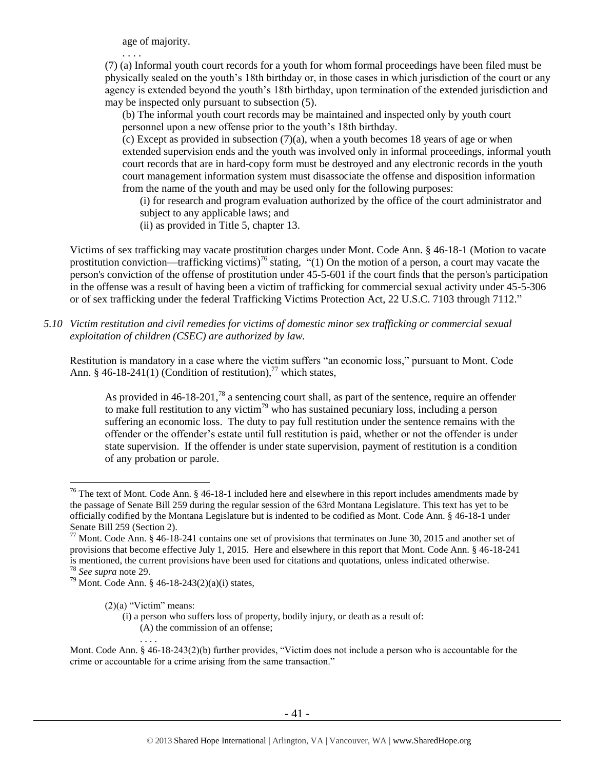age of majority.

. . . .

(7) (a) Informal youth court records for a youth for whom formal proceedings have been filed must be physically sealed on the youth's 18th birthday or, in those cases in which jurisdiction of the court or any agency is extended beyond the youth's 18th birthday, upon termination of the extended jurisdiction and may be inspected only pursuant to subsection (5).

(b) The informal youth court records may be maintained and inspected only by youth court personnel upon a new offense prior to the youth's 18th birthday.

(c) Except as provided in subsection (7)(a), when a youth becomes 18 years of age or when extended supervision ends and the youth was involved only in informal proceedings, informal youth court records that are in hard-copy form must be destroyed and any electronic records in the youth court management information system must disassociate the offense and disposition information from the name of the youth and may be used only for the following purposes:

(i) for research and program evaluation authorized by the office of the court administrator and subject to any applicable laws; and

(ii) as provided in Title 5, chapter 13.

Victims of sex trafficking may vacate prostitution charges under Mont. Code Ann. § 46-18-1 (Motion to vacate prostitution conviction—trafficking victims)[76] stating, "(1) On the motion of a person, a court may vacate the person's conviction of the offense of prostitution under 45-5-601 if the court finds that the person's participation in the offense was a result of having been a victim of trafficking for commercial sexual activity under 45-5-306 or of sex trafficking under the federal Trafficking Victims Protection Act, 22 U.S.C. 7103 through 7112."

*5.10 Victim restitution and civil remedies for victims of domestic minor sex trafficking or commercial sexual exploitation of children (CSEC) are authorized by law.*

Restitution is mandatory in a case where the victim suffers "an economic loss," pursuant to Mont. Code Ann. § 46-18-241(1) (Condition of restitution),[77] which states,

> As provided in 46-18-201,[78] a sentencing court shall, as part of the sentence, require an offender to make full restitution to any victim[79] who has sustained pecuniary loss, including a person suffering an economic loss. The duty to pay full restitution under the sentence remains with the offender or the offender's estate until full restitution is paid, whether or not the offender is under state supervision. If the offender is under state supervision, payment of restitution is a condition of any probation or parole.

---

[76] The text of Mont. Code Ann. § 46-18-1 included here and elsewhere in this report includes amendments made by the passage of Senate Bill 259 during the regular session of the 63rd Montana Legislature. This text has yet to be officially codified by the Montana Legislature but is indented to be codified as Mont. Code Ann. § 46-18-1 under Senate Bill 259 (Section 2).

[77] Mont. Code Ann. § 46-18-241 contains one set of provisions that terminates on June 30, 2015 and another set of provisions that become effective July 1, 2015. Here and elsewhere in this report that Mont. Code Ann. § 46-18-241 is mentioned, the current provisions have been used for citations and quotations, unless indicated otherwise.

[78] *See supra* note 29.

[79] Mont. Code Ann. § 46-18-243(2)(a)(i) states,

> (2)(a) "Victim" means:
>
> (i) a person who suffers loss of property, bodily injury, or death as a result of:
>
> (A) the commission of an offense;
>
> . . . .

Mont. Code Ann. § 46-18-243(2)(b) further provides, "Victim does not include a person who is accountable for the crime or accountable for a crime arising from the same transaction."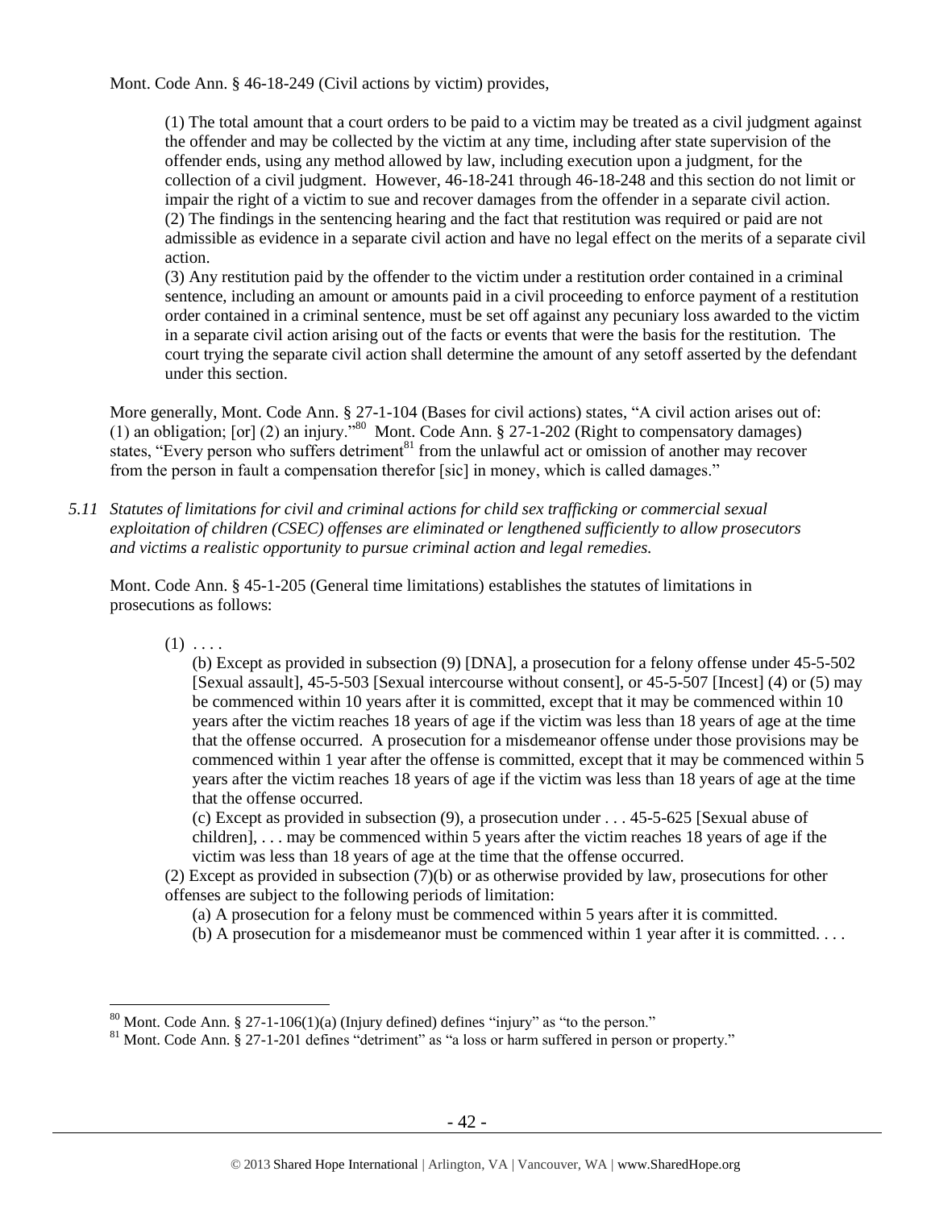Mont. Code Ann. § 46-18-249 (Civil actions by victim) provides,

> (1) The total amount that a court orders to be paid to a victim may be treated as a civil judgment against the offender and may be collected by the victim at any time, including after state supervision of the offender ends, using any method allowed by law, including execution upon a judgment, for the collection of a civil judgment. However, 46-18-241 through 46-18-248 and this section do not limit or impair the right of a victim to sue and recover damages from the offender in a separate civil action.
> (2) The findings in the sentencing hearing and the fact that restitution was required or paid are not admissible as evidence in a separate civil action and have no legal effect on the merits of a separate civil action.
> (3) Any restitution paid by the offender to the victim under a restitution order contained in a criminal sentence, including an amount or amounts paid in a civil proceeding to enforce payment of a restitution order contained in a criminal sentence, must be set off against any pecuniary loss awarded to the victim in a separate civil action arising out of the facts or events that were the basis for the restitution. The court trying the separate civil action shall determine the amount of any setoff asserted by the defendant under this section.

More generally, Mont. Code Ann. § 27-1-104 (Bases for civil actions) states, "A civil action arises out of: (1) an obligation; [or] (2) an injury."[80] Mont. Code Ann. § 27-1-202 (Right to compensatory damages) states, "Every person who suffers detriment[81] from the unlawful act or omission of another may recover from the person in fault a compensation therefor [sic] in money, which is called damages."

*5.11 Statutes of limitations for civil and criminal actions for child sex trafficking or commercial sexual exploitation of children (CSEC) offenses are eliminated or lengthened sufficiently to allow prosecutors and victims a realistic opportunity to pursue criminal action and legal remedies.*

Mont. Code Ann. § 45-1-205 (General time limitations) establishes the statutes of limitations in prosecutions as follows:

> (1) . . . .
> (b) Except as provided in subsection (9) [DNA], a prosecution for a felony offense under 45-5-502 [Sexual assault], 45-5-503 [Sexual intercourse without consent], or 45-5-507 [Incest] (4) or (5) may be commenced within 10 years after it is committed, except that it may be commenced within 10 years after the victim reaches 18 years of age if the victim was less than 18 years of age at the time that the offense occurred. A prosecution for a misdemeanor offense under those provisions may be commenced within 1 year after the offense is committed, except that it may be commenced within 5 years after the victim reaches 18 years of age if the victim was less than 18 years of age at the time that the offense occurred.
> (c) Except as provided in subsection (9), a prosecution under . . . 45-5-625 [Sexual abuse of children], . . . may be commenced within 5 years after the victim reaches 18 years of age if the victim was less than 18 years of age at the time that the offense occurred.
> (2) Except as provided in subsection (7)(b) or as otherwise provided by law, prosecutions for other offenses are subject to the following periods of limitation:
> (a) A prosecution for a felony must be commenced within 5 years after it is committed.
> (b) A prosecution for a misdemeanor must be commenced within 1 year after it is committed. . . .

---

[80] Mont. Code Ann. § 27-1-106(1)(a) (Injury defined) defines "injury" as "to the person."

[81] Mont. Code Ann. § 27-1-201 defines "detriment" as "a loss or harm suffered in person or property."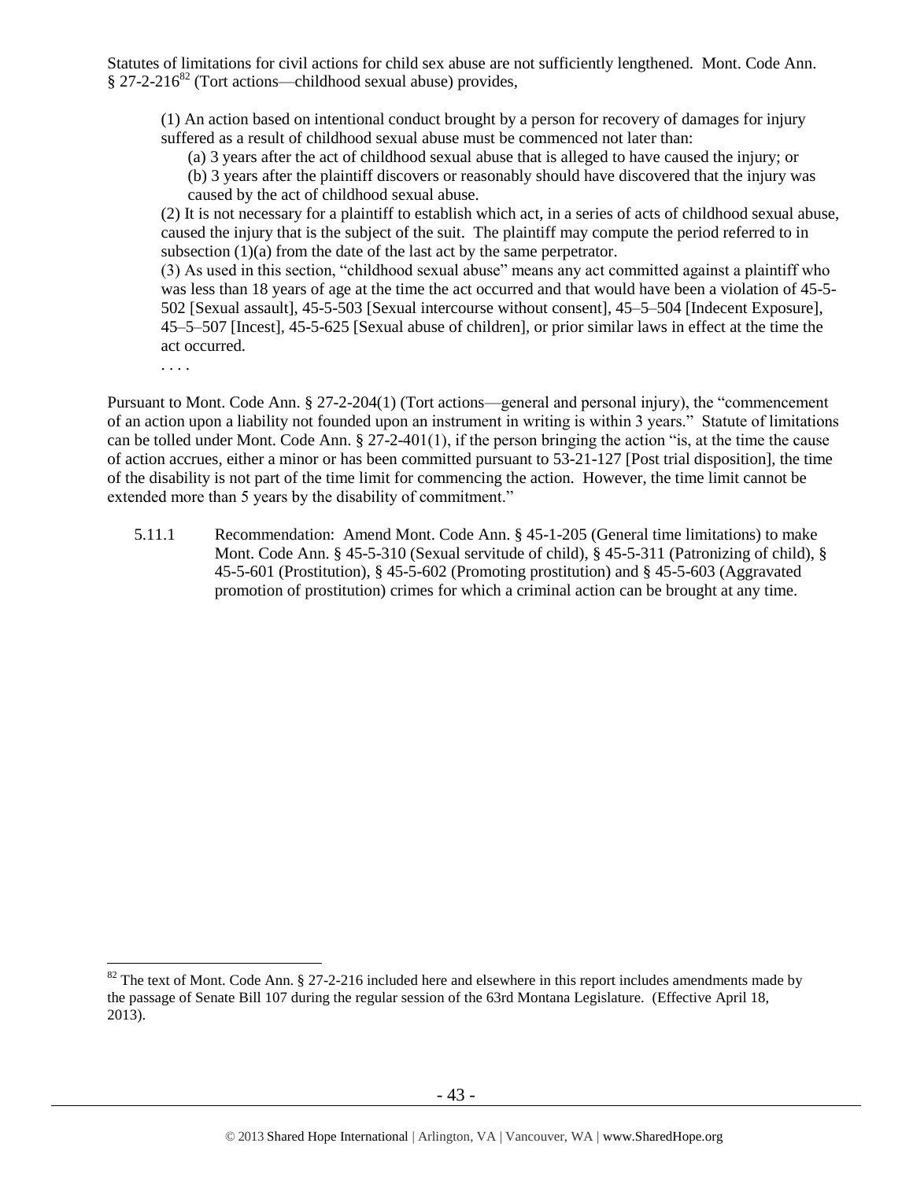Statutes of limitations for civil actions for child sex abuse are not sufficiently lengthened. Mont. Code Ann. § 27-2-216[82] (Tort actions—childhood sexual abuse) provides,

> (1) An action based on intentional conduct brought by a person for recovery of damages for injury suffered as a result of childhood sexual abuse must be commenced not later than:
>
> (a) 3 years after the act of childhood sexual abuse that is alleged to have caused the injury; or
>
> (b) 3 years after the plaintiff discovers or reasonably should have discovered that the injury was caused by the act of childhood sexual abuse.
>
> (2) It is not necessary for a plaintiff to establish which act, in a series of acts of childhood sexual abuse, caused the injury that is the subject of the suit. The plaintiff may compute the period referred to in subsection (1)(a) from the date of the last act by the same perpetrator.
>
> (3) As used in this section, "childhood sexual abuse" means any act committed against a plaintiff who was less than 18 years of age at the time the act occurred and that would have been a violation of 45-5-502 [Sexual assault], 45-5-503 [Sexual intercourse without consent], 45–5–504 [Indecent Exposure], 45–5–507 [Incest], 45-5-625 [Sexual abuse of children], or prior similar laws in effect at the time the act occurred.
>
> . . . .

Pursuant to Mont. Code Ann. § 27-2-204(1) (Tort actions—general and personal injury), the "commencement of an action upon a liability not founded upon an instrument in writing is within 3 years." Statute of limitations can be tolled under Mont. Code Ann. § 27-2-401(1), if the person bringing the action "is, at the time the cause of action accrues, either a minor or has been committed pursuant to 53-21-127 [Post trial disposition], the time of the disability is not part of the time limit for commencing the action. However, the time limit cannot be extended more than 5 years by the disability of commitment."

5.11.1 Recommendation: Amend Mont. Code Ann. § 45-1-205 (General time limitations) to make Mont. Code Ann. § 45-5-310 (Sexual servitude of child), § 45-5-311 (Patronizing of child), § 45-5-601 (Prostitution), § 45-5-602 (Promoting prostitution) and § 45-5-603 (Aggravated promotion of prostitution) crimes for which a criminal action can be brought at any time.

---

[82] The text of Mont. Code Ann. § 27-2-216 included here and elsewhere in this report includes amendments made by the passage of Senate Bill 107 during the regular session of the 63rd Montana Legislature. (Effective April 18, 2013).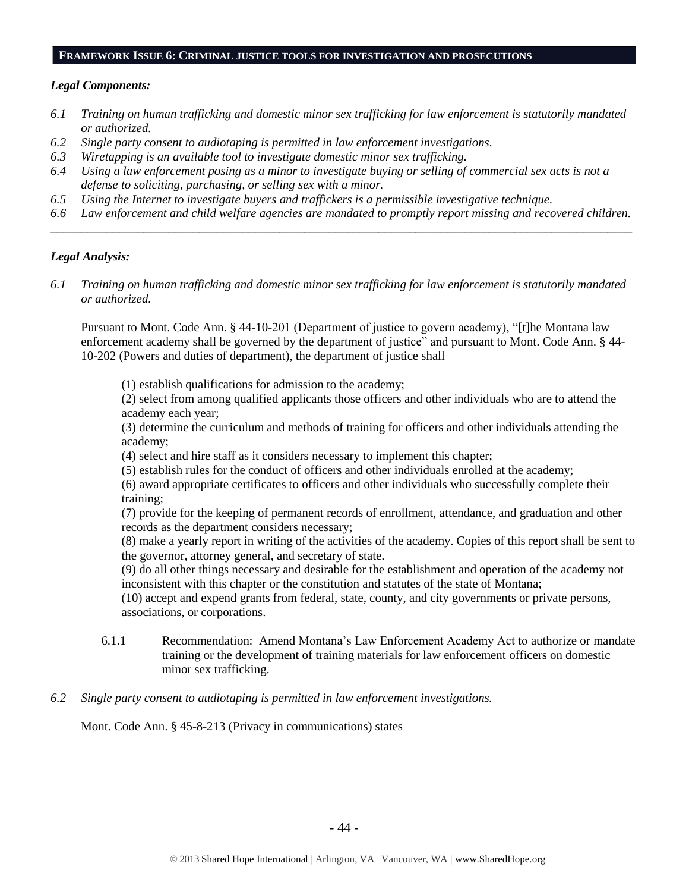## FRAMEWORK ISSUE 6: CRIMINAL JUSTICE TOOLS FOR INVESTIGATION AND PROSECUTIONS

### *Legal Components:*

*6.1 Training on human trafficking and domestic minor sex trafficking for law enforcement is statutorily mandated or authorized.*
*6.2 Single party consent to audiotaping is permitted in law enforcement investigations.*
*6.3 Wiretapping is an available tool to investigate domestic minor sex trafficking.*
*6.4 Using a law enforcement posing as a minor to investigate buying or selling of commercial sex acts is not a defense to soliciting, purchasing, or selling sex with a minor.*
*6.5 Using the Internet to investigate buyers and traffickers is a permissible investigative technique.*
*6.6 Law enforcement and child welfare agencies are mandated to promptly report missing and recovered children.*

---

### *Legal Analysis:*

*6.1 Training on human trafficking and domestic minor sex trafficking for law enforcement is statutorily mandated or authorized.*

Pursuant to Mont. Code Ann. § 44-10-201 (Department of justice to govern academy), "[t]he Montana law enforcement academy shall be governed by the department of justice" and pursuant to Mont. Code Ann. § 44-10-202 (Powers and duties of department), the department of justice shall

> (1) establish qualifications for admission to the academy;
> (2) select from among qualified applicants those officers and other individuals who are to attend the academy each year;
> (3) determine the curriculum and methods of training for officers and other individuals attending the academy;
> (4) select and hire staff as it considers necessary to implement this chapter;
> (5) establish rules for the conduct of officers and other individuals enrolled at the academy;
> (6) award appropriate certificates to officers and other individuals who successfully complete their training;
> (7) provide for the keeping of permanent records of enrollment, attendance, and graduation and other records as the department considers necessary;
> (8) make a yearly report in writing of the activities of the academy. Copies of this report shall be sent to the governor, attorney general, and secretary of state.
> (9) do all other things necessary and desirable for the establishment and operation of the academy not inconsistent with this chapter or the constitution and statutes of the state of Montana;
> (10) accept and expend grants from federal, state, county, and city governments or private persons, associations, or corporations.

6.1.1 Recommendation: Amend Montana's Law Enforcement Academy Act to authorize or mandate training or the development of training materials for law enforcement officers on domestic minor sex trafficking.

*6.2 Single party consent to audiotaping is permitted in law enforcement investigations.*

Mont. Code Ann. § 45-8-213 (Privacy in communications) states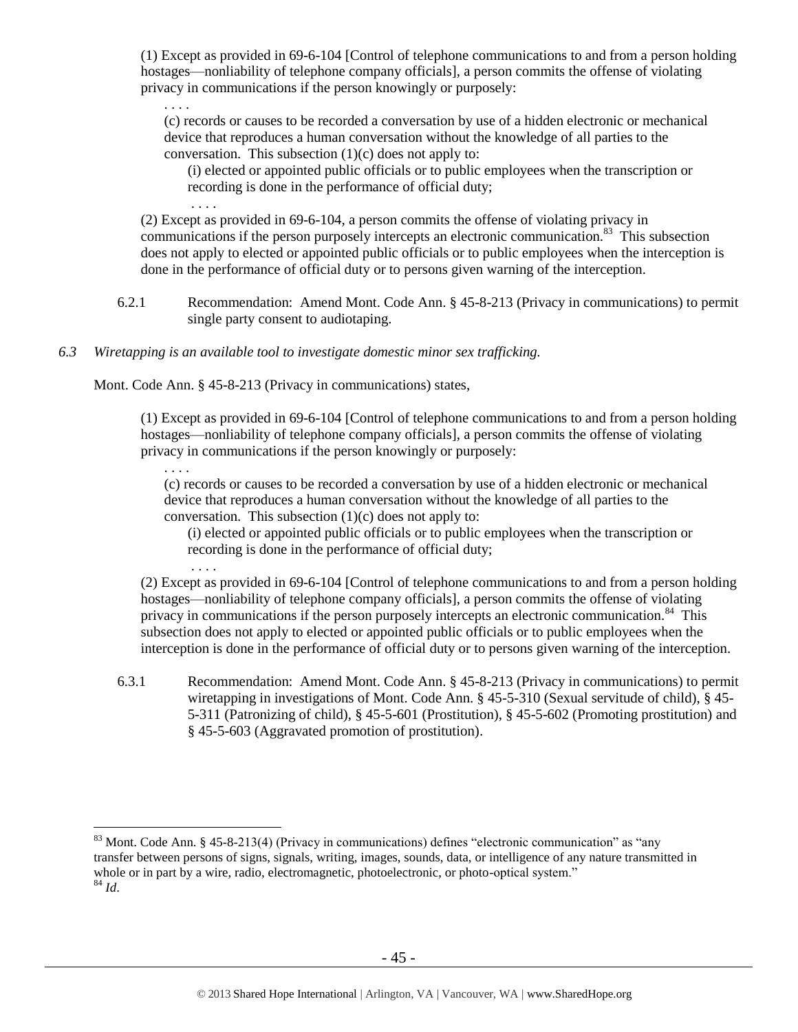(1) Except as provided in 69-6-104 [Control of telephone communications to and from a person holding hostages—nonliability of telephone company officials], a person commits the offense of violating privacy in communications if the person knowingly or purposely:

. . . .

(c) records or causes to be recorded a conversation by use of a hidden electronic or mechanical device that reproduces a human conversation without the knowledge of all parties to the conversation. This subsection (1)(c) does not apply to:

(i) elected or appointed public officials or to public employees when the transcription or recording is done in the performance of official duty;

. . . .

(2) Except as provided in 69-6-104, a person commits the offense of violating privacy in communications if the person purposely intercepts an electronic communication.[83] This subsection does not apply to elected or appointed public officials or to public employees when the interception is done in the performance of official duty or to persons given warning of the interception.

6.2.1 Recommendation: Amend Mont. Code Ann. § 45-8-213 (Privacy in communications) to permit single party consent to audiotaping.

*6.3 Wiretapping is an available tool to investigate domestic minor sex trafficking.*

Mont. Code Ann. § 45-8-213 (Privacy in communications) states,

(1) Except as provided in 69-6-104 [Control of telephone communications to and from a person holding hostages—nonliability of telephone company officials], a person commits the offense of violating privacy in communications if the person knowingly or purposely:

. . . .

(c) records or causes to be recorded a conversation by use of a hidden electronic or mechanical device that reproduces a human conversation without the knowledge of all parties to the conversation. This subsection (1)(c) does not apply to:

(i) elected or appointed public officials or to public employees when the transcription or recording is done in the performance of official duty;

. . . .

(2) Except as provided in 69-6-104 [Control of telephone communications to and from a person holding hostages—nonliability of telephone company officials], a person commits the offense of violating privacy in communications if the person purposely intercepts an electronic communication.[84] This subsection does not apply to elected or appointed public officials or to public employees when the interception is done in the performance of official duty or to persons given warning of the interception.

6.3.1 Recommendation: Amend Mont. Code Ann. § 45-8-213 (Privacy in communications) to permit wiretapping in investigations of Mont. Code Ann. § 45-5-310 (Sexual servitude of child), § 45-5-311 (Patronizing of child), § 45-5-601 (Prostitution), § 45-5-602 (Promoting prostitution) and § 45-5-603 (Aggravated promotion of prostitution).

---

[83] Mont. Code Ann. § 45-8-213(4) (Privacy in communications) defines "electronic communication" as "any transfer between persons of signs, signals, writing, images, sounds, data, or intelligence of any nature transmitted in whole or in part by a wire, radio, electromagnetic, photoelectronic, or photo-optical system."

[84] *Id*.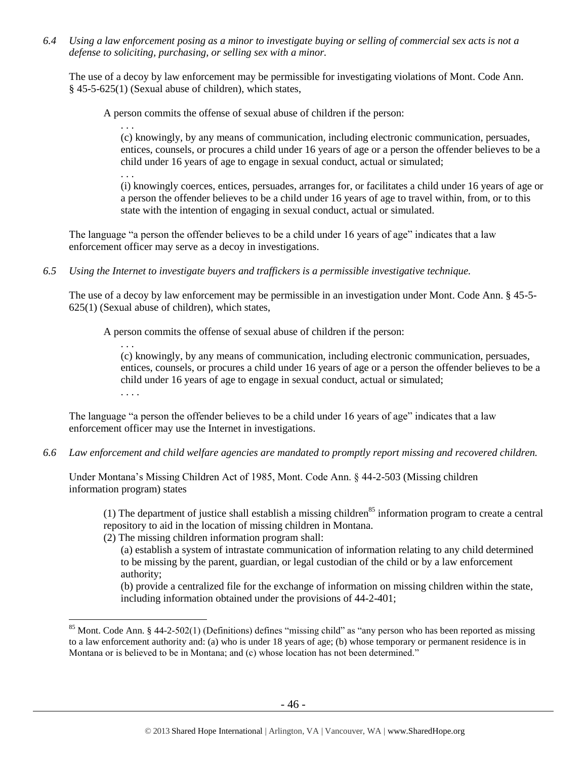*6.4 Using a law enforcement posing as a minor to investigate buying or selling of commercial sex acts is not a defense to soliciting, purchasing, or selling sex with a minor.*

The use of a decoy by law enforcement may be permissible for investigating violations of Mont. Code Ann. § 45-5-625(1) (Sexual abuse of children), which states,

> A person commits the offense of sexual abuse of children if the person:
>
> > . . .
> >
> > (c) knowingly, by any means of communication, including electronic communication, persuades, entices, counsels, or procures a child under 16 years of age or a person the offender believes to be a child under 16 years of age to engage in sexual conduct, actual or simulated;
> >
> > . . .
> >
> > (i) knowingly coerces, entices, persuades, arranges for, or facilitates a child under 16 years of age or a person the offender believes to be a child under 16 years of age to travel within, from, or to this state with the intention of engaging in sexual conduct, actual or simulated.

The language "a person the offender believes to be a child under 16 years of age" indicates that a law enforcement officer may serve as a decoy in investigations.

*6.5 Using the Internet to investigate buyers and traffickers is a permissible investigative technique.*

The use of a decoy by law enforcement may be permissible in an investigation under Mont. Code Ann. § 45-5-625(1) (Sexual abuse of children), which states,

> A person commits the offense of sexual abuse of children if the person:
>
> > . . .
> >
> > (c) knowingly, by any means of communication, including electronic communication, persuades, entices, counsels, or procures a child under 16 years of age or a person the offender believes to be a child under 16 years of age to engage in sexual conduct, actual or simulated;
> >
> > . . . .

The language "a person the offender believes to be a child under 16 years of age" indicates that a law enforcement officer may use the Internet in investigations.

*6.6 Law enforcement and child welfare agencies are mandated to promptly report missing and recovered children.*

Under Montana's Missing Children Act of 1985, Mont. Code Ann. § 44-2-503 (Missing children information program) states

> (1) The department of justice shall establish a missing children[85] information program to create a central repository to aid in the location of missing children in Montana.
>
> (2) The missing children information program shall:
>
> > (a) establish a system of intrastate communication of information relating to any child determined to be missing by the parent, guardian, or legal custodian of the child or by a law enforcement authority;
> >
> > (b) provide a centralized file for the exchange of information on missing children within the state, including information obtained under the provisions of 44-2-401;

---

[85] Mont. Code Ann. § 44-2-502(1) (Definitions) defines "missing child" as "any person who has been reported as missing to a law enforcement authority and: (a) who is under 18 years of age; (b) whose temporary or permanent residence is in Montana or is believed to be in Montana; and (c) whose location has not been determined."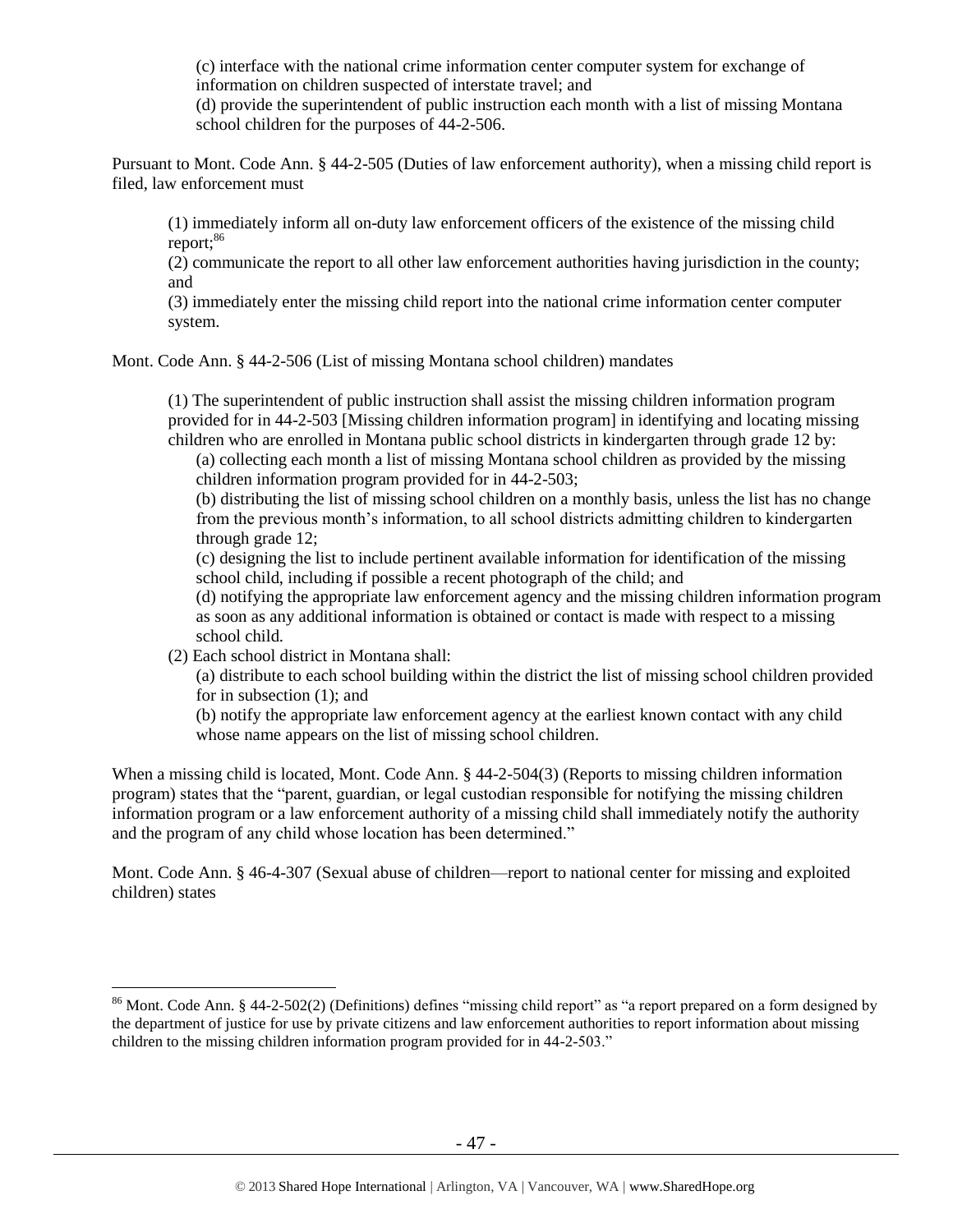(c) interface with the national crime information center computer system for exchange of information on children suspected of interstate travel; and

(d) provide the superintendent of public instruction each month with a list of missing Montana school children for the purposes of 44-2-506.

Pursuant to Mont. Code Ann. § 44-2-505 (Duties of law enforcement authority), when a missing child report is filed, law enforcement must

> (1) immediately inform all on-duty law enforcement officers of the existence of the missing child report;[86]
>
> (2) communicate the report to all other law enforcement authorities having jurisdiction in the county; and
>
> (3) immediately enter the missing child report into the national crime information center computer system.

Mont. Code Ann. § 44-2-506 (List of missing Montana school children) mandates

> (1) The superintendent of public instruction shall assist the missing children information program provided for in 44-2-503 [Missing children information program] in identifying and locating missing children who are enrolled in Montana public school districts in kindergarten through grade 12 by:
>
> > (a) collecting each month a list of missing Montana school children as provided by the missing children information program provided for in 44-2-503;
> >
> > (b) distributing the list of missing school children on a monthly basis, unless the list has no change from the previous month's information, to all school districts admitting children to kindergarten through grade 12;
> >
> > (c) designing the list to include pertinent available information for identification of the missing school child, including if possible a recent photograph of the child; and
> >
> > (d) notifying the appropriate law enforcement agency and the missing children information program as soon as any additional information is obtained or contact is made with respect to a missing school child.
>
> (2) Each school district in Montana shall:
>
> > (a) distribute to each school building within the district the list of missing school children provided for in subsection (1); and
> >
> > (b) notify the appropriate law enforcement agency at the earliest known contact with any child whose name appears on the list of missing school children.

When a missing child is located, Mont. Code Ann. § 44-2-504(3) (Reports to missing children information program) states that the "parent, guardian, or legal custodian responsible for notifying the missing children information program or a law enforcement authority of a missing child shall immediately notify the authority and the program of any child whose location has been determined."

Mont. Code Ann. § 46-4-307 (Sexual abuse of children—report to national center for missing and exploited children) states

---

[86] Mont. Code Ann. § 44-2-502(2) (Definitions) defines "missing child report" as "a report prepared on a form designed by the department of justice for use by private citizens and law enforcement authorities to report information about missing children to the missing children information program provided for in 44-2-503."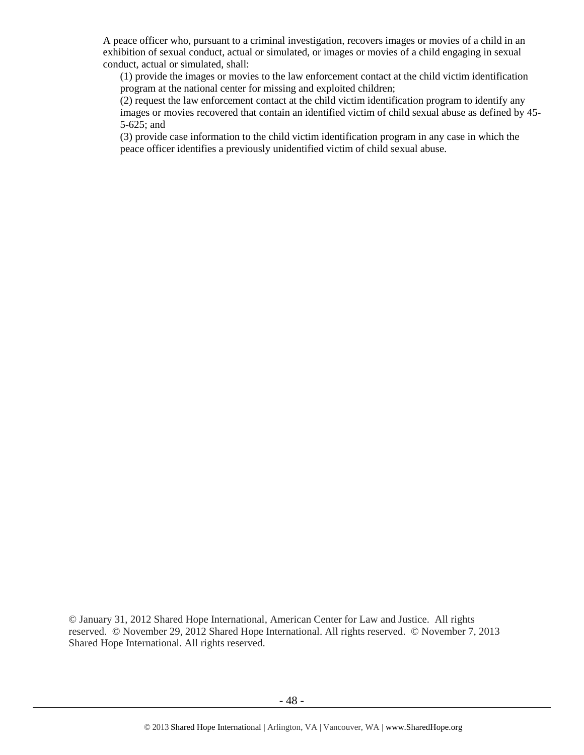A peace officer who, pursuant to a criminal investigation, recovers images or movies of a child in an exhibition of sexual conduct, actual or simulated, or images or movies of a child engaging in sexual conduct, actual or simulated, shall:

(1) provide the images or movies to the law enforcement contact at the child victim identification program at the national center for missing and exploited children;

(2) request the law enforcement contact at the child victim identification program to identify any images or movies recovered that contain an identified victim of child sexual abuse as defined by 45-5-625; and

(3) provide case information to the child victim identification program in any case in which the peace officer identifies a previously unidentified victim of child sexual abuse.

© January 31, 2012 Shared Hope International, American Center for Law and Justice. All rights reserved. © November 29, 2012 Shared Hope International. All rights reserved. © November 7, 2013 Shared Hope International. All rights reserved.